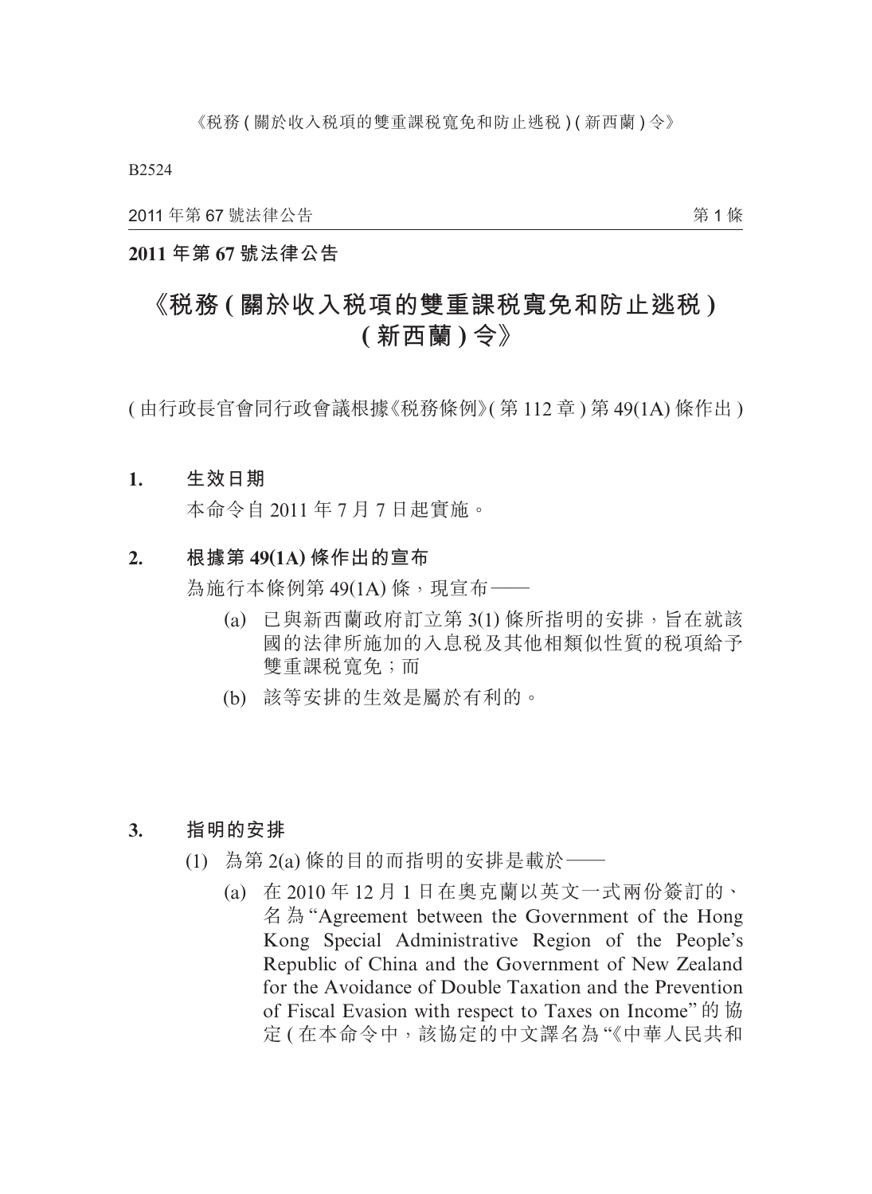**2011 年第 67 號法律公告**

# 《稅務 ( 關於收入稅項的雙重課稅寬免和防止逃稅 ) ( 新西蘭 ) 令》

( 由行政長官會同行政會議根據《稅務條例》( 第 112 章 ) 第 49(1A) 條作出 )

**1. 生效日期**

本命令自 2011 年 7 月 7 日起實施。

**2. 根據第 49(1A) 條作出的宣布**

為施行本條例第 49(1A) 條，現宣布——

(a) 已與新西蘭政府訂立第 3(1) 條所指明的安排，旨在就該國的法律所施加的入息稅及其他相類似性質的稅項給予雙重課稅寬免；而

(b) 該等安排的生效是屬於有利的。

**3. 指明的安排**

(1) 為第 2(a) 條的目的而指明的安排是載於——

(a) 在 2010 年 12 月 1 日在奧克蘭以英文一式兩份簽訂的、名為 "Agreement between the Government of the Hong Kong Special Administrative Region of the People's Republic of China and the Government of New Zealand for the Avoidance of Double Taxation and the Prevention of Fiscal Evasion with respect to Taxes on Income" 的協定 ( 在本命令中，該協定的中文譯名為 "《中華人民共和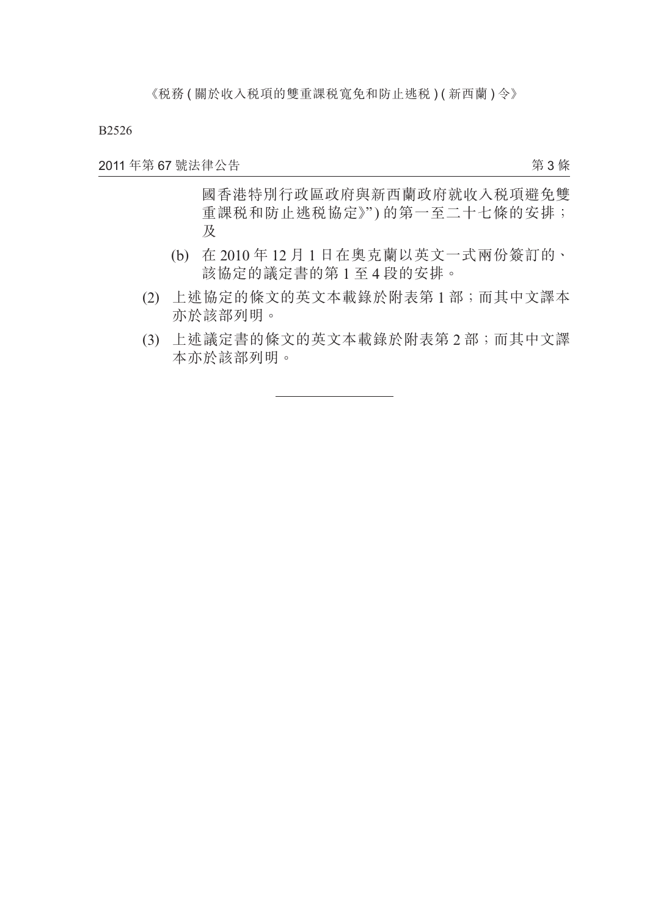國香港特別行政區政府與新西蘭政府就收入稅項避免雙重課稅和防止逃稅協定》") 的第一至二十七條的安排；及

(b) 在 2010 年 12 月 1 日在奧克蘭以英文一式兩份簽訂的、該協定的議定書的第 1 至 4 段的安排。

(2) 上述協定的條文的英文本載錄於附表第 1 部；而其中文譯本亦於該部列明。

(3) 上述議定書的條文的英文本載錄於附表第 2 部；而其中文譯本亦於該部列明。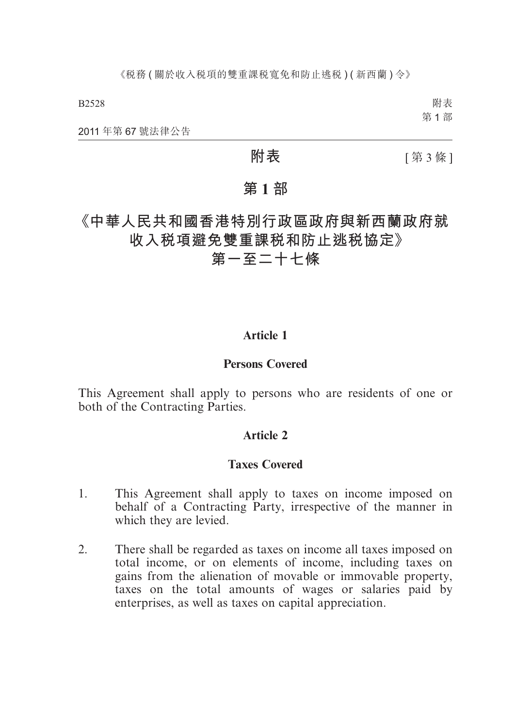# 附表

[第 3 條]

## 第 1 部

## 《中華人民共和國香港特別行政區政府與新西蘭政府就收入稅項避免雙重課稅和防止逃稅協定》第一至二十七條

### Article 1

### Persons Covered

This Agreement shall apply to persons who are residents of one or both of the Contracting Parties.

### Article 2

### Taxes Covered

1. This Agreement shall apply to taxes on income imposed on behalf of a Contracting Party, irrespective of the manner in which they are levied.

2. There shall be regarded as taxes on income all taxes imposed on total income, or on elements of income, including taxes on gains from the alienation of movable or immovable property, taxes on the total amounts of wages or salaries paid by enterprises, as well as taxes on capital appreciation.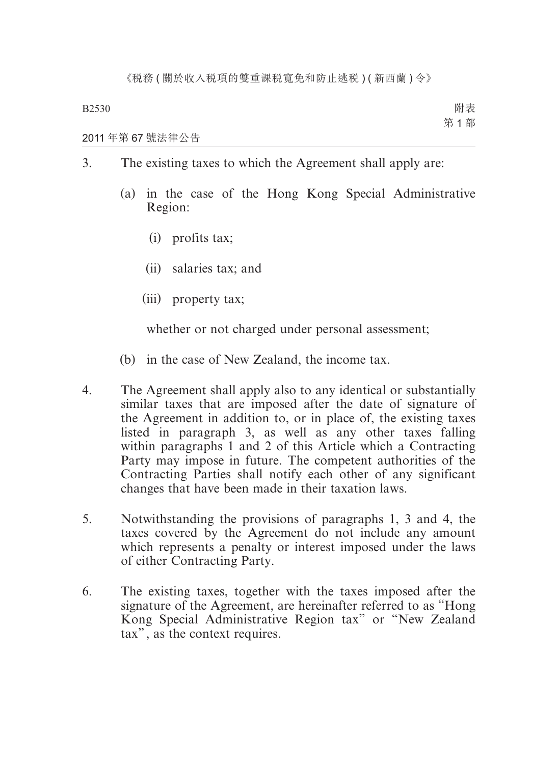3. The existing taxes to which the Agreement shall apply are:

   (a) in the case of the Hong Kong Special Administrative Region:

      (i) profits tax;

      (ii) salaries tax; and

      (iii) property tax;

      whether or not charged under personal assessment;

   (b) in the case of New Zealand, the income tax.

4. The Agreement shall apply also to any identical or substantially similar taxes that are imposed after the date of signature of the Agreement in addition to, or in place of, the existing taxes listed in paragraph 3, as well as any other taxes falling within paragraphs 1 and 2 of this Article which a Contracting Party may impose in future. The competent authorities of the Contracting Parties shall notify each other of any significant changes that have been made in their taxation laws.

5. Notwithstanding the provisions of paragraphs 1, 3 and 4, the taxes covered by the Agreement do not include any amount which represents a penalty or interest imposed under the laws of either Contracting Party.

6. The existing taxes, together with the taxes imposed after the signature of the Agreement, are hereinafter referred to as "Hong Kong Special Administrative Region tax" or "New Zealand tax", as the context requires.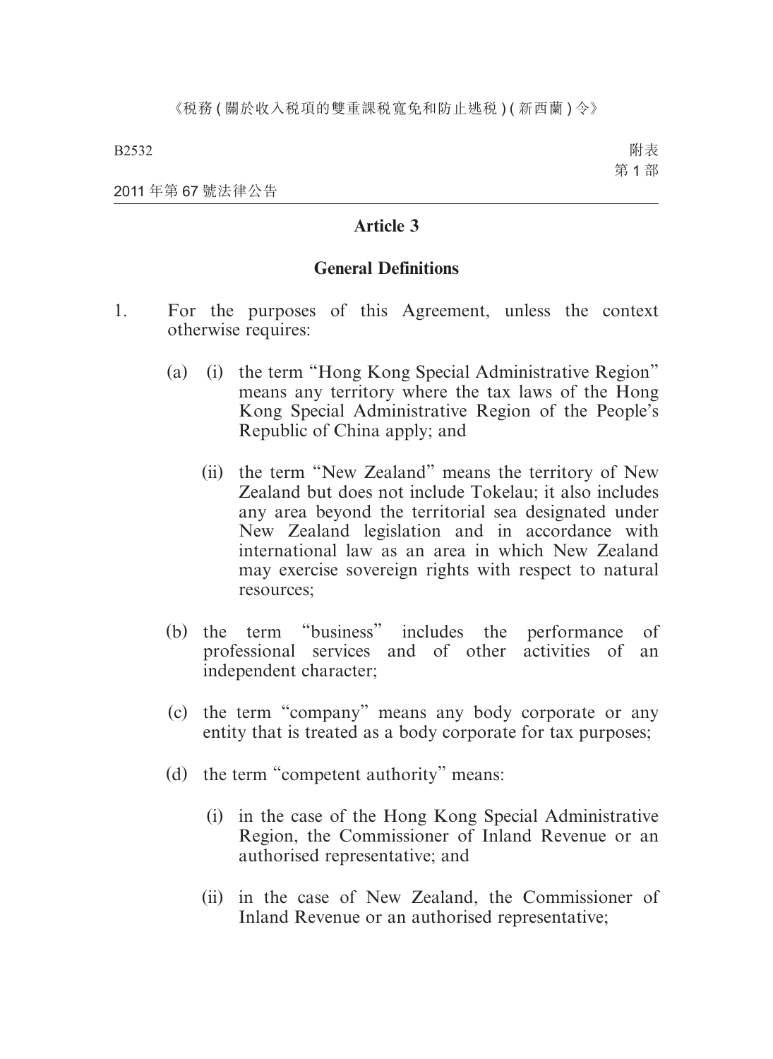## Article 3

### General Definitions

1. For the purposes of this Agreement, unless the context otherwise requires:

    (a) (i) the term "Hong Kong Special Administrative Region" means any territory where the tax laws of the Hong Kong Special Administrative Region of the People's Republic of China apply; and

    (ii) the term "New Zealand" means the territory of New Zealand but does not include Tokelau; it also includes any area beyond the territorial sea designated under New Zealand legislation and in accordance with international law as an area in which New Zealand may exercise sovereign rights with respect to natural resources;

    (b) the term "business" includes the performance of professional services and of other activities of an independent character;

    (c) the term "company" means any body corporate or any entity that is treated as a body corporate for tax purposes;

    (d) the term "competent authority" means:

    (i) in the case of the Hong Kong Special Administrative Region, the Commissioner of Inland Revenue or an authorised representative; and

    (ii) in the case of New Zealand, the Commissioner of Inland Revenue or an authorised representative;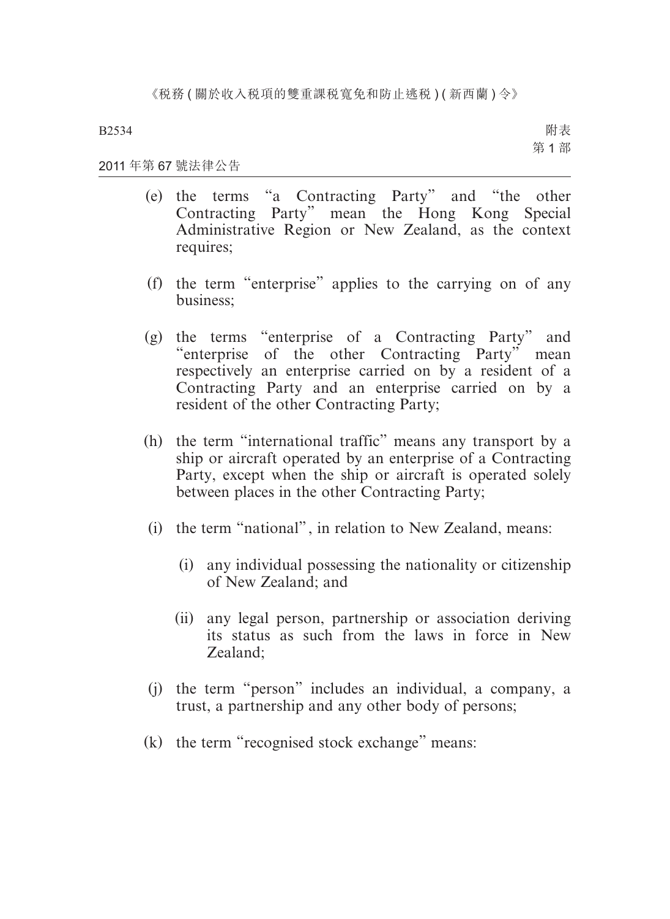(e) the terms "a Contracting Party" and "the other Contracting Party" mean the Hong Kong Special Administrative Region or New Zealand, as the context requires;

(f) the term "enterprise" applies to the carrying on of any business;

(g) the terms "enterprise of a Contracting Party" and "enterprise of the other Contracting Party" mean respectively an enterprise carried on by a resident of a Contracting Party and an enterprise carried on by a resident of the other Contracting Party;

(h) the term "international traffic" means any transport by a ship or aircraft operated by an enterprise of a Contracting Party, except when the ship or aircraft is operated solely between places in the other Contracting Party;

(i) the term "national", in relation to New Zealand, means:

 (i) any individual possessing the nationality or citizenship of New Zealand; and

 (ii) any legal person, partnership or association deriving its status as such from the laws in force in New Zealand;

(j) the term "person" includes an individual, a company, a trust, a partnership and any other body of persons;

(k) the term "recognised stock exchange" means: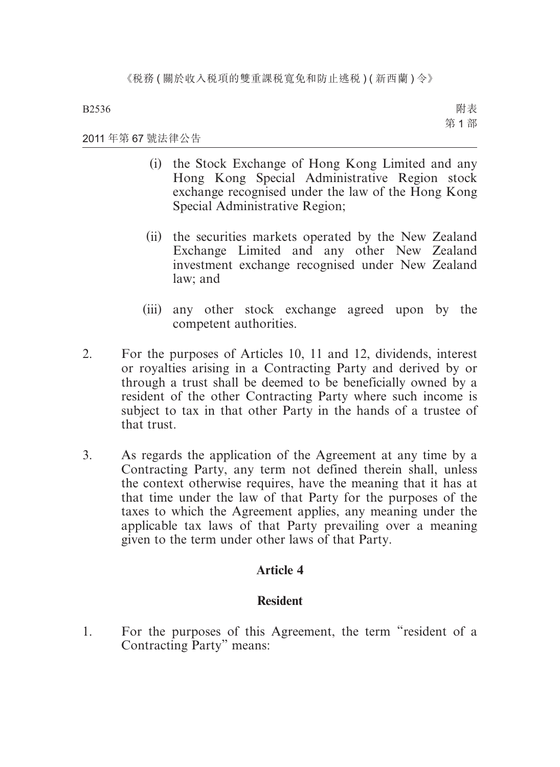(i) the Stock Exchange of Hong Kong Limited and any Hong Kong Special Administrative Region stock exchange recognised under the law of the Hong Kong Special Administrative Region;

(ii) the securities markets operated by the New Zealand Exchange Limited and any other New Zealand investment exchange recognised under New Zealand law; and

(iii) any other stock exchange agreed upon by the competent authorities.

2. For the purposes of Articles 10, 11 and 12, dividends, interest or royalties arising in a Contracting Party and derived by or through a trust shall be deemed to be beneficially owned by a resident of the other Contracting Party where such income is subject to tax in that other Party in the hands of a trustee of that trust.

3. As regards the application of the Agreement at any time by a Contracting Party, any term not defined therein shall, unless the context otherwise requires, have the meaning that it has at that time under the law of that Party for the purposes of the taxes to which the Agreement applies, any meaning under the applicable tax laws of that Party prevailing over a meaning given to the term under other laws of that Party.

## Article 4

## Resident

1. For the purposes of this Agreement, the term “resident of a Contracting Party” means: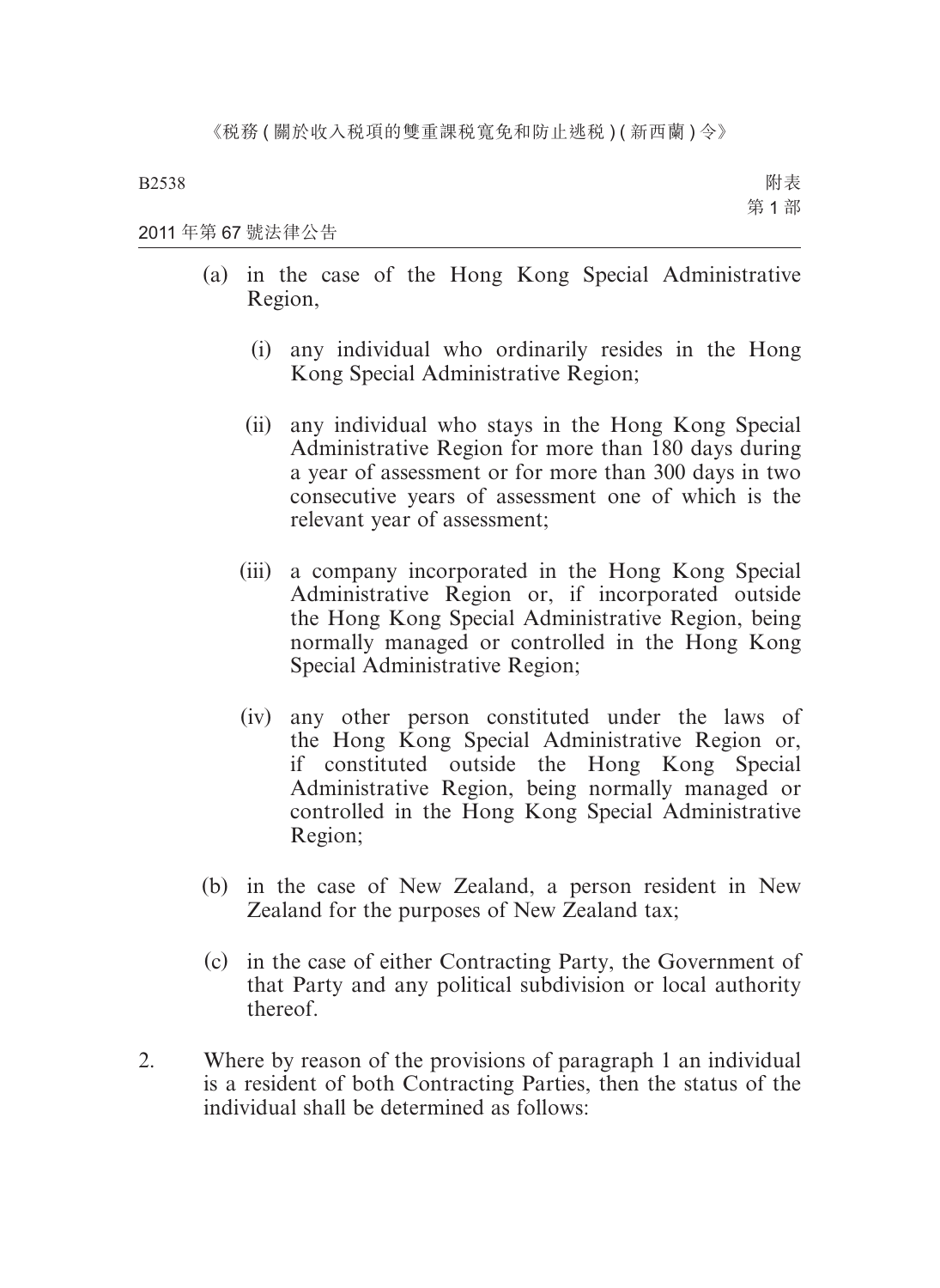(a) in the case of the Hong Kong Special Administrative Region,

   (i) any individual who ordinarily resides in the Hong Kong Special Administrative Region;

   (ii) any individual who stays in the Hong Kong Special Administrative Region for more than 180 days during a year of assessment or for more than 300 days in two consecutive years of assessment one of which is the relevant year of assessment;

   (iii) a company incorporated in the Hong Kong Special Administrative Region or, if incorporated outside the Hong Kong Special Administrative Region, being normally managed or controlled in the Hong Kong Special Administrative Region;

   (iv) any other person constituted under the laws of the Hong Kong Special Administrative Region or, if constituted outside the Hong Kong Special Administrative Region, being normally managed or controlled in the Hong Kong Special Administrative Region;

(b) in the case of New Zealand, a person resident in New Zealand for the purposes of New Zealand tax;

(c) in the case of either Contracting Party, the Government of that Party and any political subdivision or local authority thereof.

2. Where by reason of the provisions of paragraph 1 an individual is a resident of both Contracting Parties, then the status of the individual shall be determined as follows: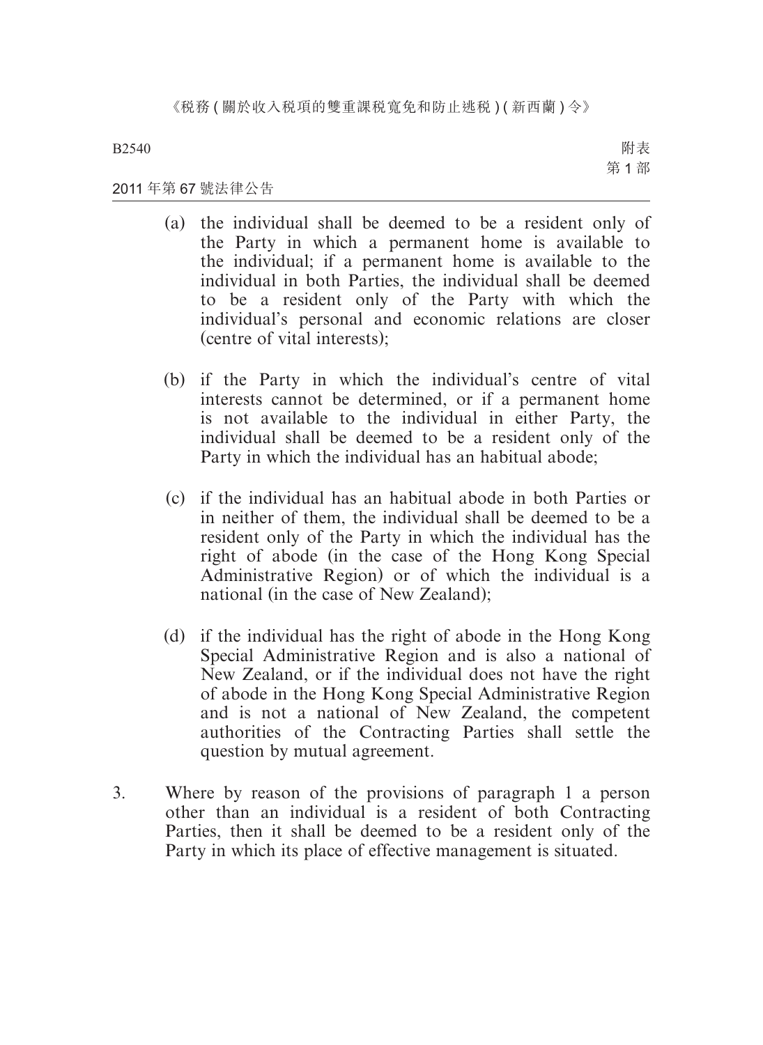(a) the individual shall be deemed to be a resident only of the Party in which a permanent home is available to the individual; if a permanent home is available to the individual in both Parties, the individual shall be deemed to be a resident only of the Party with which the individual's personal and economic relations are closer (centre of vital interests);

(b) if the Party in which the individual's centre of vital interests cannot be determined, or if a permanent home is not available to the individual in either Party, the individual shall be deemed to be a resident only of the Party in which the individual has an habitual abode;

(c) if the individual has an habitual abode in both Parties or in neither of them, the individual shall be deemed to be a resident only of the Party in which the individual has the right of abode (in the case of the Hong Kong Special Administrative Region) or of which the individual is a national (in the case of New Zealand);

(d) if the individual has the right of abode in the Hong Kong Special Administrative Region and is also a national of New Zealand, or if the individual does not have the right of abode in the Hong Kong Special Administrative Region and is not a national of New Zealand, the competent authorities of the Contracting Parties shall settle the question by mutual agreement.

3. Where by reason of the provisions of paragraph 1 a person other than an individual is a resident of both Contracting Parties, then it shall be deemed to be a resident only of the Party in which its place of effective management is situated.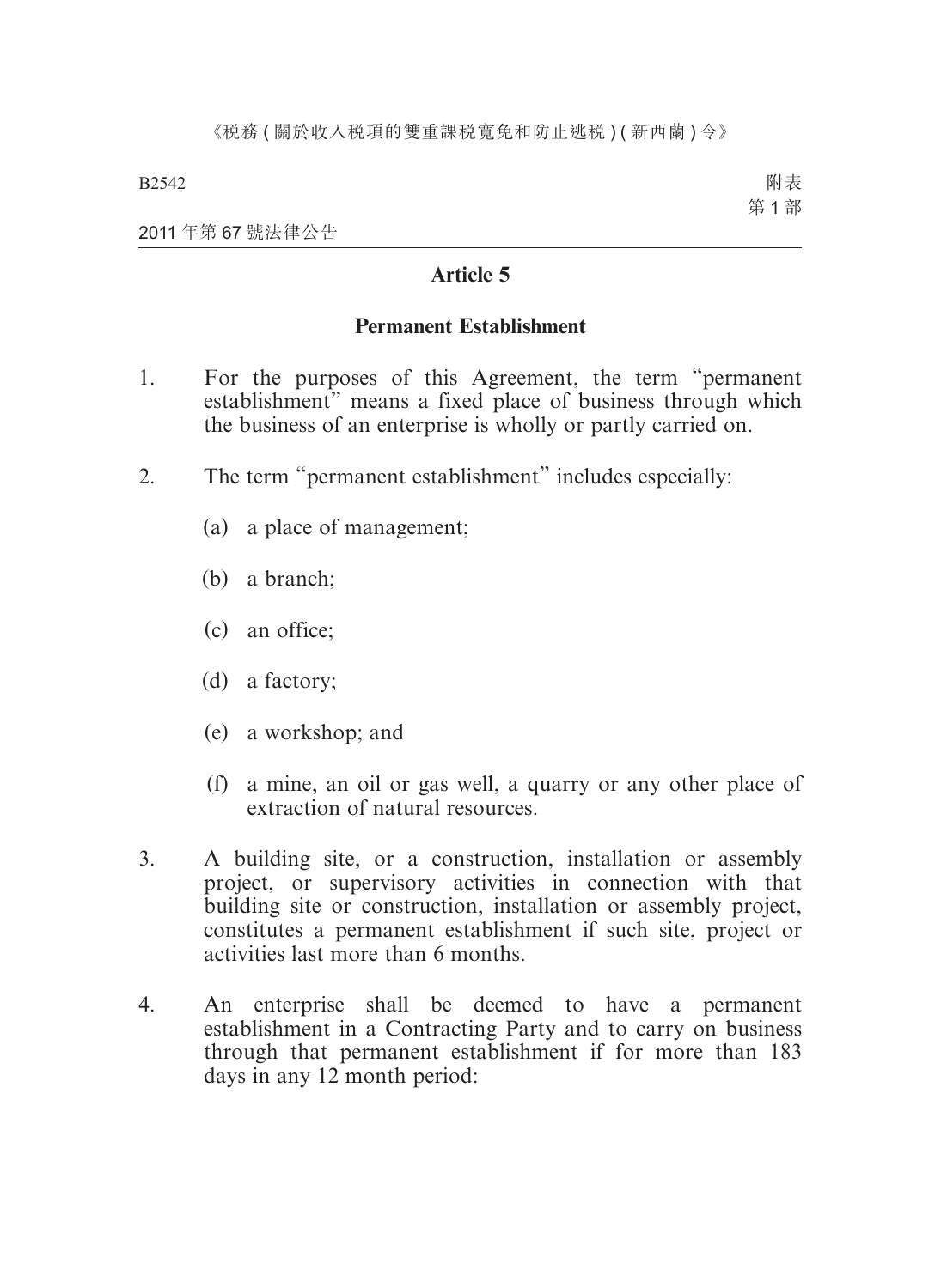## Article 5

### Permanent Establishment

1. For the purposes of this Agreement, the term "permanent establishment" means a fixed place of business through which the business of an enterprise is wholly or partly carried on.

2. The term "permanent establishment" includes especially:

   (a) a place of management;

   (b) a branch;

   (c) an office;

   (d) a factory;

   (e) a workshop; and

   (f) a mine, an oil or gas well, a quarry or any other place of extraction of natural resources.

3. A building site, or a construction, installation or assembly project, or supervisory activities in connection with that building site or construction, installation or assembly project, constitutes a permanent establishment if such site, project or activities last more than 6 months.

4. An enterprise shall be deemed to have a permanent establishment in a Contracting Party and to carry on business through that permanent establishment if for more than 183 days in any 12 month period: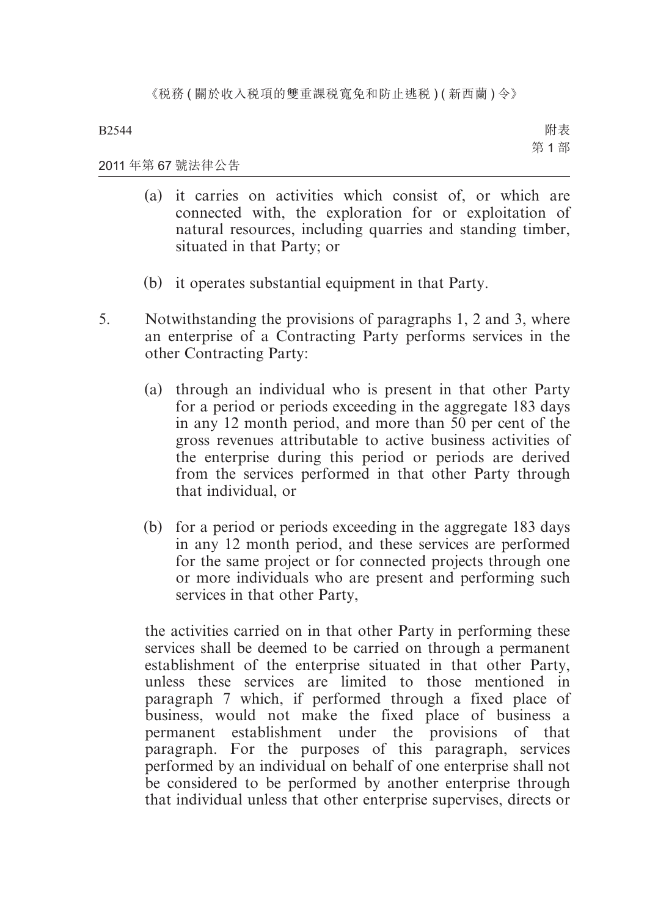(a) it carries on activities which consist of, or which are connected with, the exploration for or exploitation of natural resources, including quarries and standing timber, situated in that Party; or

(b) it operates substantial equipment in that Party.

5. Notwithstanding the provisions of paragraphs 1, 2 and 3, where an enterprise of a Contracting Party performs services in the other Contracting Party:

(a) through an individual who is present in that other Party for a period or periods exceeding in the aggregate 183 days in any 12 month period, and more than 50 per cent of the gross revenues attributable to active business activities of the enterprise during this period or periods are derived from the services performed in that other Party through that individual, or

(b) for a period or periods exceeding in the aggregate 183 days in any 12 month period, and these services are performed for the same project or for connected projects through one or more individuals who are present and performing such services in that other Party,

the activities carried on in that other Party in performing these services shall be deemed to be carried on through a permanent establishment of the enterprise situated in that other Party, unless these services are limited to those mentioned in paragraph 7 which, if performed through a fixed place of business, would not make the fixed place of business a permanent establishment under the provisions of that paragraph. For the purposes of this paragraph, services performed by an individual on behalf of one enterprise shall not be considered to be performed by another enterprise through that individual unless that other enterprise supervises, directs or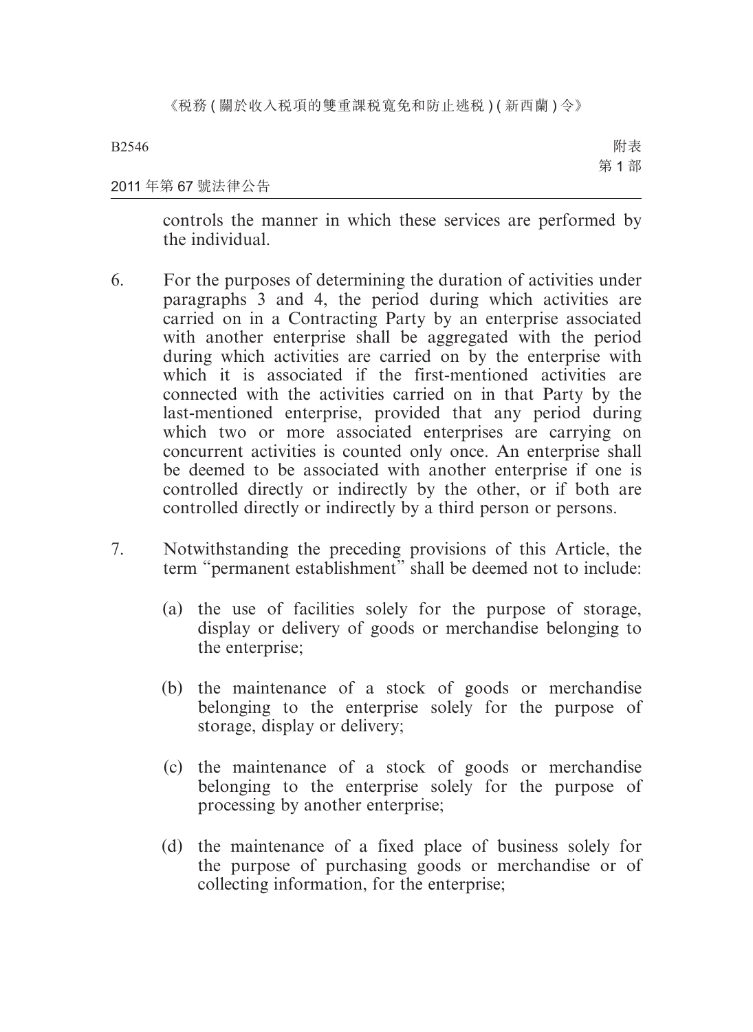controls the manner in which these services are performed by the individual.

6. For the purposes of determining the duration of activities under paragraphs 3 and 4, the period during which activities are carried on in a Contracting Party by an enterprise associated with another enterprise shall be aggregated with the period during which activities are carried on by the enterprise with which it is associated if the first-mentioned activities are connected with the activities carried on in that Party by the last-mentioned enterprise, provided that any period during which two or more associated enterprises are carrying on concurrent activities is counted only once. An enterprise shall be deemed to be associated with another enterprise if one is controlled directly or indirectly by the other, or if both are controlled directly or indirectly by a third person or persons.

7. Notwithstanding the preceding provisions of this Article, the term "permanent establishment" shall be deemed not to include:

   (a) the use of facilities solely for the purpose of storage, display or delivery of goods or merchandise belonging to the enterprise;

   (b) the maintenance of a stock of goods or merchandise belonging to the enterprise solely for the purpose of storage, display or delivery;

   (c) the maintenance of a stock of goods or merchandise belonging to the enterprise solely for the purpose of processing by another enterprise;

   (d) the maintenance of a fixed place of business solely for the purpose of purchasing goods or merchandise or of collecting information, for the enterprise;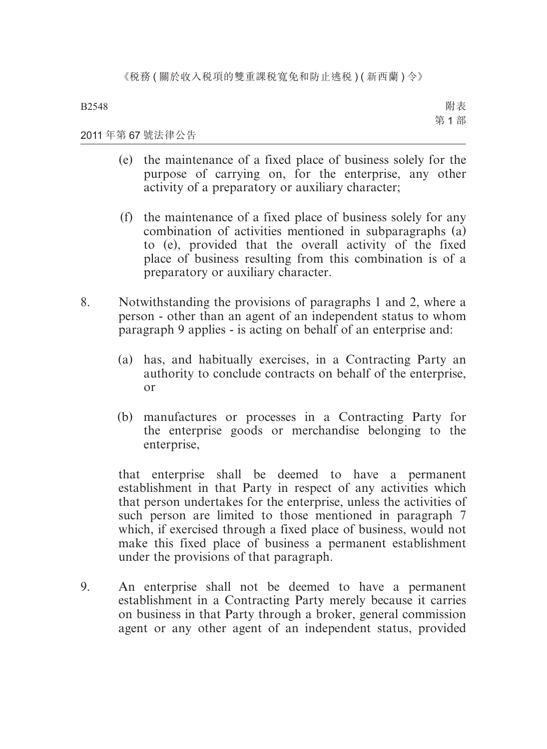(e) the maintenance of a fixed place of business solely for the purpose of carrying on, for the enterprise, any other activity of a preparatory or auxiliary character;

(f) the maintenance of a fixed place of business solely for any combination of activities mentioned in subparagraphs (a) to (e), provided that the overall activity of the fixed place of business resulting from this combination is of a preparatory or auxiliary character.

8. Notwithstanding the provisions of paragraphs 1 and 2, where a person - other than an agent of an independent status to whom paragraph 9 applies - is acting on behalf of an enterprise and:

   (a) has, and habitually exercises, in a Contracting Party an authority to conclude contracts on behalf of the enterprise, or

   (b) manufactures or processes in a Contracting Party for the enterprise goods or merchandise belonging to the enterprise,

   that enterprise shall be deemed to have a permanent establishment in that Party in respect of any activities which that person undertakes for the enterprise, unless the activities of such person are limited to those mentioned in paragraph 7 which, if exercised through a fixed place of business, would not make this fixed place of business a permanent establishment under the provisions of that paragraph.

9. An enterprise shall not be deemed to have a permanent establishment in a Contracting Party merely because it carries on business in that Party through a broker, general commission agent or any other agent of an independent status, provided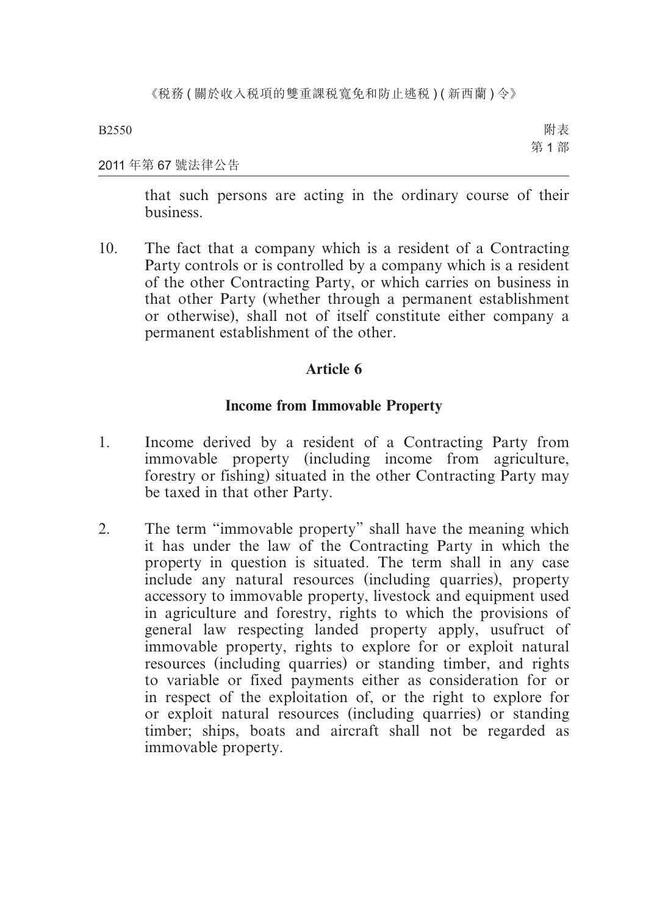that such persons are acting in the ordinary course of their business.

10. The fact that a company which is a resident of a Contracting Party controls or is controlled by a company which is a resident of the other Contracting Party, or which carries on business in that other Party (whether through a permanent establishment or otherwise), shall not of itself constitute either company a permanent establishment of the other.

## Article 6

### Income from Immovable Property

1. Income derived by a resident of a Contracting Party from immovable property (including income from agriculture, forestry or fishing) situated in the other Contracting Party may be taxed in that other Party.

2. The term “immovable property” shall have the meaning which it has under the law of the Contracting Party in which the property in question is situated. The term shall in any case include any natural resources (including quarries), property accessory to immovable property, livestock and equipment used in agriculture and forestry, rights to which the provisions of general law respecting landed property apply, usufruct of immovable property, rights to explore for or exploit natural resources (including quarries) or standing timber, and rights to variable or fixed payments either as consideration for or in respect of the exploitation of, or the right to explore for or exploit natural resources (including quarries) or standing timber; ships, boats and aircraft shall not be regarded as immovable property.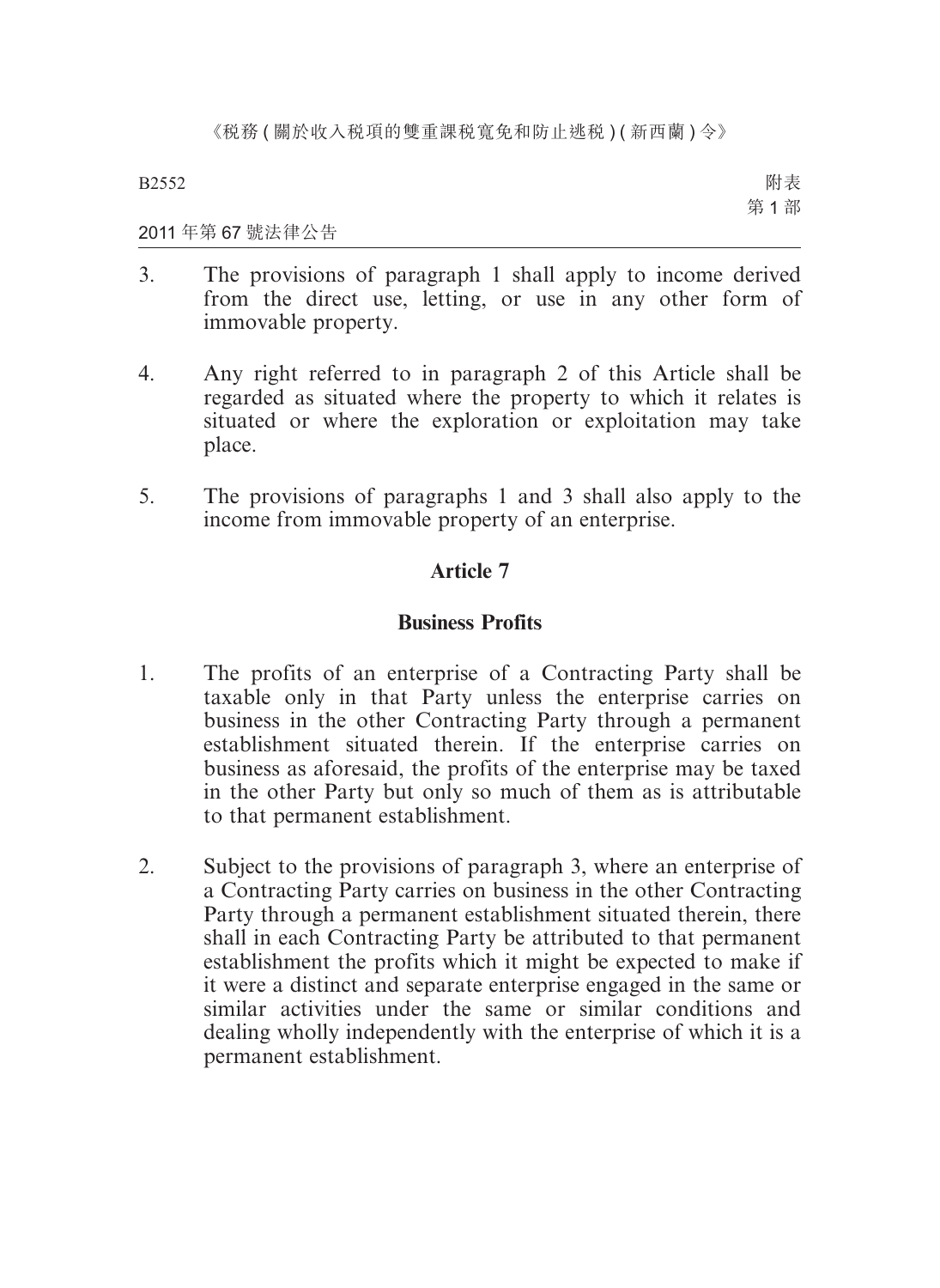3. The provisions of paragraph 1 shall apply to income derived from the direct use, letting, or use in any other form of immovable property.

4. Any right referred to in paragraph 2 of this Article shall be regarded as situated where the property to which it relates is situated or where the exploration or exploitation may take place.

5. The provisions of paragraphs 1 and 3 shall also apply to the income from immovable property of an enterprise.

## Article 7

## Business Profits

1. The profits of an enterprise of a Contracting Party shall be taxable only in that Party unless the enterprise carries on business in the other Contracting Party through a permanent establishment situated therein. If the enterprise carries on business as aforesaid, the profits of the enterprise may be taxed in the other Party but only so much of them as is attributable to that permanent establishment.

2. Subject to the provisions of paragraph 3, where an enterprise of a Contracting Party carries on business in the other Contracting Party through a permanent establishment situated therein, there shall in each Contracting Party be attributed to that permanent establishment the profits which it might be expected to make if it were a distinct and separate enterprise engaged in the same or similar activities under the same or similar conditions and dealing wholly independently with the enterprise of which it is a permanent establishment.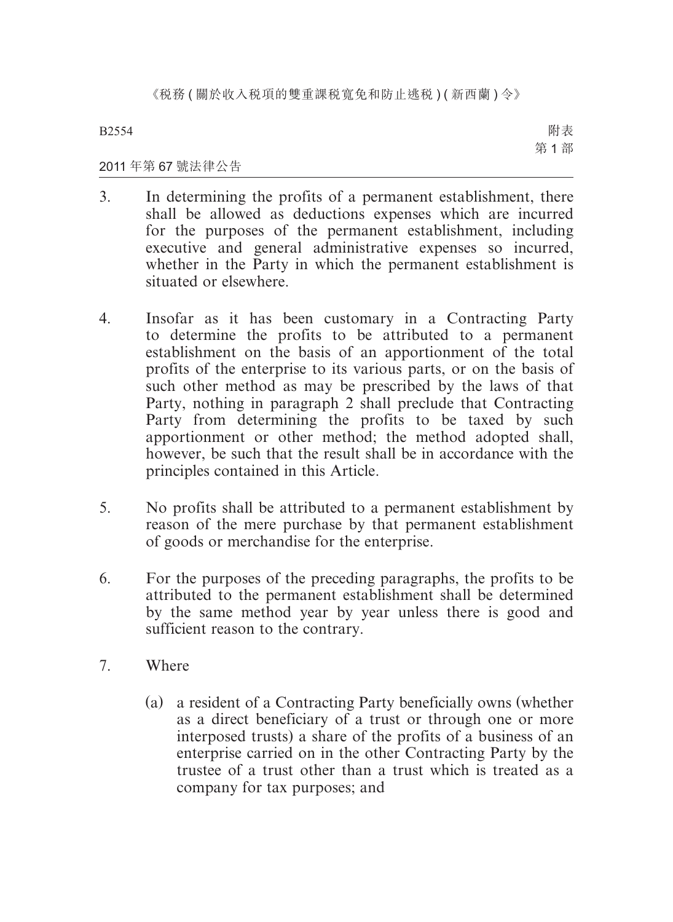3. In determining the profits of a permanent establishment, there shall be allowed as deductions expenses which are incurred for the purposes of the permanent establishment, including executive and general administrative expenses so incurred, whether in the Party in which the permanent establishment is situated or elsewhere.

4. Insofar as it has been customary in a Contracting Party to determine the profits to be attributed to a permanent establishment on the basis of an apportionment of the total profits of the enterprise to its various parts, or on the basis of such other method as may be prescribed by the laws of that Party, nothing in paragraph 2 shall preclude that Contracting Party from determining the profits to be taxed by such apportionment or other method; the method adopted shall, however, be such that the result shall be in accordance with the principles contained in this Article.

5. No profits shall be attributed to a permanent establishment by reason of the mere purchase by that permanent establishment of goods or merchandise for the enterprise.

6. For the purposes of the preceding paragraphs, the profits to be attributed to the permanent establishment shall be determined by the same method year by year unless there is good and sufficient reason to the contrary.

7. Where

   (a) a resident of a Contracting Party beneficially owns (whether as a direct beneficiary of a trust or through one or more interposed trusts) a share of the profits of a business of an enterprise carried on in the other Contracting Party by the trustee of a trust other than a trust which is treated as a company for tax purposes; and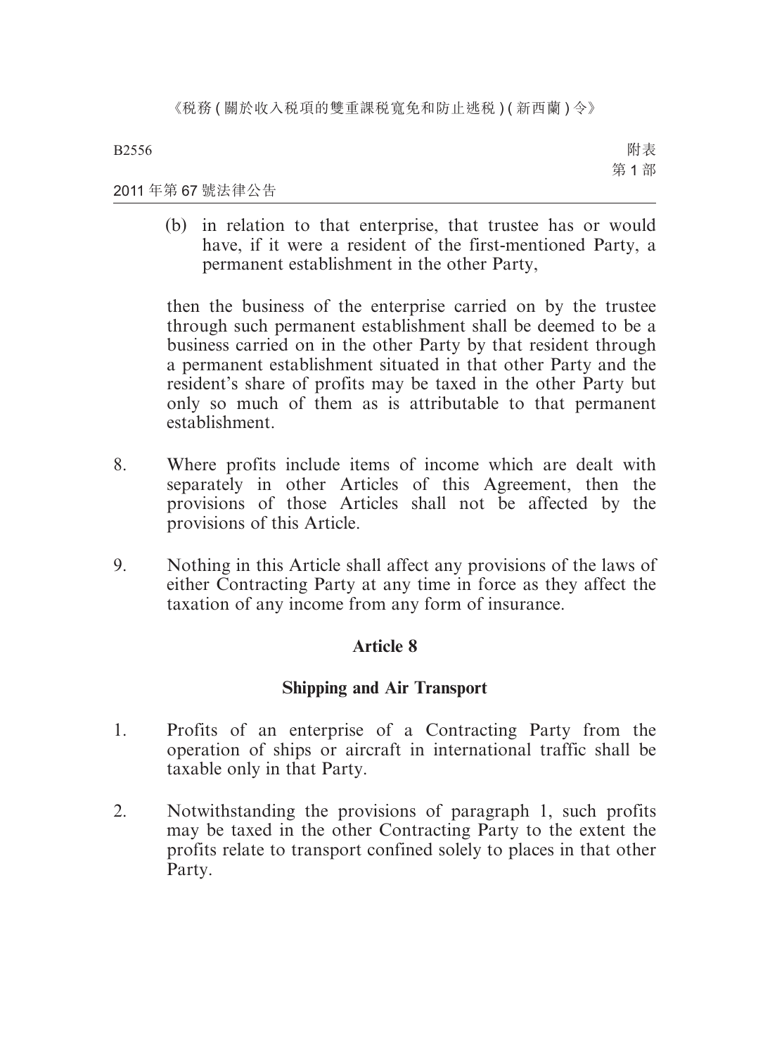(b) in relation to that enterprise, that trustee has or would have, if it were a resident of the first-mentioned Party, a permanent establishment in the other Party,

then the business of the enterprise carried on by the trustee through such permanent establishment shall be deemed to be a business carried on in the other Party by that resident through a permanent establishment situated in that other Party and the resident's share of profits may be taxed in the other Party but only so much of them as is attributable to that permanent establishment.

8. Where profits include items of income which are dealt with separately in other Articles of this Agreement, then the provisions of those Articles shall not be affected by the provisions of this Article.

9. Nothing in this Article shall affect any provisions of the laws of either Contracting Party at any time in force as they affect the taxation of any income from any form of insurance.

## Article 8

## Shipping and Air Transport

1. Profits of an enterprise of a Contracting Party from the operation of ships or aircraft in international traffic shall be taxable only in that Party.

2. Notwithstanding the provisions of paragraph 1, such profits may be taxed in the other Contracting Party to the extent the profits relate to transport confined solely to places in that other Party.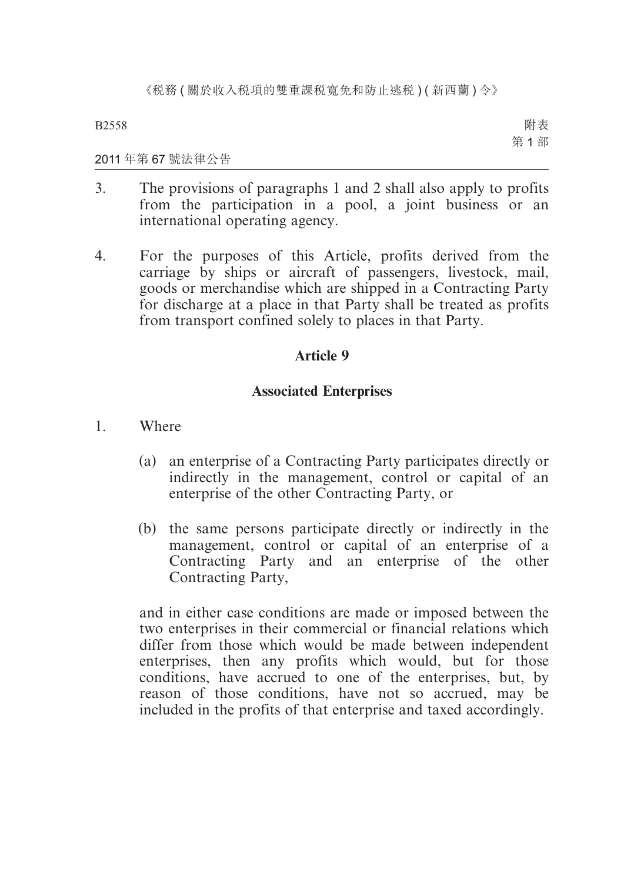3. The provisions of paragraphs 1 and 2 shall also apply to profits from the participation in a pool, a joint business or an international operating agency.

4. For the purposes of this Article, profits derived from the carriage by ships or aircraft of passengers, livestock, mail, goods or merchandise which are shipped in a Contracting Party for discharge at a place in that Party shall be treated as profits from transport confined solely to places in that Party.

## Article 9

### Associated Enterprises

1. Where

   (a) an enterprise of a Contracting Party participates directly or indirectly in the management, control or capital of an enterprise of the other Contracting Party, or

   (b) the same persons participate directly or indirectly in the management, control or capital of an enterprise of a Contracting Party and an enterprise of the other Contracting Party,

   and in either case conditions are made or imposed between the two enterprises in their commercial or financial relations which differ from those which would be made between independent enterprises, then any profits which would, but for those conditions, have accrued to one of the enterprises, but, by reason of those conditions, have not so accrued, may be included in the profits of that enterprise and taxed accordingly.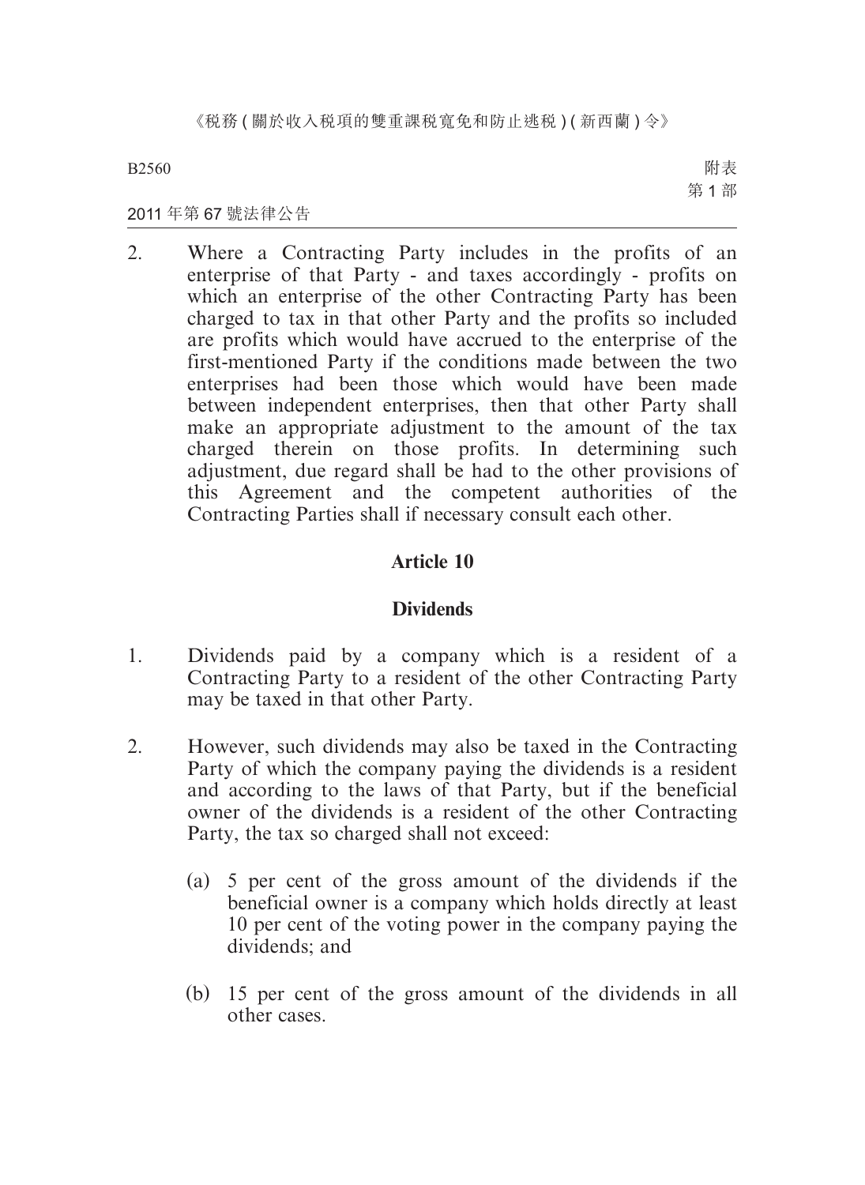2. Where a Contracting Party includes in the profits of an enterprise of that Party - and taxes accordingly - profits on which an enterprise of the other Contracting Party has been charged to tax in that other Party and the profits so included are profits which would have accrued to the enterprise of the first-mentioned Party if the conditions made between the two enterprises had been those which would have been made between independent enterprises, then that other Party shall make an appropriate adjustment to the amount of the tax charged therein on those profits. In determining such adjustment, due regard shall be had to the other provisions of this Agreement and the competent authorities of the Contracting Parties shall if necessary consult each other.

## Article 10

## Dividends

1. Dividends paid by a company which is a resident of a Contracting Party to a resident of the other Contracting Party may be taxed in that other Party.

2. However, such dividends may also be taxed in the Contracting Party of which the company paying the dividends is a resident and according to the laws of that Party, but if the beneficial owner of the dividends is a resident of the other Contracting Party, the tax so charged shall not exceed:

   (a) 5 per cent of the gross amount of the dividends if the beneficial owner is a company which holds directly at least 10 per cent of the voting power in the company paying the dividends; and

   (b) 15 per cent of the gross amount of the dividends in all other cases.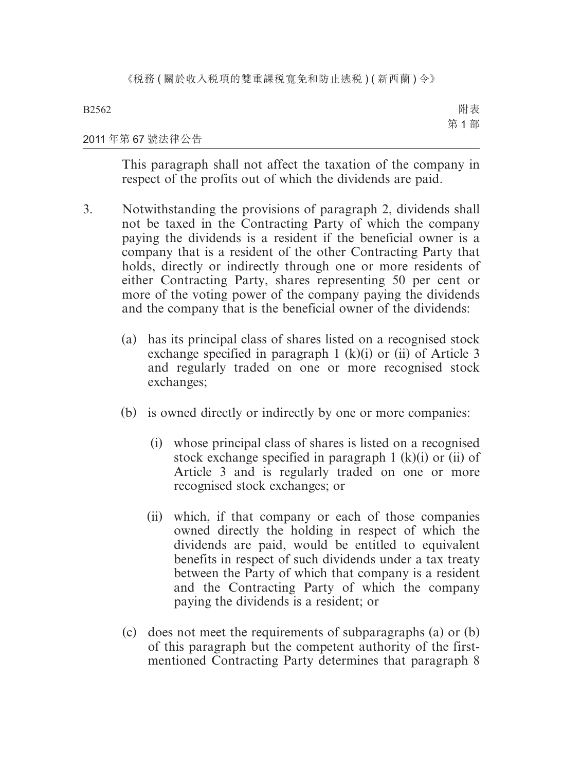This paragraph shall not affect the taxation of the company in respect of the profits out of which the dividends are paid.

3. Notwithstanding the provisions of paragraph 2, dividends shall not be taxed in the Contracting Party of which the company paying the dividends is a resident if the beneficial owner is a company that is a resident of the other Contracting Party that holds, directly or indirectly through one or more residents of either Contracting Party, shares representing 50 per cent or more of the voting power of the company paying the dividends and the company that is the beneficial owner of the dividends:

   (a) has its principal class of shares listed on a recognised stock exchange specified in paragraph 1 (k)(i) or (ii) of Article 3 and regularly traded on one or more recognised stock exchanges;

   (b) is owned directly or indirectly by one or more companies:

      (i) whose principal class of shares is listed on a recognised stock exchange specified in paragraph 1 (k)(i) or (ii) of Article 3 and is regularly traded on one or more recognised stock exchanges; or

      (ii) which, if that company or each of those companies owned directly the holding in respect of which the dividends are paid, would be entitled to equivalent benefits in respect of such dividends under a tax treaty between the Party of which that company is a resident and the Contracting Party of which the company paying the dividends is a resident; or

   (c) does not meet the requirements of subparagraphs (a) or (b) of this paragraph but the competent authority of the first-mentioned Contracting Party determines that paragraph 8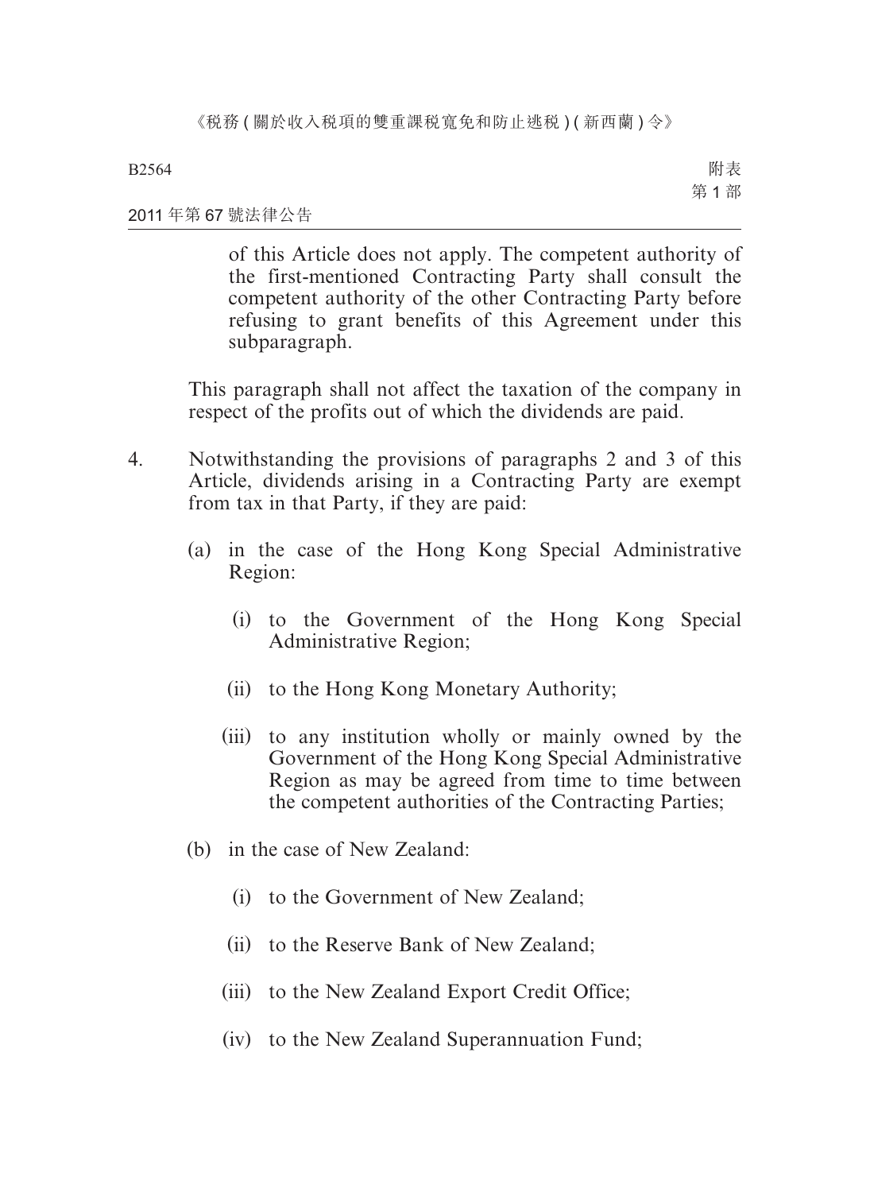of this Article does not apply. The competent authority of the first-mentioned Contracting Party shall consult the competent authority of the other Contracting Party before refusing to grant benefits of this Agreement under this subparagraph.

This paragraph shall not affect the taxation of the company in respect of the profits out of which the dividends are paid.

4. Notwithstanding the provisions of paragraphs 2 and 3 of this Article, dividends arising in a Contracting Party are exempt from tax in that Party, if they are paid:

   (a) in the case of the Hong Kong Special Administrative Region:

      (i) to the Government of the Hong Kong Special Administrative Region;

      (ii) to the Hong Kong Monetary Authority;

      (iii) to any institution wholly or mainly owned by the Government of the Hong Kong Special Administrative Region as may be agreed from time to time between the competent authorities of the Contracting Parties;

   (b) in the case of New Zealand:

      (i) to the Government of New Zealand;

      (ii) to the Reserve Bank of New Zealand;

      (iii) to the New Zealand Export Credit Office;

      (iv) to the New Zealand Superannuation Fund;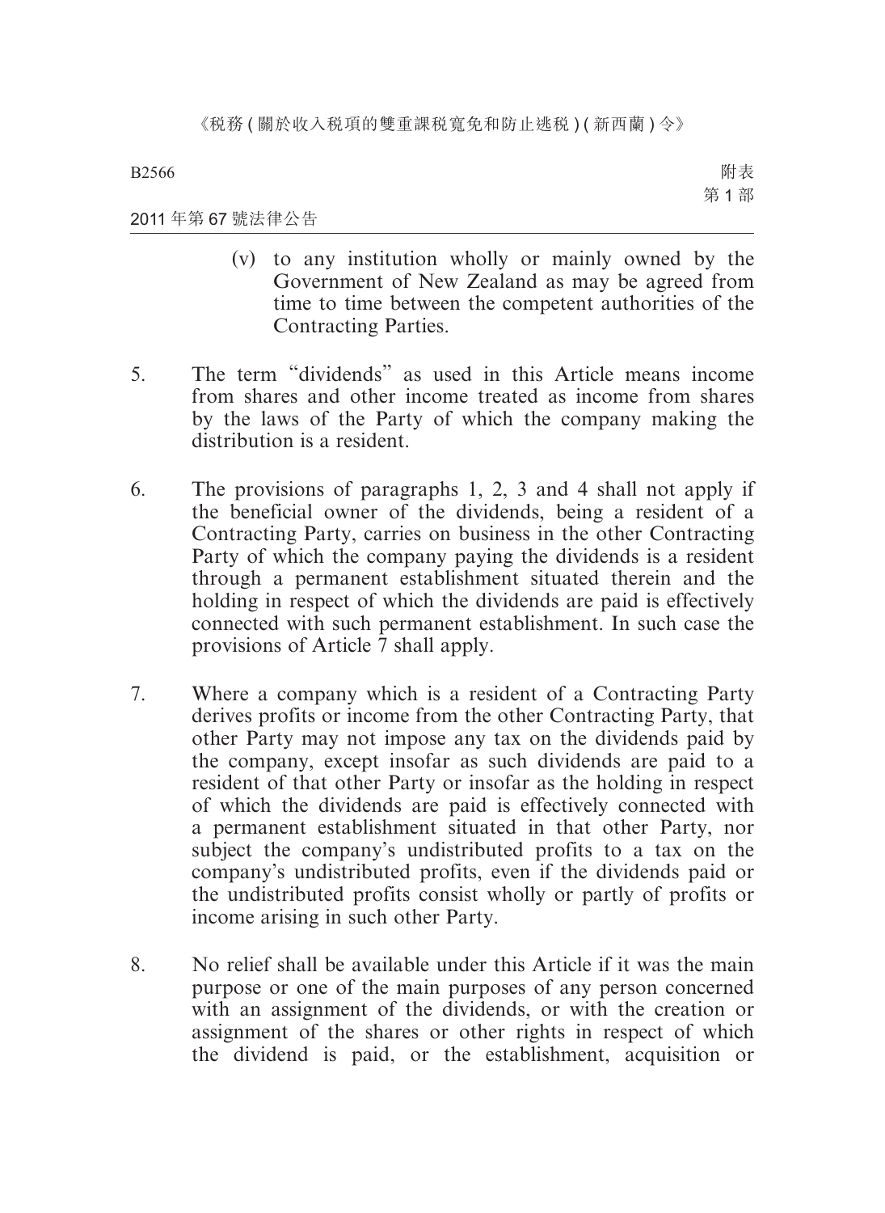(v) to any institution wholly or mainly owned by the Government of New Zealand as may be agreed from time to time between the competent authorities of the Contracting Parties.

5. The term "dividends" as used in this Article means income from shares and other income treated as income from shares by the laws of the Party of which the company making the distribution is a resident.

6. The provisions of paragraphs 1, 2, 3 and 4 shall not apply if the beneficial owner of the dividends, being a resident of a Contracting Party, carries on business in the other Contracting Party of which the company paying the dividends is a resident through a permanent establishment situated therein and the holding in respect of which the dividends are paid is effectively connected with such permanent establishment. In such case the provisions of Article 7 shall apply.

7. Where a company which is a resident of a Contracting Party derives profits or income from the other Contracting Party, that other Party may not impose any tax on the dividends paid by the company, except insofar as such dividends are paid to a resident of that other Party or insofar as the holding in respect of which the dividends are paid is effectively connected with a permanent establishment situated in that other Party, nor subject the company's undistributed profits to a tax on the company's undistributed profits, even if the dividends paid or the undistributed profits consist wholly or partly of profits or income arising in such other Party.

8. No relief shall be available under this Article if it was the main purpose or one of the main purposes of any person concerned with an assignment of the dividends, or with the creation or assignment of the shares or other rights in respect of which the dividend is paid, or the establishment, acquisition or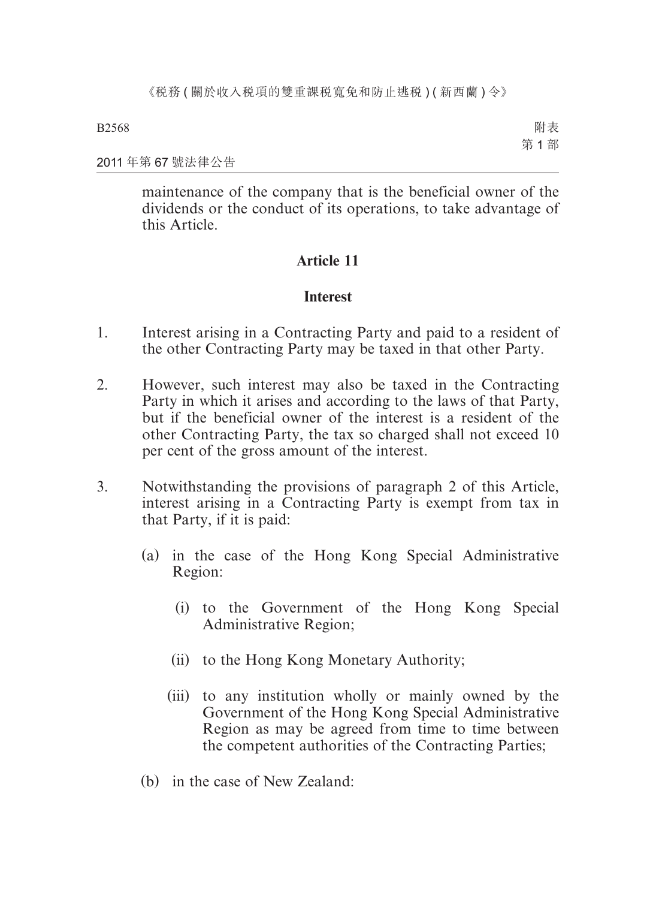maintenance of the company that is the beneficial owner of the dividends or the conduct of its operations, to take advantage of this Article.

## Article 11

## Interest

1. Interest arising in a Contracting Party and paid to a resident of the other Contracting Party may be taxed in that other Party.

2. However, such interest may also be taxed in the Contracting Party in which it arises and according to the laws of that Party, but if the beneficial owner of the interest is a resident of the other Contracting Party, the tax so charged shall not exceed 10 per cent of the gross amount of the interest.

3. Notwithstanding the provisions of paragraph 2 of this Article, interest arising in a Contracting Party is exempt from tax in that Party, if it is paid:

   (a) in the case of the Hong Kong Special Administrative Region:

      (i) to the Government of the Hong Kong Special Administrative Region;

      (ii) to the Hong Kong Monetary Authority;

      (iii) to any institution wholly or mainly owned by the Government of the Hong Kong Special Administrative Region as may be agreed from time to time between the competent authorities of the Contracting Parties;

   (b) in the case of New Zealand: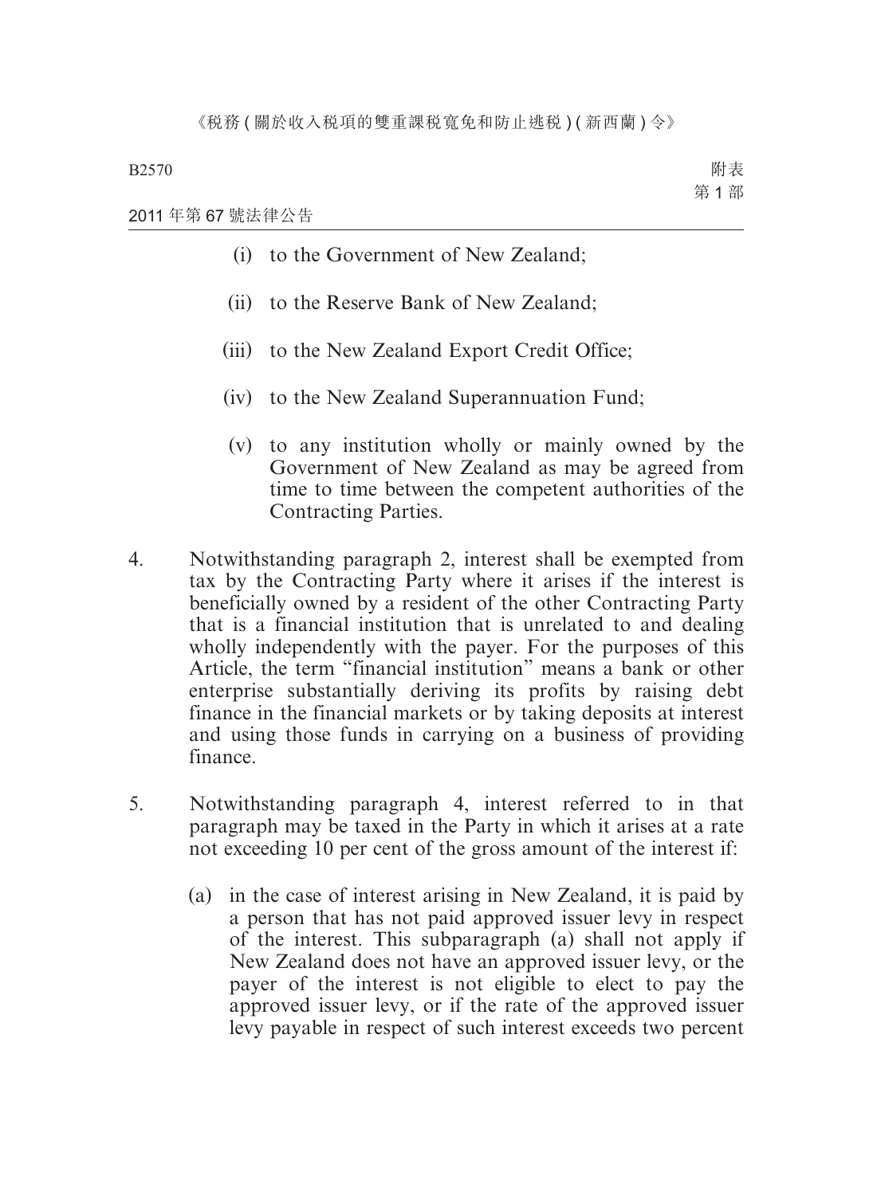(i) to the Government of New Zealand;

(ii) to the Reserve Bank of New Zealand;

(iii) to the New Zealand Export Credit Office;

(iv) to the New Zealand Superannuation Fund;

(v) to any institution wholly or mainly owned by the Government of New Zealand as may be agreed from time to time between the competent authorities of the Contracting Parties.

4. Notwithstanding paragraph 2, interest shall be exempted from tax by the Contracting Party where it arises if the interest is beneficially owned by a resident of the other Contracting Party that is a financial institution that is unrelated to and dealing wholly independently with the payer. For the purposes of this Article, the term "financial institution" means a bank or other enterprise substantially deriving its profits by raising debt finance in the financial markets or by taking deposits at interest and using those funds in carrying on a business of providing finance.

5. Notwithstanding paragraph 4, interest referred to in that paragraph may be taxed in the Party in which it arises at a rate not exceeding 10 per cent of the gross amount of the interest if:

(a) in the case of interest arising in New Zealand, it is paid by a person that has not paid approved issuer levy in respect of the interest. This subparagraph (a) shall not apply if New Zealand does not have an approved issuer levy, or the payer of the interest is not eligible to elect to pay the approved issuer levy, or if the rate of the approved issuer levy payable in respect of such interest exceeds two percent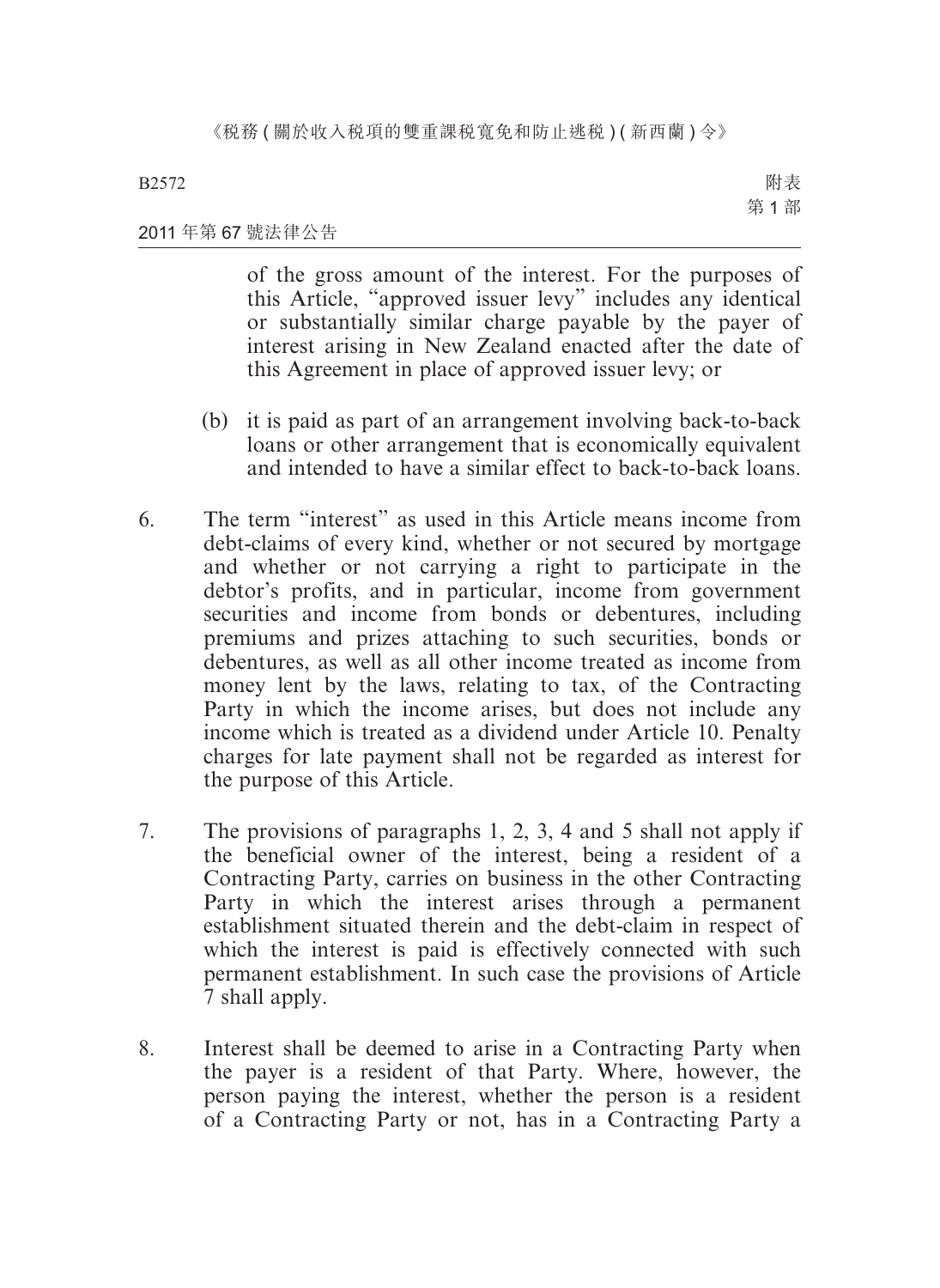of the gross amount of the interest. For the purposes of this Article, "approved issuer levy" includes any identical or substantially similar charge payable by the payer of interest arising in New Zealand enacted after the date of this Agreement in place of approved issuer levy; or

(b) it is paid as part of an arrangement involving back-to-back loans or other arrangement that is economically equivalent and intended to have a similar effect to back-to-back loans.

6. The term "interest" as used in this Article means income from debt-claims of every kind, whether or not secured by mortgage and whether or not carrying a right to participate in the debtor's profits, and in particular, income from government securities and income from bonds or debentures, including premiums and prizes attaching to such securities, bonds or debentures, as well as all other income treated as income from money lent by the laws, relating to tax, of the Contracting Party in which the income arises, but does not include any income which is treated as a dividend under Article 10. Penalty charges for late payment shall not be regarded as interest for the purpose of this Article.

7. The provisions of paragraphs 1, 2, 3, 4 and 5 shall not apply if the beneficial owner of the interest, being a resident of a Contracting Party, carries on business in the other Contracting Party in which the interest arises through a permanent establishment situated therein and the debt-claim in respect of which the interest is paid is effectively connected with such permanent establishment. In such case the provisions of Article 7 shall apply.

8. Interest shall be deemed to arise in a Contracting Party when the payer is a resident of that Party. Where, however, the person paying the interest, whether the person is a resident of a Contracting Party or not, has in a Contracting Party a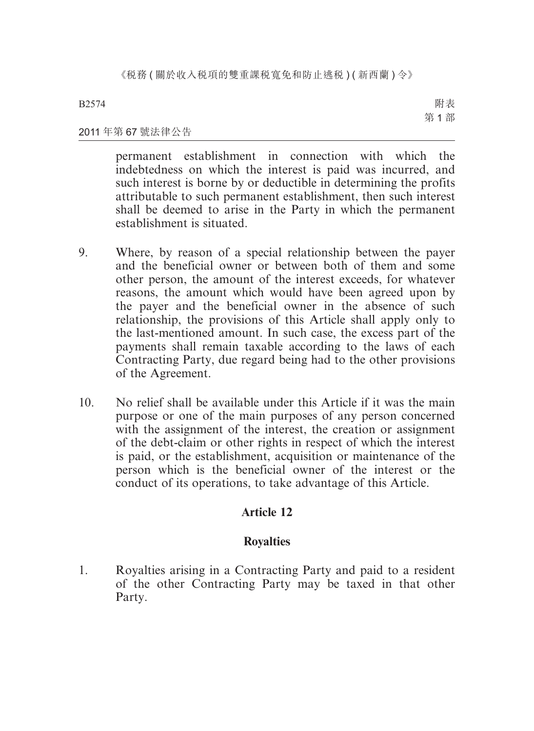permanent establishment in connection with which the indebtedness on which the interest is paid was incurred, and such interest is borne by or deductible in determining the profits attributable to such permanent establishment, then such interest shall be deemed to arise in the Party in which the permanent establishment is situated.

9. Where, by reason of a special relationship between the payer and the beneficial owner or between both of them and some other person, the amount of the interest exceeds, for whatever reasons, the amount which would have been agreed upon by the payer and the beneficial owner in the absence of such relationship, the provisions of this Article shall apply only to the last-mentioned amount. In such case, the excess part of the payments shall remain taxable according to the laws of each Contracting Party, due regard being had to the other provisions of the Agreement.

10. No relief shall be available under this Article if it was the main purpose or one of the main purposes of any person concerned with the assignment of the interest, the creation or assignment of the debt-claim or other rights in respect of which the interest is paid, or the establishment, acquisition or maintenance of the person which is the beneficial owner of the interest or the conduct of its operations, to take advantage of this Article.

## Article 12

## Royalties

1. Royalties arising in a Contracting Party and paid to a resident of the other Contracting Party may be taxed in that other Party.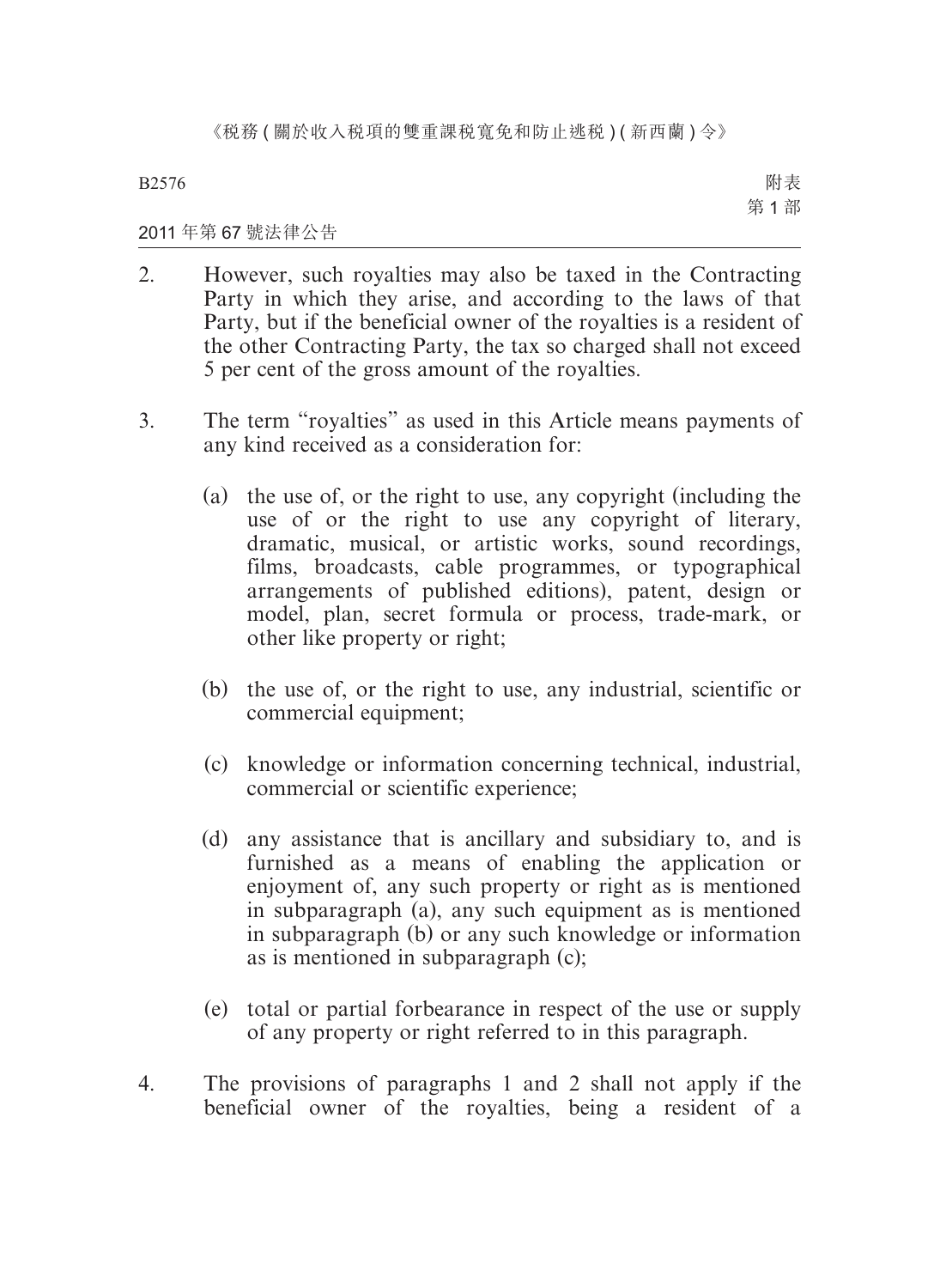2. However, such royalties may also be taxed in the Contracting Party in which they arise, and according to the laws of that Party, but if the beneficial owner of the royalties is a resident of the other Contracting Party, the tax so charged shall not exceed 5 per cent of the gross amount of the royalties.

3. The term "royalties" as used in this Article means payments of any kind received as a consideration for:

   (a) the use of, or the right to use, any copyright (including the use of or the right to use any copyright of literary, dramatic, musical, or artistic works, sound recordings, films, broadcasts, cable programmes, or typographical arrangements of published editions), patent, design or model, plan, secret formula or process, trade-mark, or other like property or right;

   (b) the use of, or the right to use, any industrial, scientific or commercial equipment;

   (c) knowledge or information concerning technical, industrial, commercial or scientific experience;

   (d) any assistance that is ancillary and subsidiary to, and is furnished as a means of enabling the application or enjoyment of, any such property or right as is mentioned in subparagraph (a), any such equipment as is mentioned in subparagraph (b) or any such knowledge or information as is mentioned in subparagraph (c);

   (e) total or partial forbearance in respect of the use or supply of any property or right referred to in this paragraph.

4. The provisions of paragraphs 1 and 2 shall not apply if the beneficial owner of the royalties, being a resident of a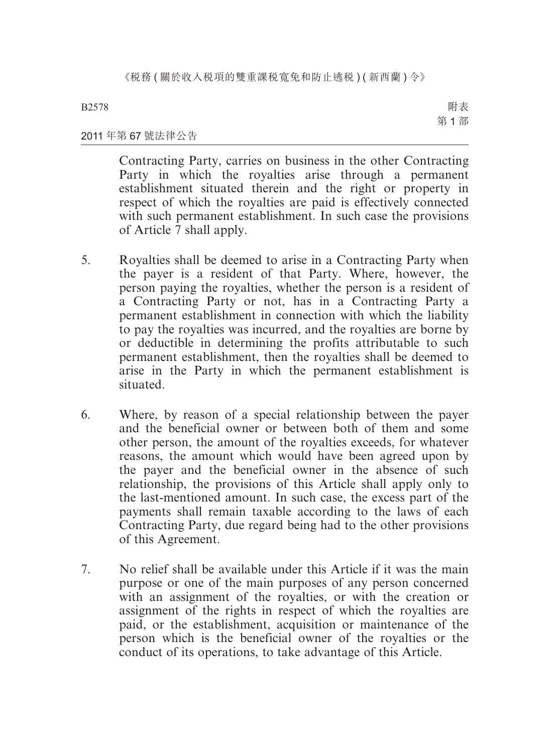Contracting Party, carries on business in the other Contracting Party in which the royalties arise through a permanent establishment situated therein and the right or property in respect of which the royalties are paid is effectively connected with such permanent establishment. In such case the provisions of Article 7 shall apply.

5. Royalties shall be deemed to arise in a Contracting Party when the payer is a resident of that Party. Where, however, the person paying the royalties, whether the person is a resident of a Contracting Party or not, has in a Contracting Party a permanent establishment in connection with which the liability to pay the royalties was incurred, and the royalties are borne by or deductible in determining the profits attributable to such permanent establishment, then the royalties shall be deemed to arise in the Party in which the permanent establishment is situated.

6. Where, by reason of a special relationship between the payer and the beneficial owner or between both of them and some other person, the amount of the royalties exceeds, for whatever reasons, the amount which would have been agreed upon by the payer and the beneficial owner in the absence of such relationship, the provisions of this Article shall apply only to the last-mentioned amount. In such case, the excess part of the payments shall remain taxable according to the laws of each Contracting Party, due regard being had to the other provisions of this Agreement.

7. No relief shall be available under this Article if it was the main purpose or one of the main purposes of any person concerned with an assignment of the royalties, or with the creation or assignment of the rights in respect of which the royalties are paid, or the establishment, acquisition or maintenance of the person which is the beneficial owner of the royalties or the conduct of its operations, to take advantage of this Article.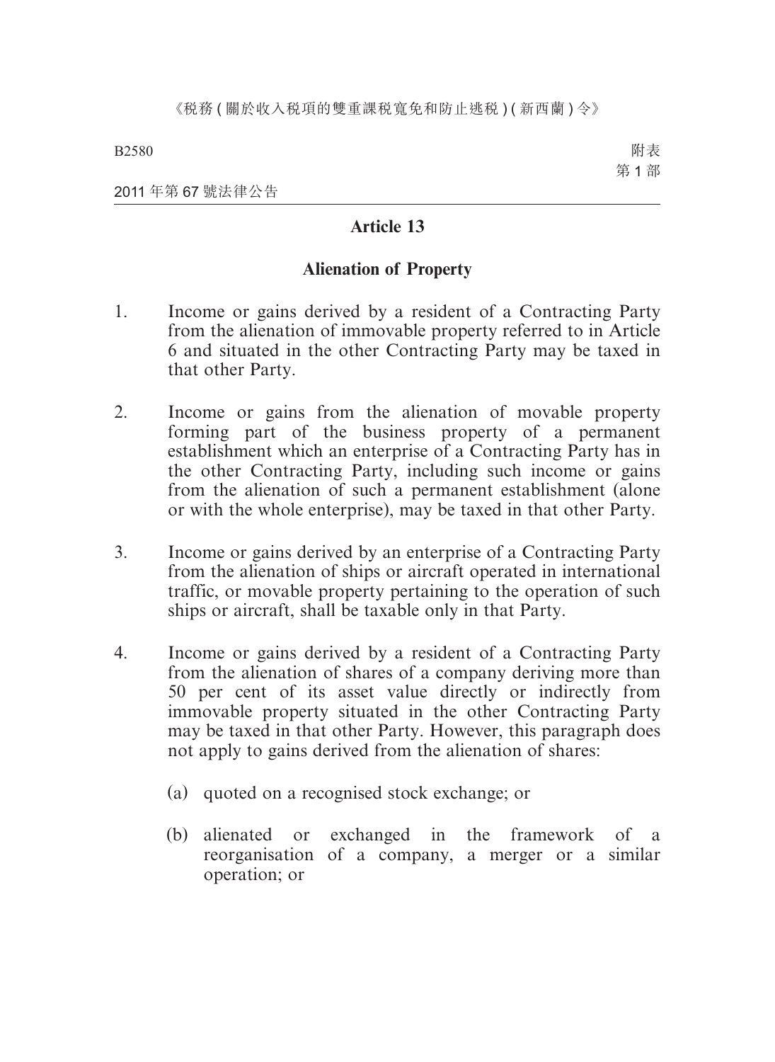## Article 13

### Alienation of Property

1. Income or gains derived by a resident of a Contracting Party from the alienation of immovable property referred to in Article 6 and situated in the other Contracting Party may be taxed in that other Party.

2. Income or gains from the alienation of movable property forming part of the business property of a permanent establishment which an enterprise of a Contracting Party has in the other Contracting Party, including such income or gains from the alienation of such a permanent establishment (alone or with the whole enterprise), may be taxed in that other Party.

3. Income or gains derived by an enterprise of a Contracting Party from the alienation of ships or aircraft operated in international traffic, or movable property pertaining to the operation of such ships or aircraft, shall be taxable only in that Party.

4. Income or gains derived by a resident of a Contracting Party from the alienation of shares of a company deriving more than 50 per cent of its asset value directly or indirectly from immovable property situated in the other Contracting Party may be taxed in that other Party. However, this paragraph does not apply to gains derived from the alienation of shares:

   (a) quoted on a recognised stock exchange; or

   (b) alienated or exchanged in the framework of a reorganisation of a company, a merger or a similar operation; or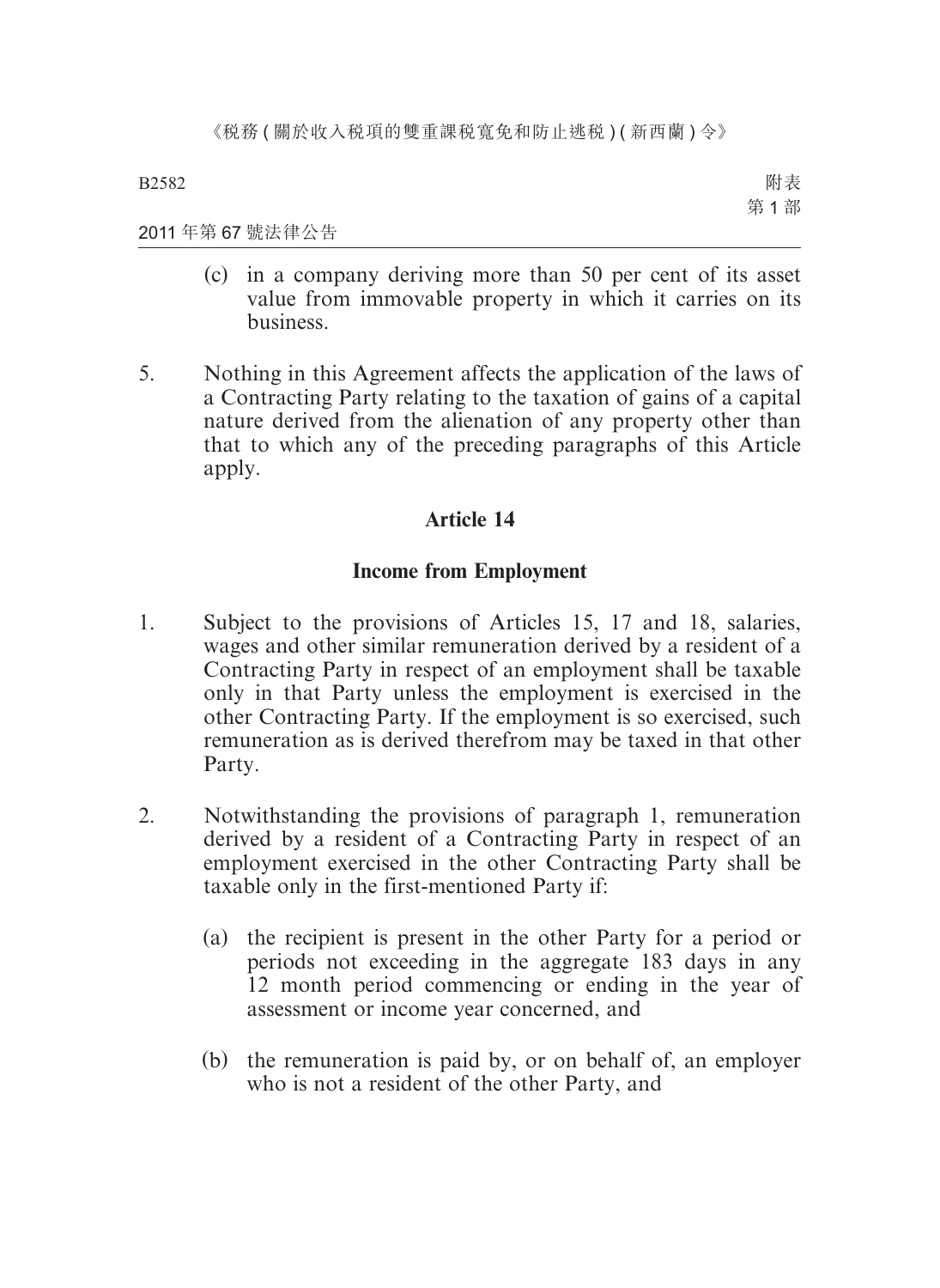(c) in a company deriving more than 50 per cent of its asset value from immovable property in which it carries on its business.

5. Nothing in this Agreement affects the application of the laws of a Contracting Party relating to the taxation of gains of a capital nature derived from the alienation of any property other than that to which any of the preceding paragraphs of this Article apply.

## Article 14

### Income from Employment

1. Subject to the provisions of Articles 15, 17 and 18, salaries, wages and other similar remuneration derived by a resident of a Contracting Party in respect of an employment shall be taxable only in that Party unless the employment is exercised in the other Contracting Party. If the employment is so exercised, such remuneration as is derived therefrom may be taxed in that other Party.

2. Notwithstanding the provisions of paragraph 1, remuneration derived by a resident of a Contracting Party in respect of an employment exercised in the other Contracting Party shall be taxable only in the first-mentioned Party if:

   (a) the recipient is present in the other Party for a period or periods not exceeding in the aggregate 183 days in any 12 month period commencing or ending in the year of assessment or income year concerned, and

   (b) the remuneration is paid by, or on behalf of, an employer who is not a resident of the other Party, and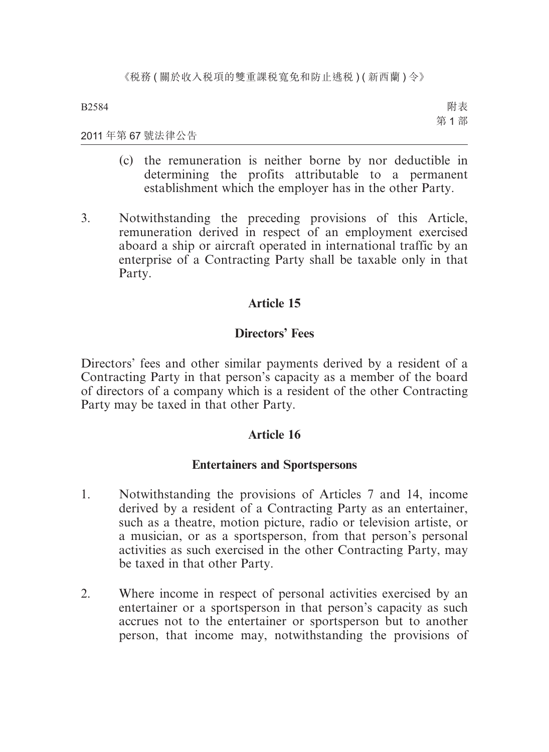(c) the remuneration is neither borne by nor deductible in determining the profits attributable to a permanent establishment which the employer has in the other Party.

3. Notwithstanding the preceding provisions of this Article, remuneration derived in respect of an employment exercised aboard a ship or aircraft operated in international traffic by an enterprise of a Contracting Party shall be taxable only in that Party.

## Article 15

### Directors' Fees

Directors' fees and other similar payments derived by a resident of a Contracting Party in that person's capacity as a member of the board of directors of a company which is a resident of the other Contracting Party may be taxed in that other Party.

## Article 16

### Entertainers and Sportspersons

1. Notwithstanding the provisions of Articles 7 and 14, income derived by a resident of a Contracting Party as an entertainer, such as a theatre, motion picture, radio or television artiste, or a musician, or as a sportsperson, from that person's personal activities as such exercised in the other Contracting Party, may be taxed in that other Party.

2. Where income in respect of personal activities exercised by an entertainer or a sportsperson in that person's capacity as such accrues not to the entertainer or sportsperson but to another person, that income may, notwithstanding the provisions of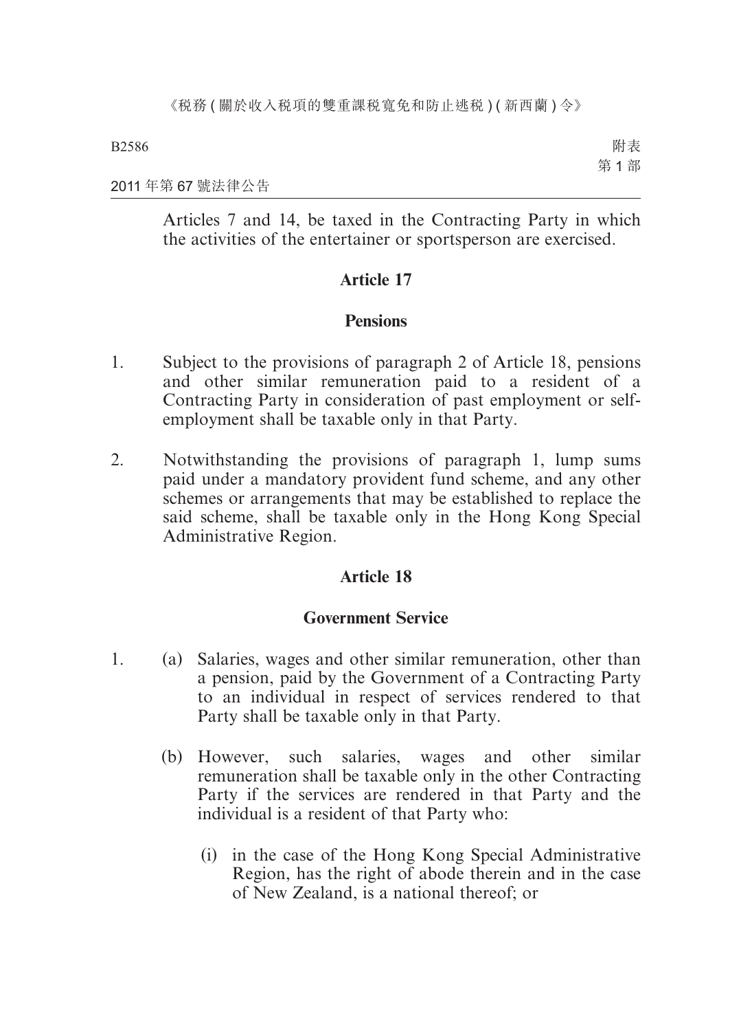Articles 7 and 14, be taxed in the Contracting Party in which the activities of the entertainer or sportsperson are exercised.

## Article 17

## Pensions

1. Subject to the provisions of paragraph 2 of Article 18, pensions and other similar remuneration paid to a resident of a Contracting Party in consideration of past employment or self-employment shall be taxable only in that Party.

2. Notwithstanding the provisions of paragraph 1, lump sums paid under a mandatory provident fund scheme, and any other schemes or arrangements that may be established to replace the said scheme, shall be taxable only in the Hong Kong Special Administrative Region.

## Article 18

## Government Service

1. (a) Salaries, wages and other similar remuneration, other than a pension, paid by the Government of a Contracting Party to an individual in respect of services rendered to that Party shall be taxable only in that Party.

   (b) However, such salaries, wages and other similar remuneration shall be taxable only in the other Contracting Party if the services are rendered in that Party and the individual is a resident of that Party who:

      (i) in the case of the Hong Kong Special Administrative Region, has the right of abode therein and in the case of New Zealand, is a national thereof; or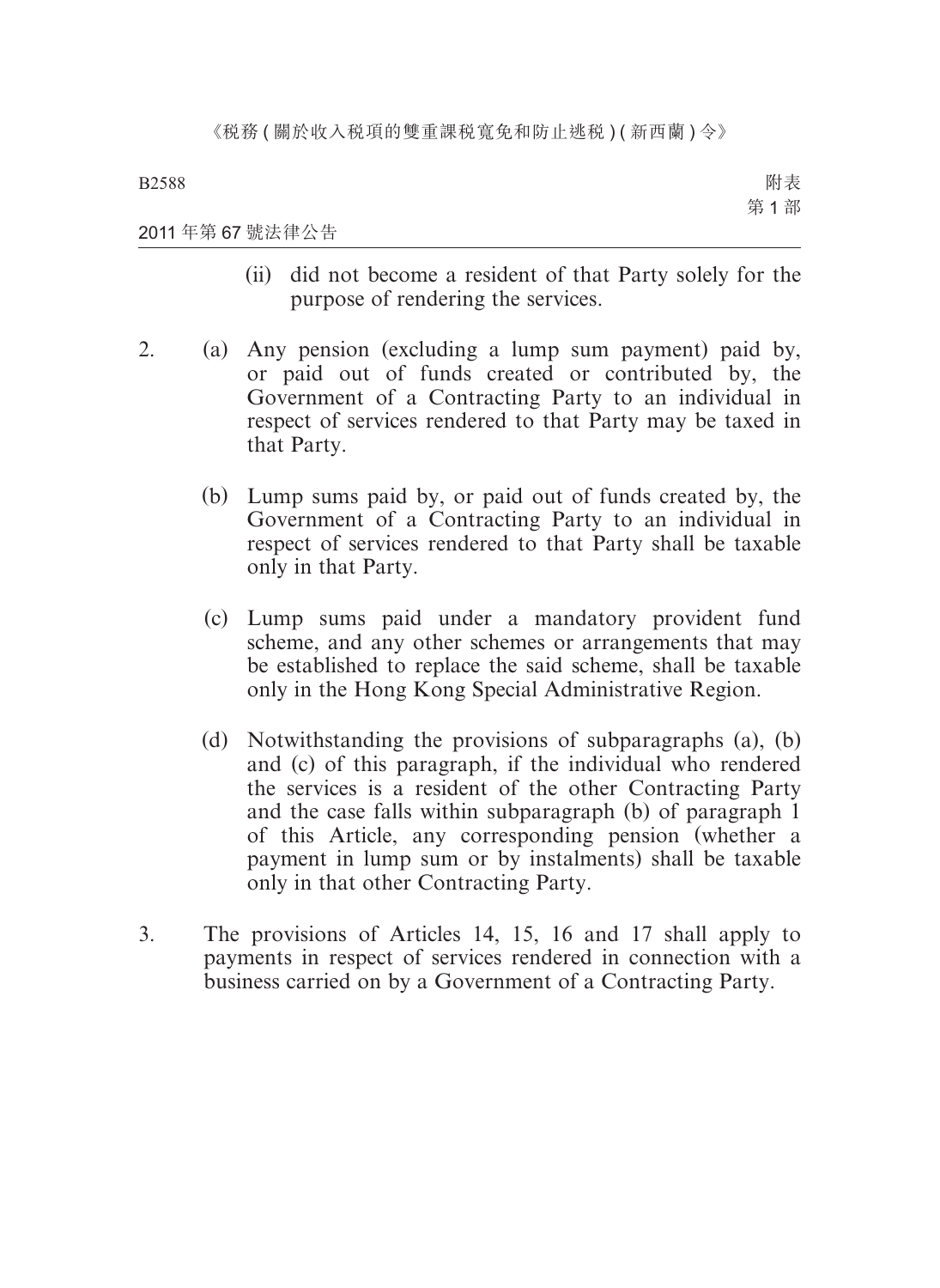(ii) did not become a resident of that Party solely for the purpose of rendering the services.

2. (a) Any pension (excluding a lump sum payment) paid by, or paid out of funds created or contributed by, the Government of a Contracting Party to an individual in respect of services rendered to that Party may be taxed in that Party.

   (b) Lump sums paid by, or paid out of funds created by, the Government of a Contracting Party to an individual in respect of services rendered to that Party shall be taxable only in that Party.

   (c) Lump sums paid under a mandatory provident fund scheme, and any other schemes or arrangements that may be established to replace the said scheme, shall be taxable only in the Hong Kong Special Administrative Region.

   (d) Notwithstanding the provisions of subparagraphs (a), (b) and (c) of this paragraph, if the individual who rendered the services is a resident of the other Contracting Party and the case falls within subparagraph (b) of paragraph 1 of this Article, any corresponding pension (whether a payment in lump sum or by instalments) shall be taxable only in that other Contracting Party.

3. The provisions of Articles 14, 15, 16 and 17 shall apply to payments in respect of services rendered in connection with a business carried on by a Government of a Contracting Party.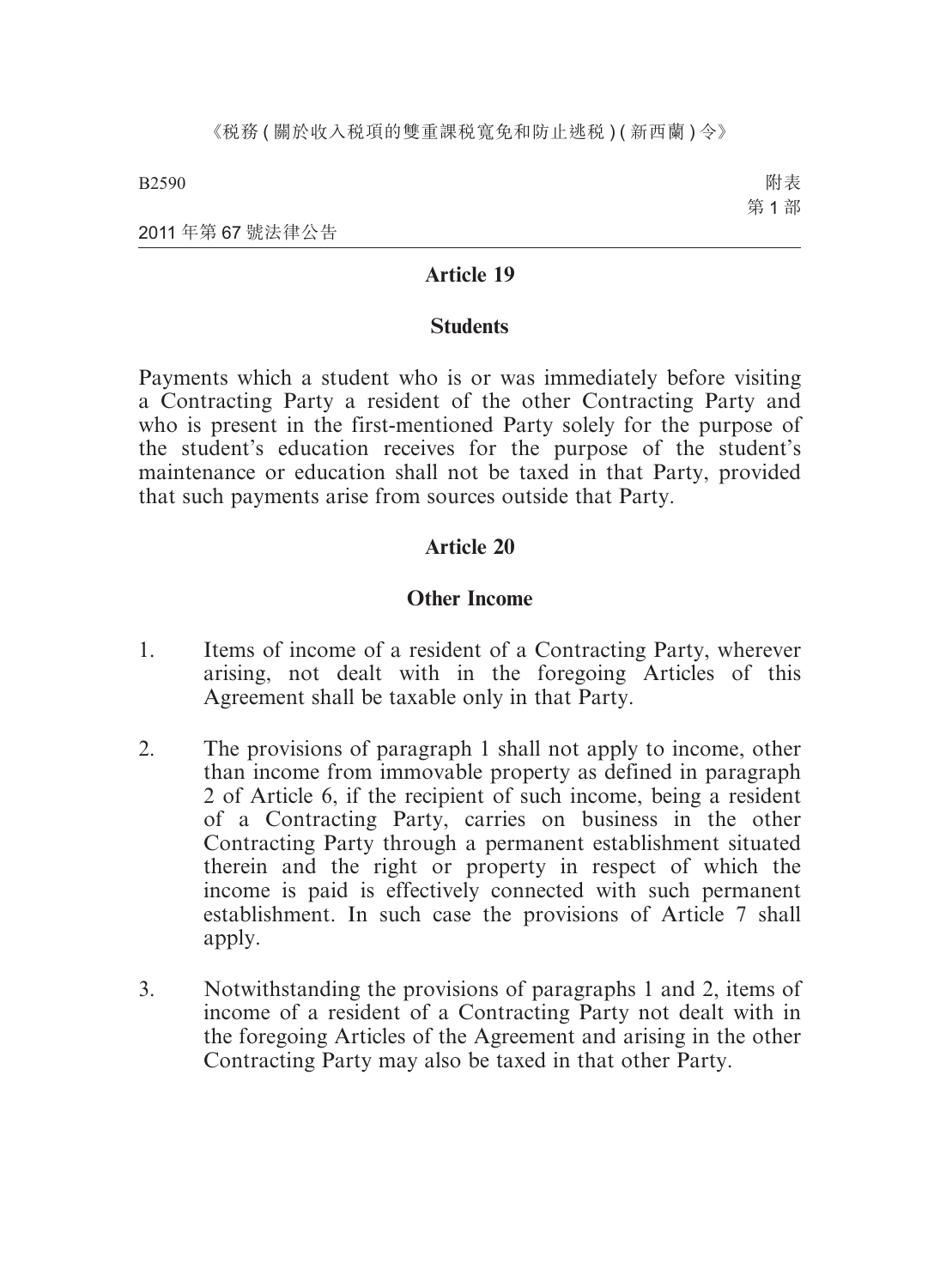## Article 19

### Students

Payments which a student who is or was immediately before visiting a Contracting Party a resident of the other Contracting Party and who is present in the first-mentioned Party solely for the purpose of the student's education receives for the purpose of the student's maintenance or education shall not be taxed in that Party, provided that such payments arise from sources outside that Party.

## Article 20

### Other Income

1. Items of income of a resident of a Contracting Party, wherever arising, not dealt with in the foregoing Articles of this Agreement shall be taxable only in that Party.

2. The provisions of paragraph 1 shall not apply to income, other than income from immovable property as defined in paragraph 2 of Article 6, if the recipient of such income, being a resident of a Contracting Party, carries on business in the other Contracting Party through a permanent establishment situated therein and the right or property in respect of which the income is paid is effectively connected with such permanent establishment. In such case the provisions of Article 7 shall apply.

3. Notwithstanding the provisions of paragraphs 1 and 2, items of income of a resident of a Contracting Party not dealt with in the foregoing Articles of the Agreement and arising in the other Contracting Party may also be taxed in that other Party.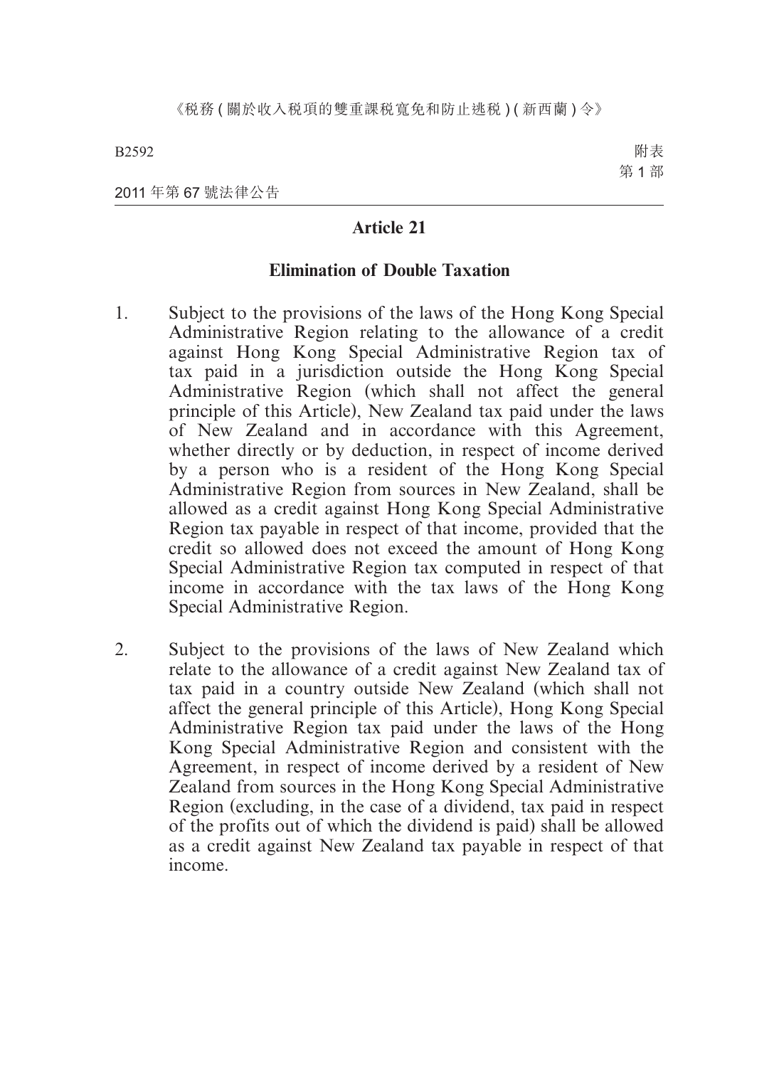## Article 21

### Elimination of Double Taxation

1. Subject to the provisions of the laws of the Hong Kong Special Administrative Region relating to the allowance of a credit against Hong Kong Special Administrative Region tax of tax paid in a jurisdiction outside the Hong Kong Special Administrative Region (which shall not affect the general principle of this Article), New Zealand tax paid under the laws of New Zealand and in accordance with this Agreement, whether directly or by deduction, in respect of income derived by a person who is a resident of the Hong Kong Special Administrative Region from sources in New Zealand, shall be allowed as a credit against Hong Kong Special Administrative Region tax payable in respect of that income, provided that the credit so allowed does not exceed the amount of Hong Kong Special Administrative Region tax computed in respect of that income in accordance with the tax laws of the Hong Kong Special Administrative Region.

2. Subject to the provisions of the laws of New Zealand which relate to the allowance of a credit against New Zealand tax of tax paid in a country outside New Zealand (which shall not affect the general principle of this Article), Hong Kong Special Administrative Region tax paid under the laws of the Hong Kong Special Administrative Region and consistent with the Agreement, in respect of income derived by a resident of New Zealand from sources in the Hong Kong Special Administrative Region (excluding, in the case of a dividend, tax paid in respect of the profits out of which the dividend is paid) shall be allowed as a credit against New Zealand tax payable in respect of that income.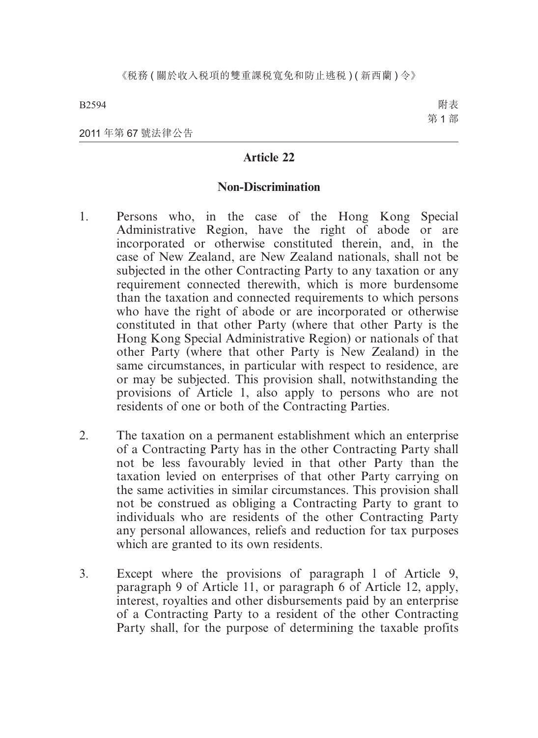## Article 22

### Non-Discrimination

1. Persons who, in the case of the Hong Kong Special Administrative Region, have the right of abode or are incorporated or otherwise constituted therein, and, in the case of New Zealand, are New Zealand nationals, shall not be subjected in the other Contracting Party to any taxation or any requirement connected therewith, which is more burdensome than the taxation and connected requirements to which persons who have the right of abode or are incorporated or otherwise constituted in that other Party (where that other Party is the Hong Kong Special Administrative Region) or nationals of that other Party (where that other Party is New Zealand) in the same circumstances, in particular with respect to residence, are or may be subjected. This provision shall, notwithstanding the provisions of Article 1, also apply to persons who are not residents of one or both of the Contracting Parties.

2. The taxation on a permanent establishment which an enterprise of a Contracting Party has in the other Contracting Party shall not be less favourably levied in that other Party than the taxation levied on enterprises of that other Party carrying on the same activities in similar circumstances. This provision shall not be construed as obliging a Contracting Party to grant to individuals who are residents of the other Contracting Party any personal allowances, reliefs and reduction for tax purposes which are granted to its own residents.

3. Except where the provisions of paragraph 1 of Article 9, paragraph 9 of Article 11, or paragraph 6 of Article 12, apply, interest, royalties and other disbursements paid by an enterprise of a Contracting Party to a resident of the other Contracting Party shall, for the purpose of determining the taxable profits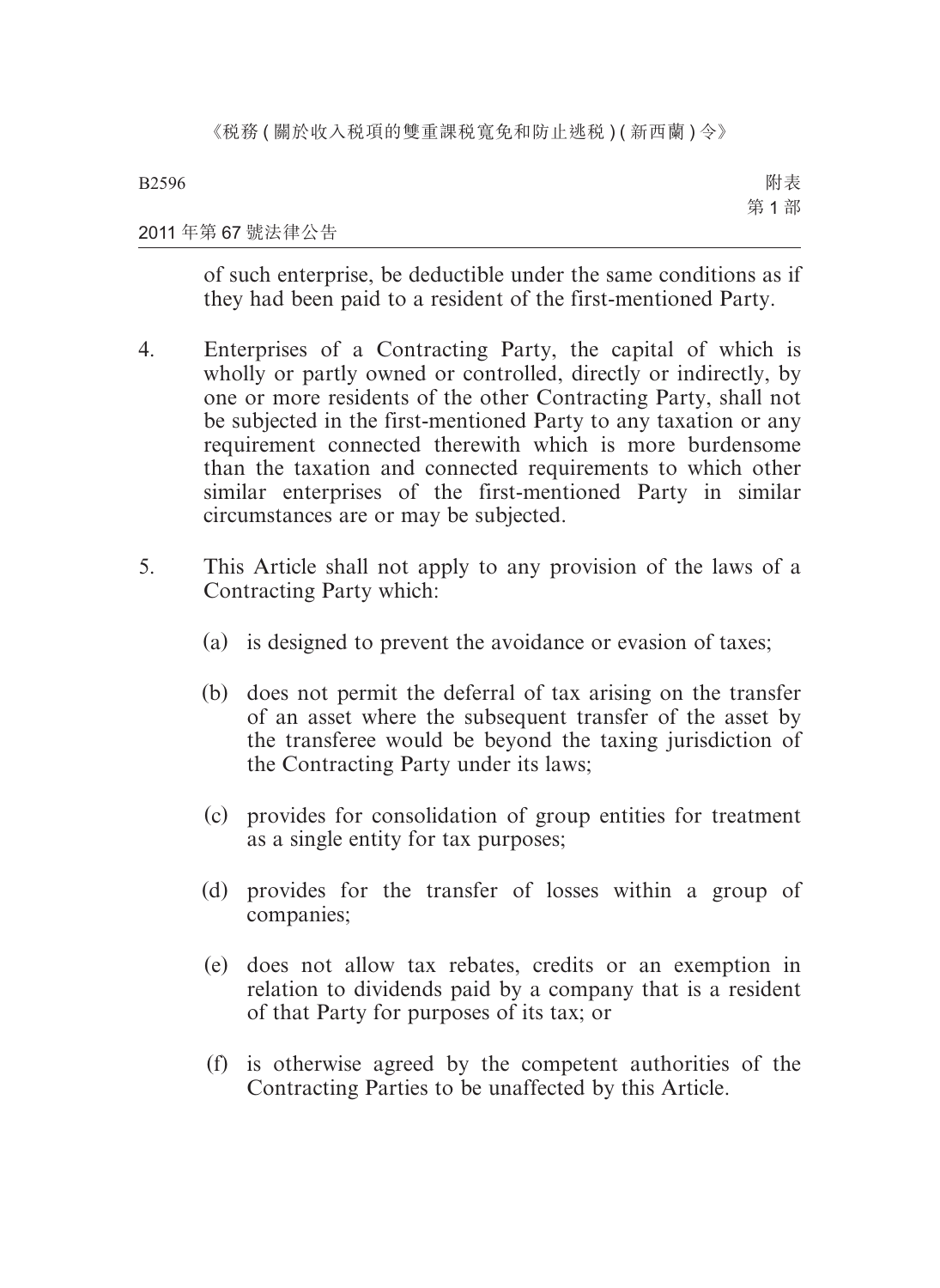of such enterprise, be deductible under the same conditions as if they had been paid to a resident of the first-mentioned Party.

4. Enterprises of a Contracting Party, the capital of which is wholly or partly owned or controlled, directly or indirectly, by one or more residents of the other Contracting Party, shall not be subjected in the first-mentioned Party to any taxation or any requirement connected therewith which is more burdensome than the taxation and connected requirements to which other similar enterprises of the first-mentioned Party in similar circumstances are or may be subjected.

5. This Article shall not apply to any provision of the laws of a Contracting Party which:

   (a) is designed to prevent the avoidance or evasion of taxes;

   (b) does not permit the deferral of tax arising on the transfer of an asset where the subsequent transfer of the asset by the transferee would be beyond the taxing jurisdiction of the Contracting Party under its laws;

   (c) provides for consolidation of group entities for treatment as a single entity for tax purposes;

   (d) provides for the transfer of losses within a group of companies;

   (e) does not allow tax rebates, credits or an exemption in relation to dividends paid by a company that is a resident of that Party for purposes of its tax; or

   (f) is otherwise agreed by the competent authorities of the Contracting Parties to be unaffected by this Article.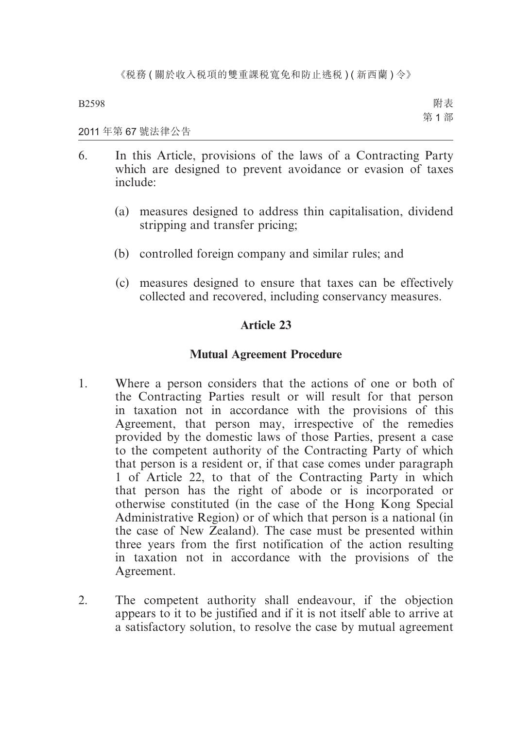6. In this Article, provisions of the laws of a Contracting Party which are designed to prevent avoidance or evasion of taxes include:

   (a) measures designed to address thin capitalisation, dividend stripping and transfer pricing;

   (b) controlled foreign company and similar rules; and

   (c) measures designed to ensure that taxes can be effectively collected and recovered, including conservancy measures.

## Article 23

### Mutual Agreement Procedure

1. Where a person considers that the actions of one or both of the Contracting Parties result or will result for that person in taxation not in accordance with the provisions of this Agreement, that person may, irrespective of the remedies provided by the domestic laws of those Parties, present a case to the competent authority of the Contracting Party of which that person is a resident or, if that case comes under paragraph 1 of Article 22, to that of the Contracting Party in which that person has the right of abode or is incorporated or otherwise constituted (in the case of the Hong Kong Special Administrative Region) or of which that person is a national (in the case of New Zealand). The case must be presented within three years from the first notification of the action resulting in taxation not in accordance with the provisions of the Agreement.

2. The competent authority shall endeavour, if the objection appears to it to be justified and if it is not itself able to arrive at a satisfactory solution, to resolve the case by mutual agreement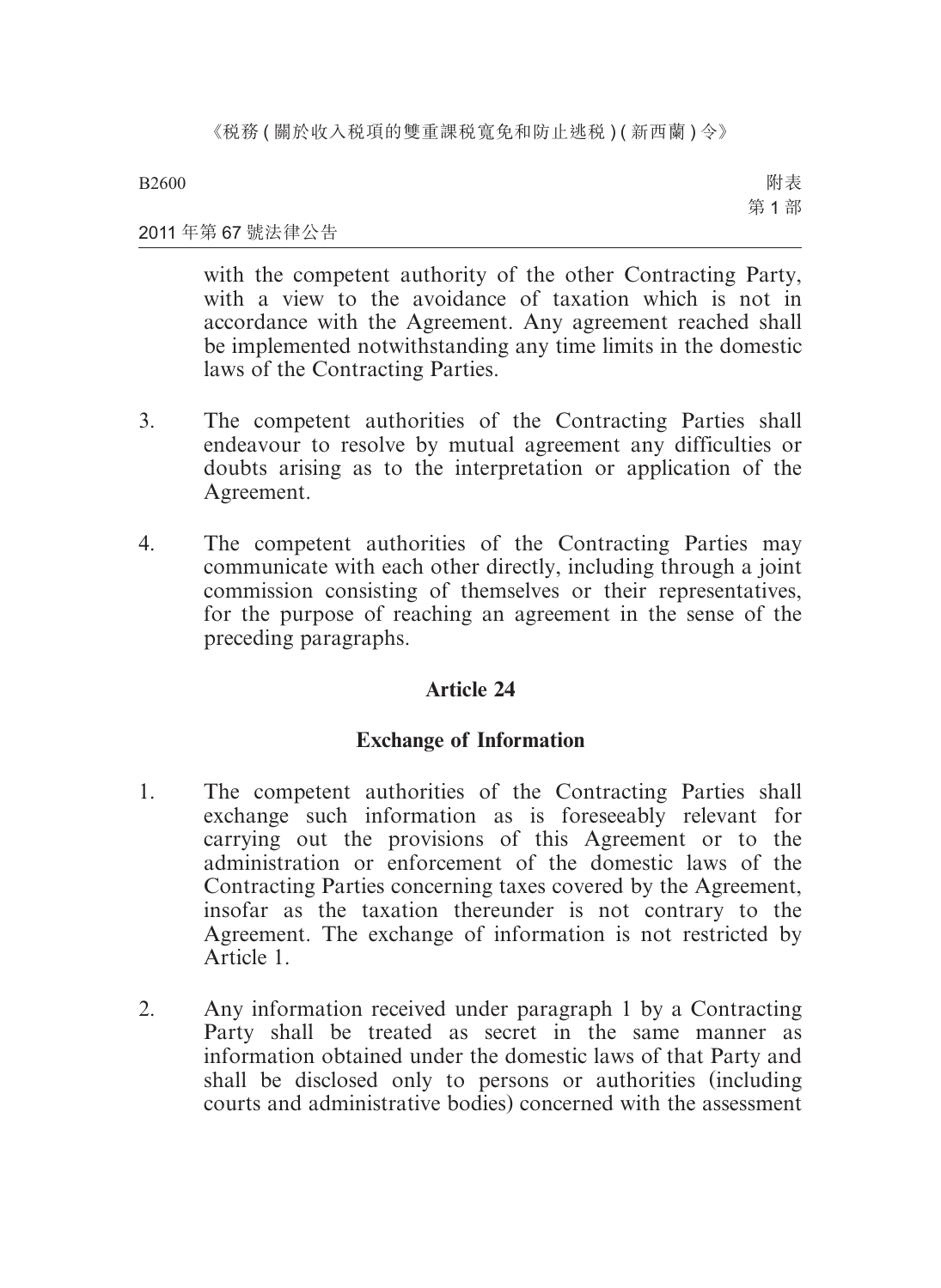with the competent authority of the other Contracting Party, with a view to the avoidance of taxation which is not in accordance with the Agreement. Any agreement reached shall be implemented notwithstanding any time limits in the domestic laws of the Contracting Parties.

3. The competent authorities of the Contracting Parties shall endeavour to resolve by mutual agreement any difficulties or doubts arising as to the interpretation or application of the Agreement.

4. The competent authorities of the Contracting Parties may communicate with each other directly, including through a joint commission consisting of themselves or their representatives, for the purpose of reaching an agreement in the sense of the preceding paragraphs.

**Article 24**

**Exchange of Information**

1. The competent authorities of the Contracting Parties shall exchange such information as is foreseeably relevant for carrying out the provisions of this Agreement or to the administration or enforcement of the domestic laws of the Contracting Parties concerning taxes covered by the Agreement, insofar as the taxation thereunder is not contrary to the Agreement. The exchange of information is not restricted by Article 1.

2. Any information received under paragraph 1 by a Contracting Party shall be treated as secret in the same manner as information obtained under the domestic laws of that Party and shall be disclosed only to persons or authorities (including courts and administrative bodies) concerned with the assessment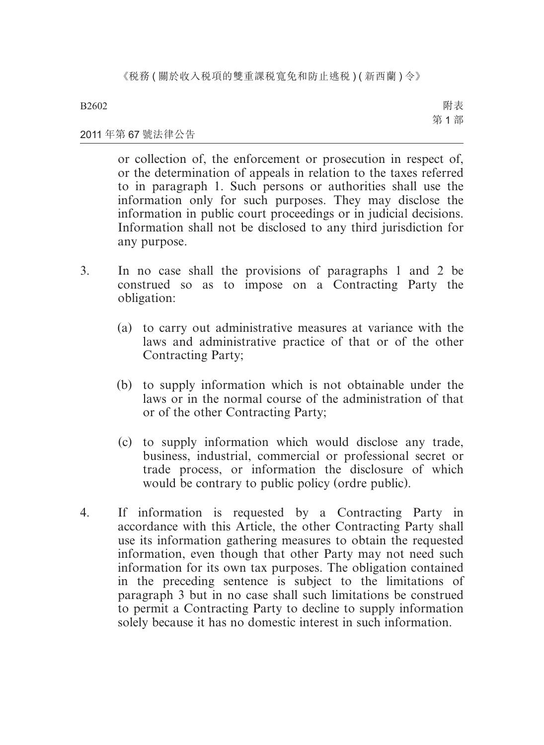or collection of, the enforcement or prosecution in respect of, or the determination of appeals in relation to the taxes referred to in paragraph 1. Such persons or authorities shall use the information only for such purposes. They may disclose the information in public court proceedings or in judicial decisions. Information shall not be disclosed to any third jurisdiction for any purpose.

3. In no case shall the provisions of paragraphs 1 and 2 be construed so as to impose on a Contracting Party the obligation:

   (a) to carry out administrative measures at variance with the laws and administrative practice of that or of the other Contracting Party;

   (b) to supply information which is not obtainable under the laws or in the normal course of the administration of that or of the other Contracting Party;

   (c) to supply information which would disclose any trade, business, industrial, commercial or professional secret or trade process, or information the disclosure of which would be contrary to public policy (ordre public).

4. If information is requested by a Contracting Party in accordance with this Article, the other Contracting Party shall use its information gathering measures to obtain the requested information, even though that other Party may not need such information for its own tax purposes. The obligation contained in the preceding sentence is subject to the limitations of paragraph 3 but in no case shall such limitations be construed to permit a Contracting Party to decline to supply information solely because it has no domestic interest in such information.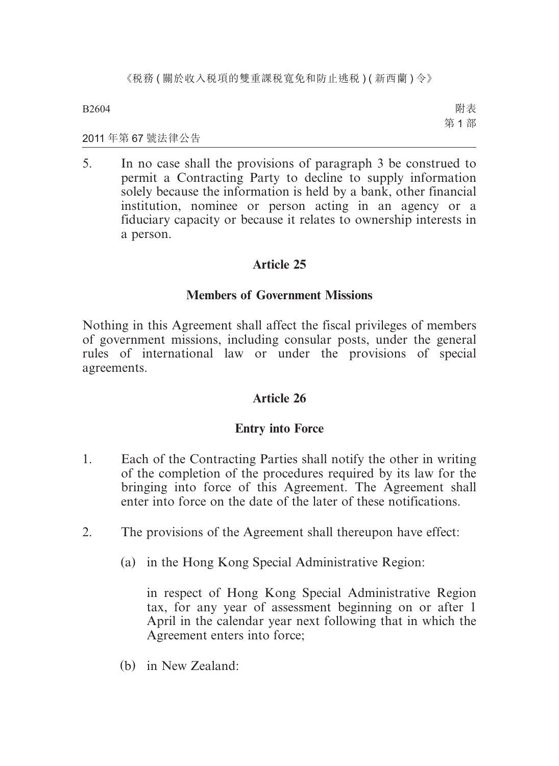5. In no case shall the provisions of paragraph 3 be construed to permit a Contracting Party to decline to supply information solely because the information is held by a bank, other financial institution, nominee or person acting in an agency or a fiduciary capacity or because it relates to ownership interests in a person.

## Article 25

### Members of Government Missions

Nothing in this Agreement shall affect the fiscal privileges of members of government missions, including consular posts, under the general rules of international law or under the provisions of special agreements.

## Article 26

### Entry into Force

1. Each of the Contracting Parties shall notify the other in writing of the completion of the procedures required by its law for the bringing into force of this Agreement. The Agreement shall enter into force on the date of the later of these notifications.

2. The provisions of the Agreement shall thereupon have effect:

   (a) in the Hong Kong Special Administrative Region:

   in respect of Hong Kong Special Administrative Region tax, for any year of assessment beginning on or after 1 April in the calendar year next following that in which the Agreement enters into force;

   (b) in New Zealand: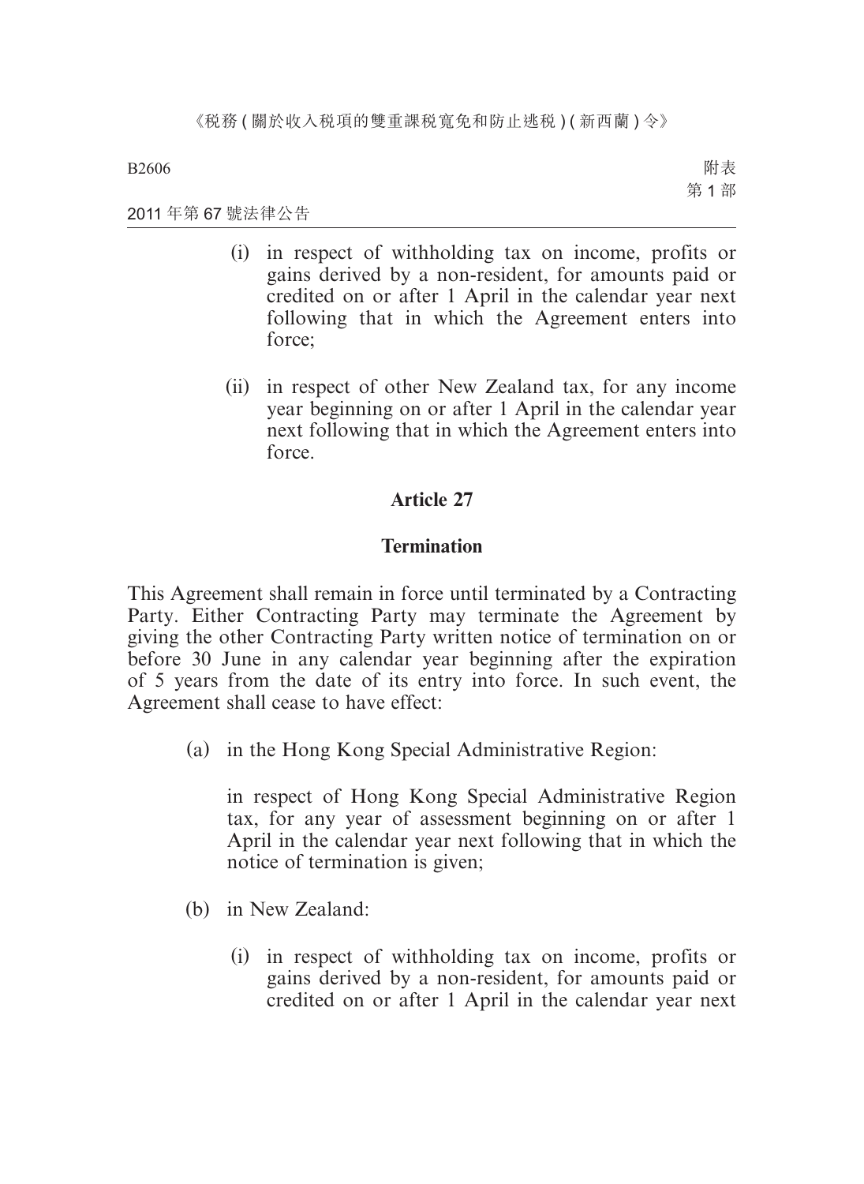(i) in respect of withholding tax on income, profits or gains derived by a non-resident, for amounts paid or credited on or after 1 April in the calendar year next following that in which the Agreement enters into force;

(ii) in respect of other New Zealand tax, for any income year beginning on or after 1 April in the calendar year next following that in which the Agreement enters into force.

## Article 27

## Termination

This Agreement shall remain in force until terminated by a Contracting Party. Either Contracting Party may terminate the Agreement by giving the other Contracting Party written notice of termination on or before 30 June in any calendar year beginning after the expiration of 5 years from the date of its entry into force. In such event, the Agreement shall cease to have effect:

(a) in the Hong Kong Special Administrative Region:

in respect of Hong Kong Special Administrative Region tax, for any year of assessment beginning on or after 1 April in the calendar year next following that in which the notice of termination is given;

(b) in New Zealand:

(i) in respect of withholding tax on income, profits or gains derived by a non-resident, for amounts paid or credited on or after 1 April in the calendar year next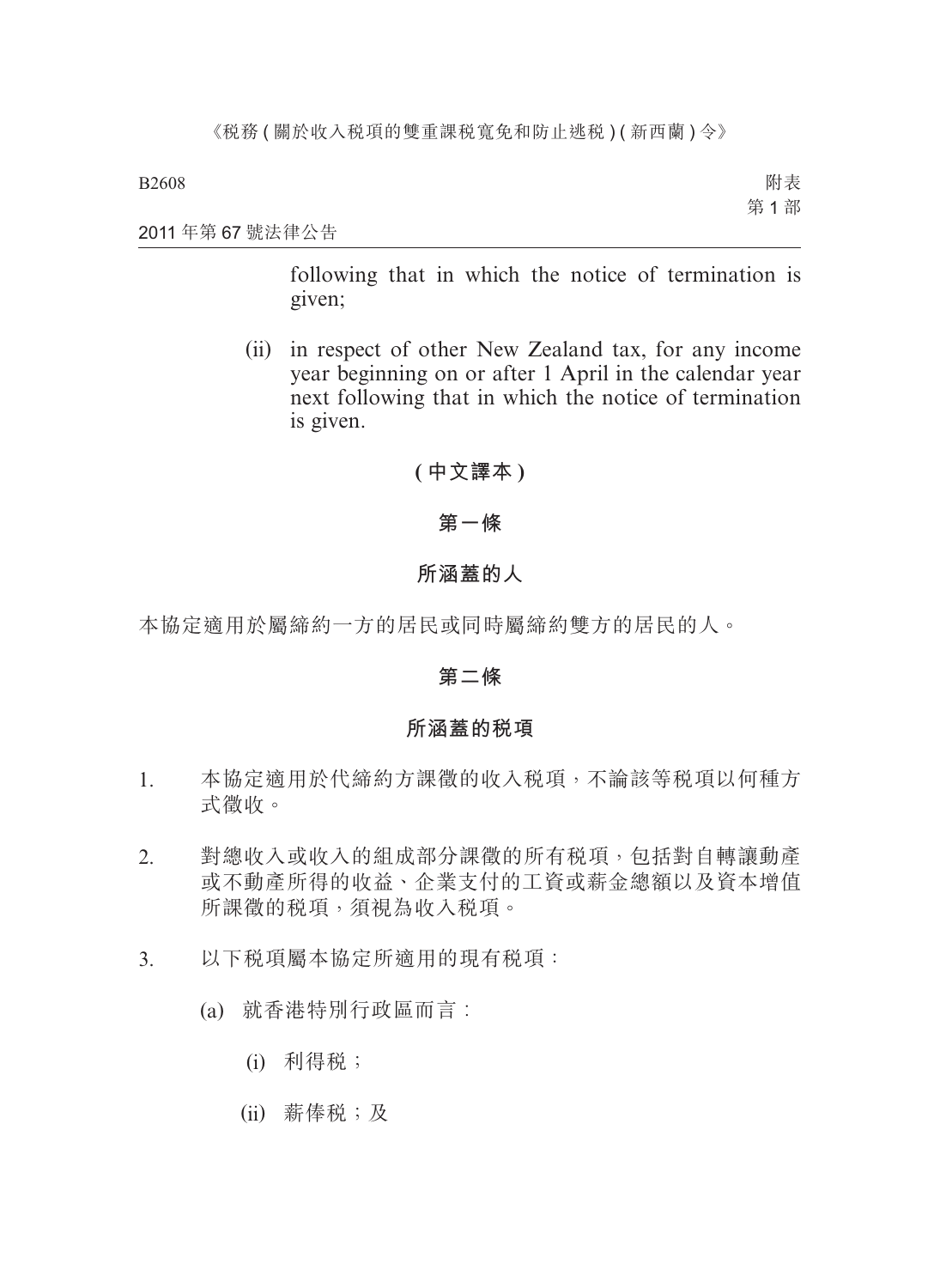following that in which the notice of termination is given;

(ii) in respect of other New Zealand tax, for any income year beginning on or after 1 April in the calendar year next following that in which the notice of termination is given.

**(中文譯本)**

**第一條**

**所涵蓋的人**

本協定適用於屬締約一方的居民或同時屬締約雙方的居民的人。

**第二條**

**所涵蓋的稅項**

1. 本協定適用於代締約方課徵的收入稅項，不論該等稅項以何種方式徵收。

2. 對總收入或收入的組成部分課徵的所有稅項，包括對自轉讓動產或不動產所得的收益、企業支付的工資或薪金總額以及資本增值所課徵的稅項，須視為收入稅項。

3. 以下稅項屬本協定所適用的現有稅項：

   (a) 就香港特別行政區而言：

      (i) 利得稅；

      (ii) 薪俸稅；及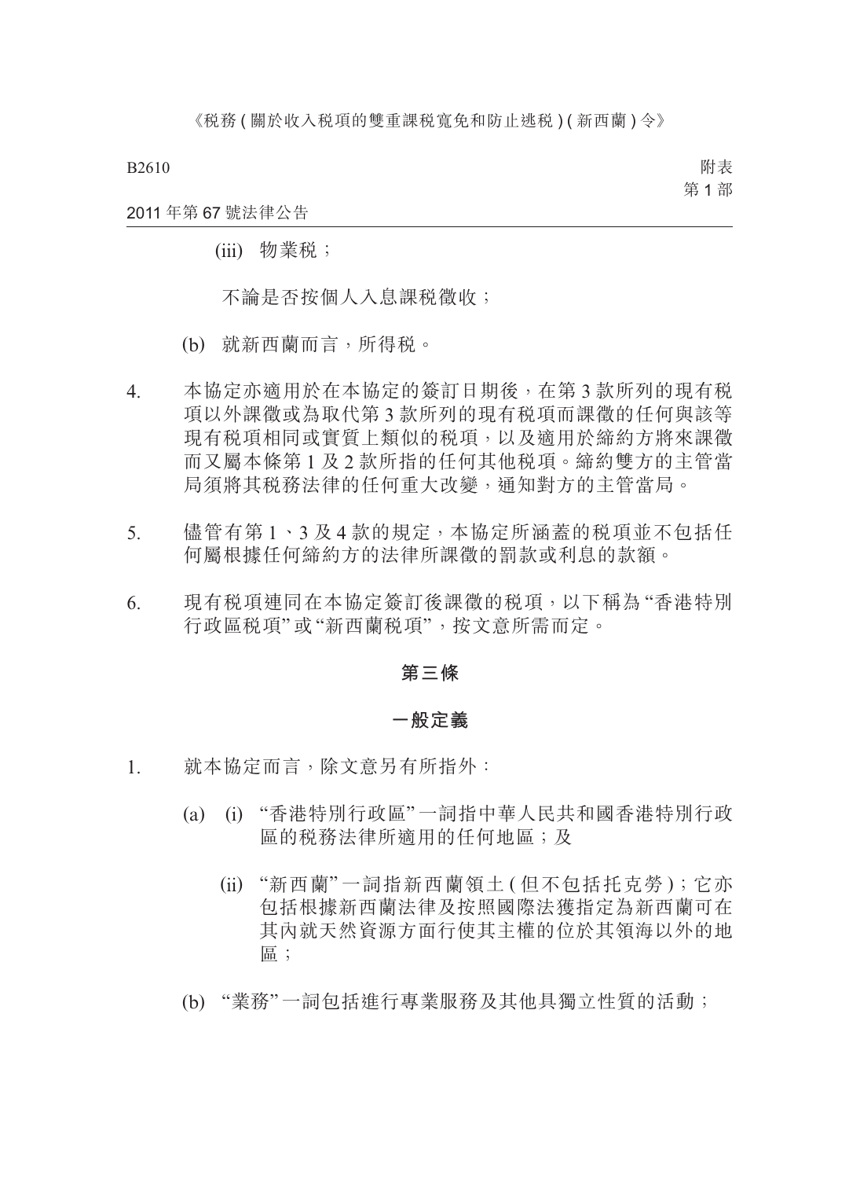(iii) 物業稅；

不論是否按個人入息課稅徵收；

(b) 就新西蘭而言，所得稅。

4. 本協定亦適用於在本協定的簽訂日期後，在第 3 款所列的現有稅項以外課徵或為取代第 3 款所列的現有稅項而課徵的任何與該等現有稅項相同或實質上類似的稅項，以及適用於締約方將來課徵而又屬本條第 1 及 2 款所指的任何其他稅項。締約雙方的主管當局須將其稅務法律的任何重大改變，通知對方的主管當局。

5. 儘管有第 1、3 及 4 款的規定，本協定所涵蓋的稅項並不包括任何屬根據任何締約方的法律所課徵的罰款或利息的款額。

6. 現有稅項連同在本協定簽訂後課徵的稅項，以下稱為“香港特別行政區稅項”或“新西蘭稅項”，按文意所需而定。

## 第三條

## 一般定義

1. 就本協定而言，除文意另有所指外：

(a) (i) “香港特別行政區”一詞指中華人民共和國香港特別行政區的稅務法律所適用的任何地區；及

(ii) “新西蘭”一詞指新西蘭領土 (但不包括托克勞)；它亦包括根據新西蘭法律及按照國際法獲指定為新西蘭可在其內就天然資源方面行使其主權的位於其領海以外的地區；

(b) “業務”一詞包括進行專業服務及其他具獨立性質的活動；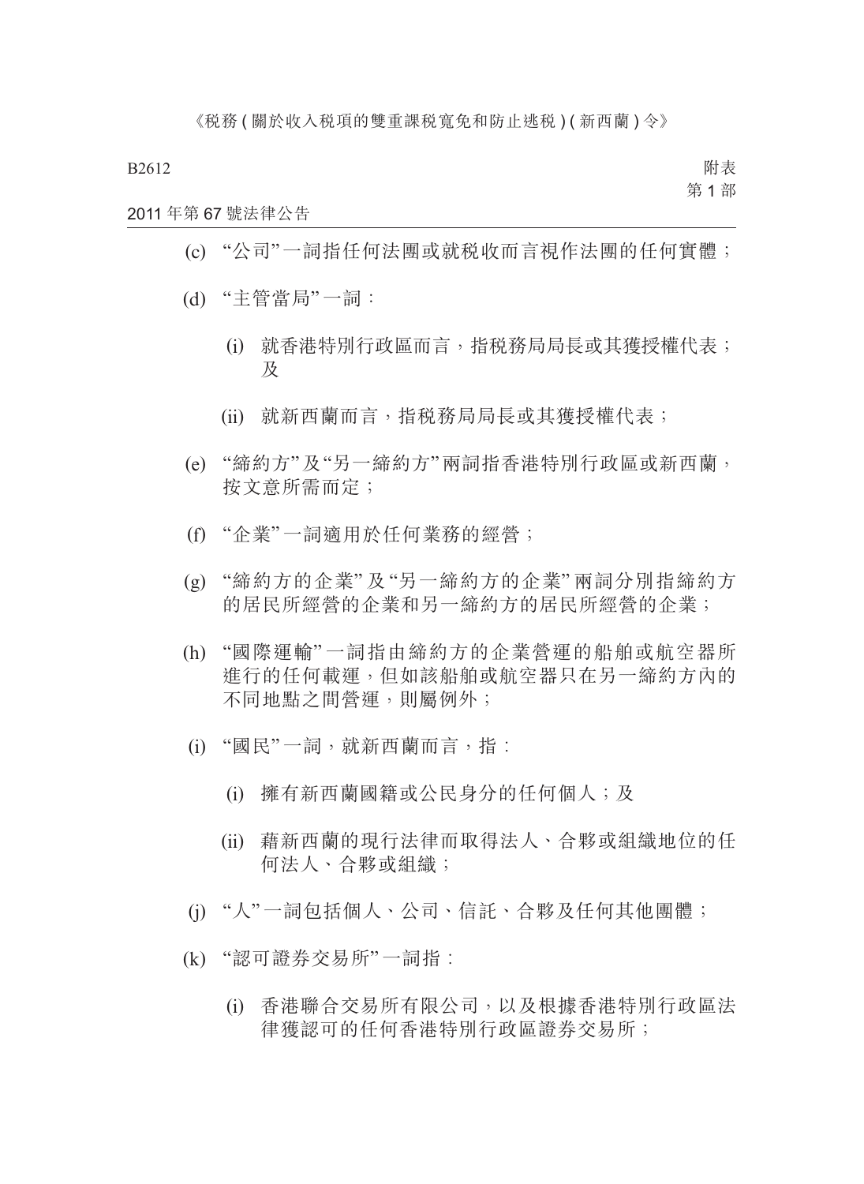(c) “公司”一詞指任何法團或就稅收而言視作法團的任何實體；

(d) “主管當局”一詞：

  (i) 就香港特別行政區而言，指稅務局局長或其獲授權代表；及

  (ii) 就新西蘭而言，指稅務局局長或其獲授權代表；

(e) “締約方”及“另一締約方”兩詞指香港特別行政區或新西蘭，按文意所需而定；

(f) “企業”一詞適用於任何業務的經營；

(g) “締約方的企業”及“另一締約方的企業”兩詞分別指締約方的居民所經營的企業和另一締約方的居民所經營的企業；

(h) “國際運輸”一詞指由締約方的企業營運的船舶或航空器所進行的任何載運，但如該船舶或航空器只在另一締約方內的不同地點之間營運，則屬例外；

(i) “國民”一詞，就新西蘭而言，指：

  (i) 擁有新西蘭國籍或公民身分的任何個人；及

  (ii) 藉新西蘭的現行法律而取得法人、合夥或組織地位的任何法人、合夥或組織；

(j) “人”一詞包括個人、公司、信託、合夥及任何其他團體；

(k) “認可證券交易所”一詞指：

  (i) 香港聯合交易所有限公司，以及根據香港特別行政區法律獲認可的任何香港特別行政區證券交易所；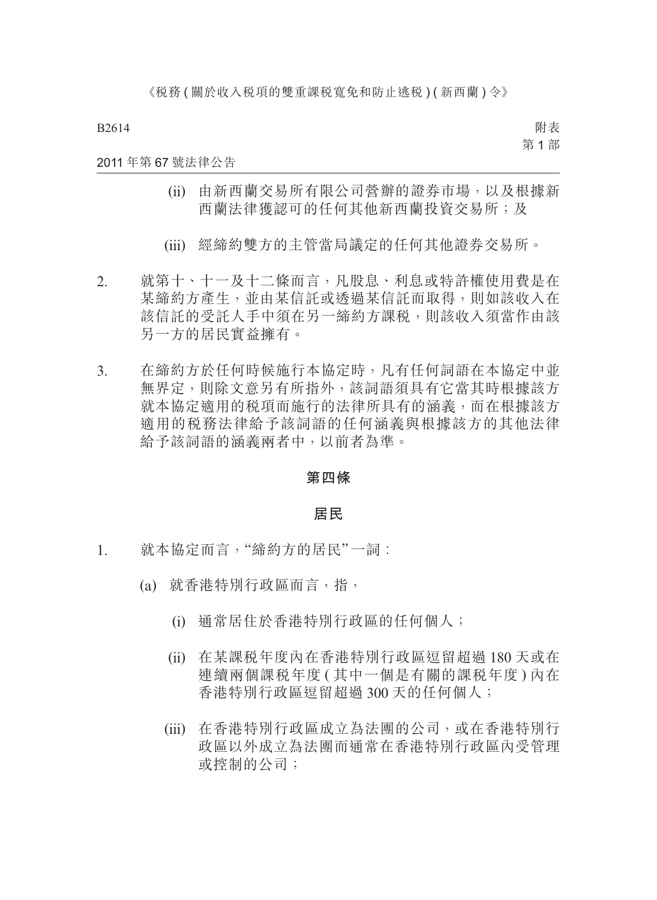(ii) 由新西蘭交易所有限公司營辦的證券市場，以及根據新西蘭法律獲認可的任何其他新西蘭投資交易所；及

(iii) 經締約雙方的主管當局議定的任何其他證券交易所。

2. 就第十、十一及十二條而言，凡股息、利息或特許權使用費是在某締約方產生，並由某信託或透過某信託而取得，則如該收入在該信託的受託人手中須在另一締約方課稅，則該收入須當作由該另一方的居民實益擁有。

3. 在締約方於任何時候施行本協定時，凡有任何詞語在本協定中並無界定，則除文意另有所指外，該詞語須具有它當其時根據該方就本協定適用的稅項而施行的法律所具有的涵義，而在根據該方適用的稅務法律給予該詞語的任何涵義與根據該方的其他法律給予該詞語的涵義兩者中，以前者為準。

**第四條**

**居民**

1. 就本協定而言，"締約方的居民"一詞：

(a) 就香港特別行政區而言，指，

(i) 通常居住於香港特別行政區的任何個人；

(ii) 在某課稅年度內在香港特別行政區逗留超過 180 天或在連續兩個課稅年度 (其中一個是有關的課稅年度) 內在香港特別行政區逗留超過 300 天的任何個人；

(iii) 在香港特別行政區成立為法團的公司，或在香港特別行政區以外成立為法團而通常在香港特別行政區內受管理或控制的公司；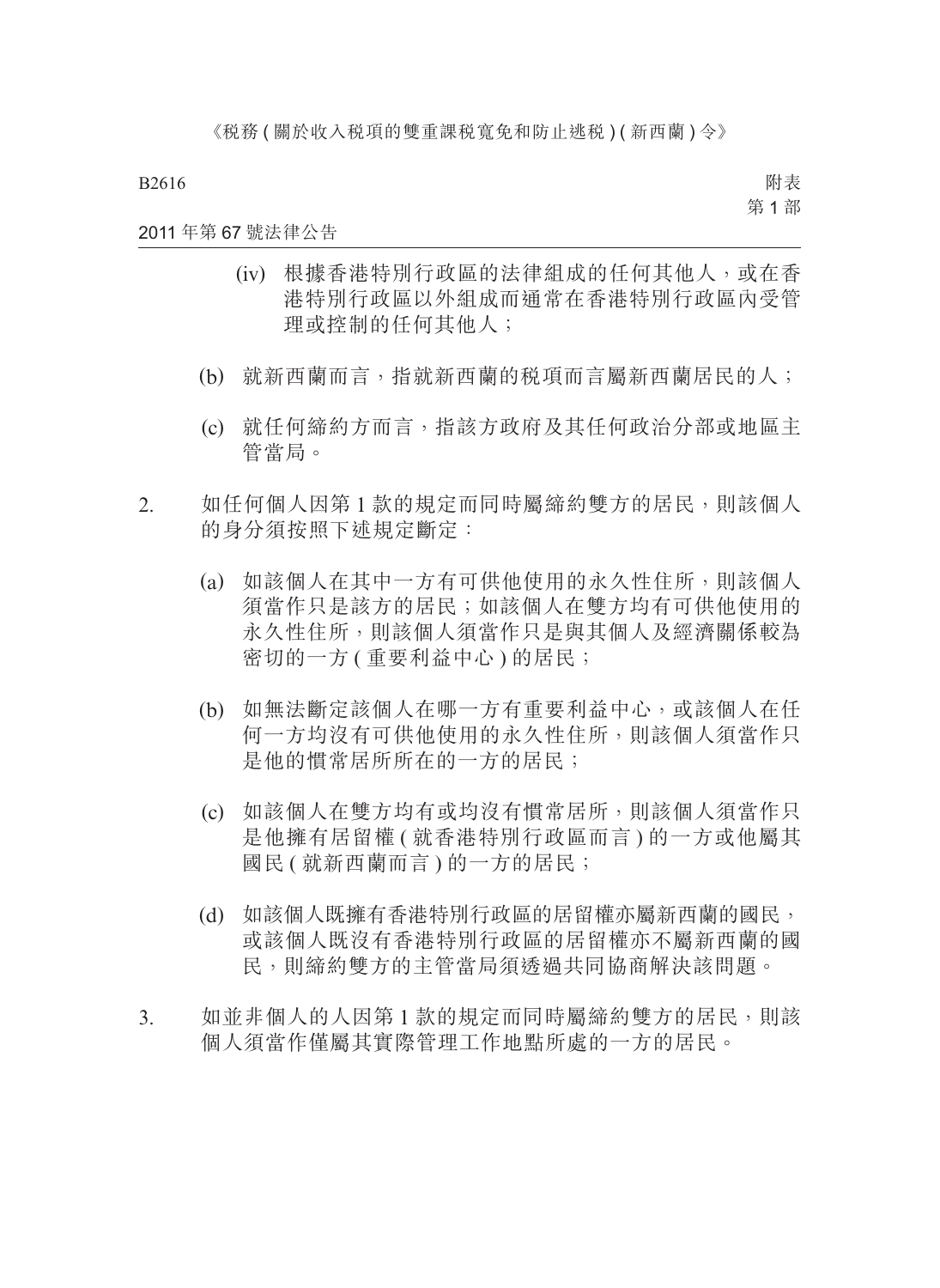(iv) 根據香港特別行政區的法律組成的任何其他人，或在香港特別行政區以外組成而通常在香港特別行政區內受管理或控制的任何其他人；

(b) 就新西蘭而言，指就新西蘭的稅項而言屬新西蘭居民的人；

(c) 就任何締約方而言，指該方政府及其任何政治分部或地區主管當局。

2. 如任何個人因第 1 款的規定而同時屬締約雙方的居民，則該個人的身分須按照下述規定斷定：

(a) 如該個人在其中一方有可供他使用的永久性住所，則該個人須當作只是該方的居民；如該個人在雙方均有可供他使用的永久性住所，則該個人須當作只是與其個人及經濟關係較為密切的一方 ( 重要利益中心 ) 的居民；

(b) 如無法斷定該個人在哪一方有重要利益中心，或該個人在任何一方均沒有可供他使用的永久性住所，則該個人須當作只是他的慣常居所所在的一方的居民；

(c) 如該個人在雙方均有或均沒有慣常居所，則該個人須當作只是他擁有居留權 ( 就香港特別行政區而言 ) 的一方或他屬其國民 ( 就新西蘭而言 ) 的一方的居民；

(d) 如該個人既擁有香港特別行政區的居留權亦屬新西蘭的國民，或該個人既沒有香港特別行政區的居留權亦不屬新西蘭的國民，則締約雙方的主管當局須透過共同協商解決該問題。

3. 如並非個人的人因第 1 款的規定而同時屬締約雙方的居民，則該個人須當作僅屬其實際管理工作地點所處的一方的居民。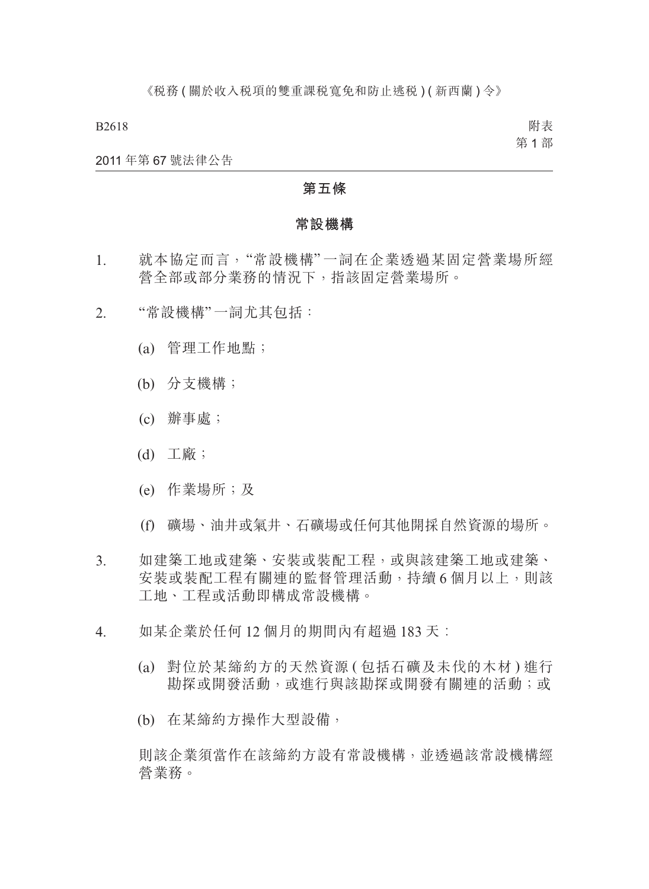## 第五條

## 常設機構

1. 就本協定而言，“常設機構”一詞在企業透過某固定營業場所經營全部或部分業務的情況下，指該固定營業場所。

2. “常設機構”一詞尤其包括：

   (a) 管理工作地點；

   (b) 分支機構；

   (c) 辦事處；

   (d) 工廠；

   (e) 作業場所；及

   (f) 礦場、油井或氣井、石礦場或任何其他開採自然資源的場所。

3. 如建築工地或建築、安裝或裝配工程，或與該建築工地或建築、安裝或裝配工程有關連的監督管理活動，持續 6 個月以上，則該工地、工程或活動即構成常設機構。

4. 如某企業於任何 12 個月的期間內有超過 183 天：

   (a) 對位於某締約方的天然資源 (包括石礦及未伐的木材) 進行勘探或開發活動，或進行與該勘探或開發有關連的活動；或

   (b) 在某締約方操作大型設備，

   則該企業須當作在該締約方設有常設機構，並透過該常設機構經營業務。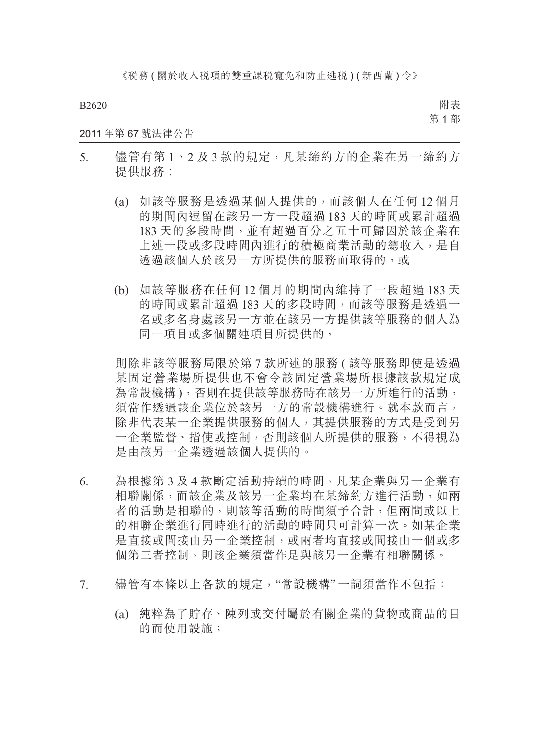5. 儘管有第 1、2 及 3 款的規定，凡某締約方的企業在另一締約方提供服務：

   (a) 如該等服務是透過某個人提供的，而該個人在任何 12 個月的期間內逗留在該另一方一段超過 183 天的時間或累計超過 183 天的多段時間，並有超過百分之五十可歸因於該企業在上述一段或多段時間內進行的積極商業活動的總收入，是自透過該個人於該另一方所提供的服務而取得的，或

   (b) 如該等服務在任何 12 個月的期間內維持了一段超過 183 天的時間或累計超過 183 天的多段時間，而該等服務是透過一名或多名身處該另一方並在該另一方提供該等服務的個人為同一項目或多個關連項目所提供的，

   則除非該等服務局限於第 7 款所述的服務 ( 該等服務即使是透過某固定營業場所提供也不會令該固定營業場所根據該款規定成為常設機構 )，否則在提供該等服務時在該另一方所進行的活動，須當作透過該企業位於該另一方的常設機構進行。就本款而言，除非代表某一企業提供服務的個人，其提供服務的方式是受到另一企業監督、指使或控制，否則該個人所提供的服務，不得視為是由該另一企業透過該個人提供的。

6. 為根據第 3 及 4 款斷定活動持續的時間，凡某企業與另一企業有相聯關係，而該企業及該另一企業均在某締約方進行活動，如兩者的活動是相聯的，則該等活動的時間須予合計，但兩間或以上的相聯企業進行同時進行的活動的時間只可計算一次。如某企業是直接或間接由另一企業控制，或兩者均直接或間接由一個或多個第三者控制，則該企業須當作是與該另一企業有相聯關係。

7. 儘管有本條以上各款的規定，“常設機構”一詞須當作不包括：

   (a) 純粹為了貯存、陳列或交付屬於有關企業的貨物或商品的目的而使用設施；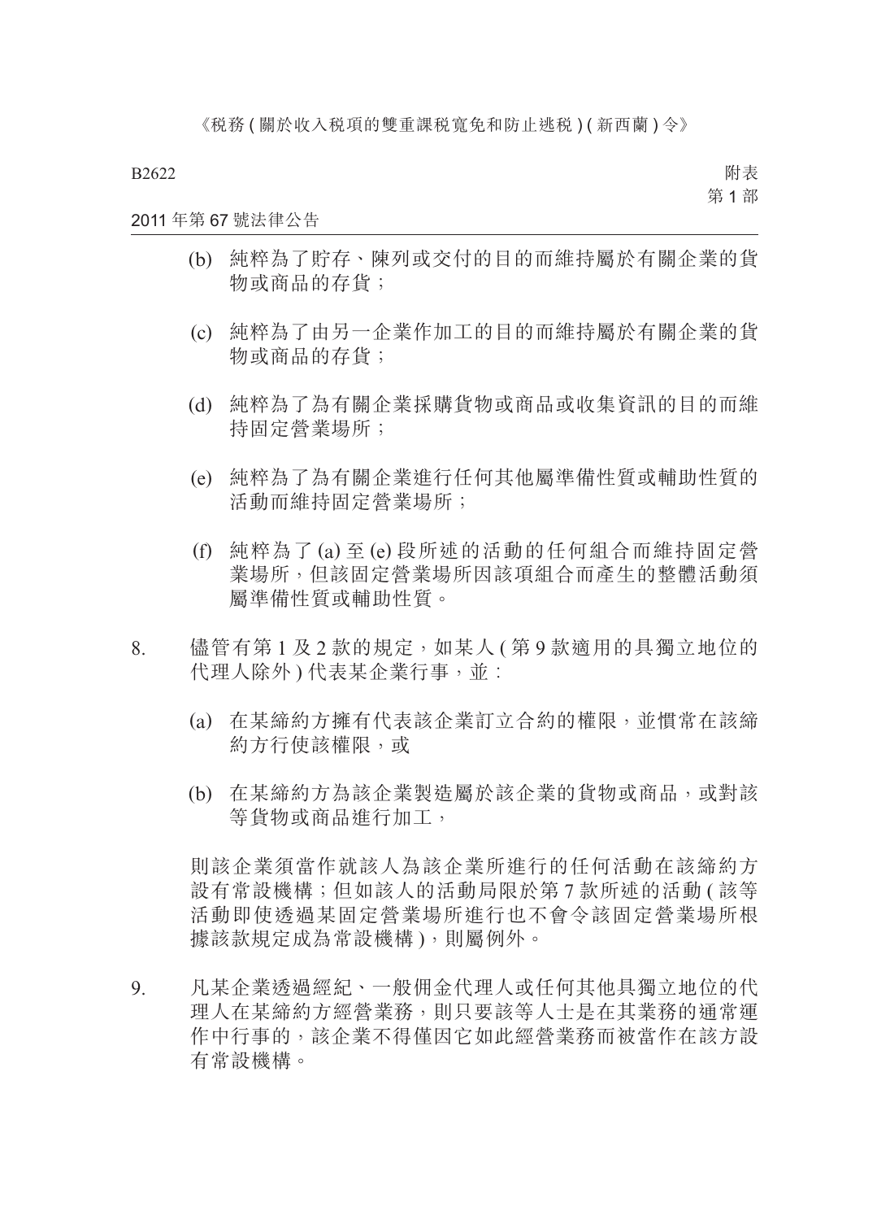(b) 純粹為了貯存、陳列或交付的目的而維持屬於有關企業的貨物或商品的存貨；

(c) 純粹為了由另一企業作加工的目的而維持屬於有關企業的貨物或商品的存貨；

(d) 純粹為了為有關企業採購貨物或商品或收集資訊的目的而維持固定營業場所；

(e) 純粹為了為有關企業進行任何其他屬準備性質或輔助性質的活動而維持固定營業場所；

(f) 純粹為了 (a) 至 (e) 段所述的活動的任何組合而維持固定營業場所，但該固定營業場所因該項組合而產生的整體活動須屬準備性質或輔助性質。

8. 儘管有第 1 及 2 款的規定，如某人 ( 第 9 款適用的具獨立地位的代理人除外 ) 代表某企業行事，並：

(a) 在某締約方擁有代表該企業訂立合約的權限，並慣常在該締約方行使該權限，或

(b) 在某締約方為該企業製造屬於該企業的貨物或商品，或對該等貨物或商品進行加工，

則該企業須當作就該人為該企業所進行的任何活動在該締約方設有常設機構；但如該人的活動局限於第 7 款所述的活動 ( 該等活動即使透過某固定營業場所進行也不會令該固定營業場所根據該款規定成為常設機構 )，則屬例外。

9. 凡某企業透過經紀、一般佣金代理人或任何其他具獨立地位的代理人在某締約方經營業務，則只要該等人士是在其業務的通常運作中行事的，該企業不得僅因它如此經營業務而被當作在該方設有常設機構。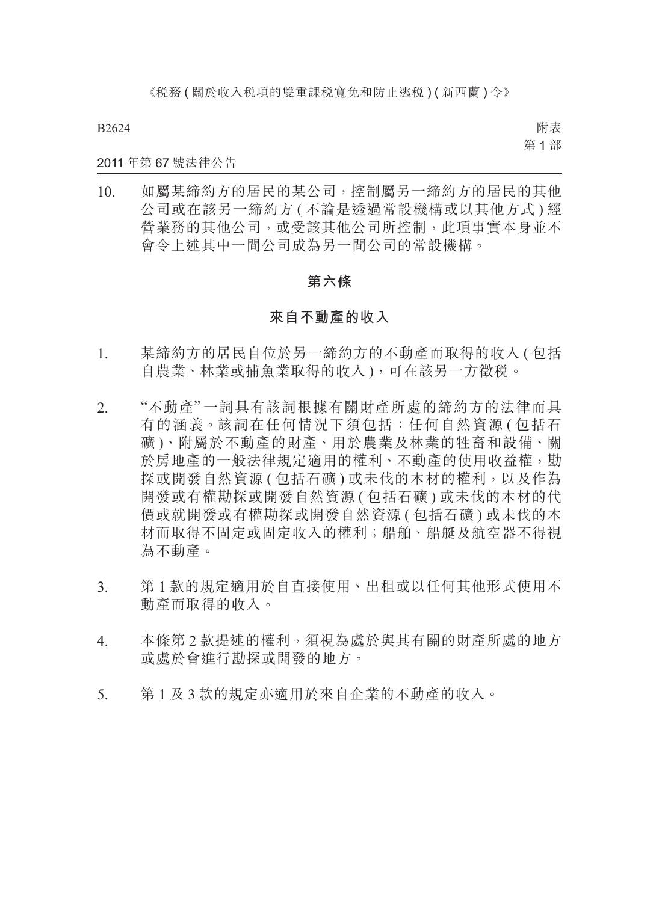10. 如屬某締約方的居民的某公司，控制屬另一締約方的居民的其他公司或在該另一締約方 ( 不論是透過常設機構或以其他方式 ) 經營業務的其他公司，或受該其他公司所控制，此項事實本身並不會令上述其中一間公司成為另一間公司的常設機構。

## 第六條

## 來自不動產的收入

1. 某締約方的居民自位於另一締約方的不動產而取得的收入 ( 包括自農業、林業或捕魚業取得的收入 )，可在該另一方徵稅。

2. “不動產”一詞具有該詞根據有關財產所處的締約方的法律而具有的涵義。該詞在任何情況下須包括：任何自然資源 ( 包括石礦 )、附屬於不動產的財產、用於農業及林業的牲畜和設備、關於房地產的一般法律規定適用的權利、不動產的使用收益權，勘探或開發自然資源 ( 包括石礦 ) 或未伐的木材的權利，以及作為開發或有權勘探或開發自然資源 ( 包括石礦 ) 或未伐的木材的代價或就開發或有權勘探或開發自然資源 ( 包括石礦 ) 或未伐的木材而取得不固定或固定收入的權利；船舶、船艇及航空器不得視為不動產。

3. 第 1 款的規定適用於自直接使用、出租或以任何其他形式使用不動產而取得的收入。

4. 本條第 2 款提述的權利，須視為處於與其有關的財產所處的地方或處於會進行勘探或開發的地方。

5. 第 1 及 3 款的規定亦適用於來自企業的不動產的收入。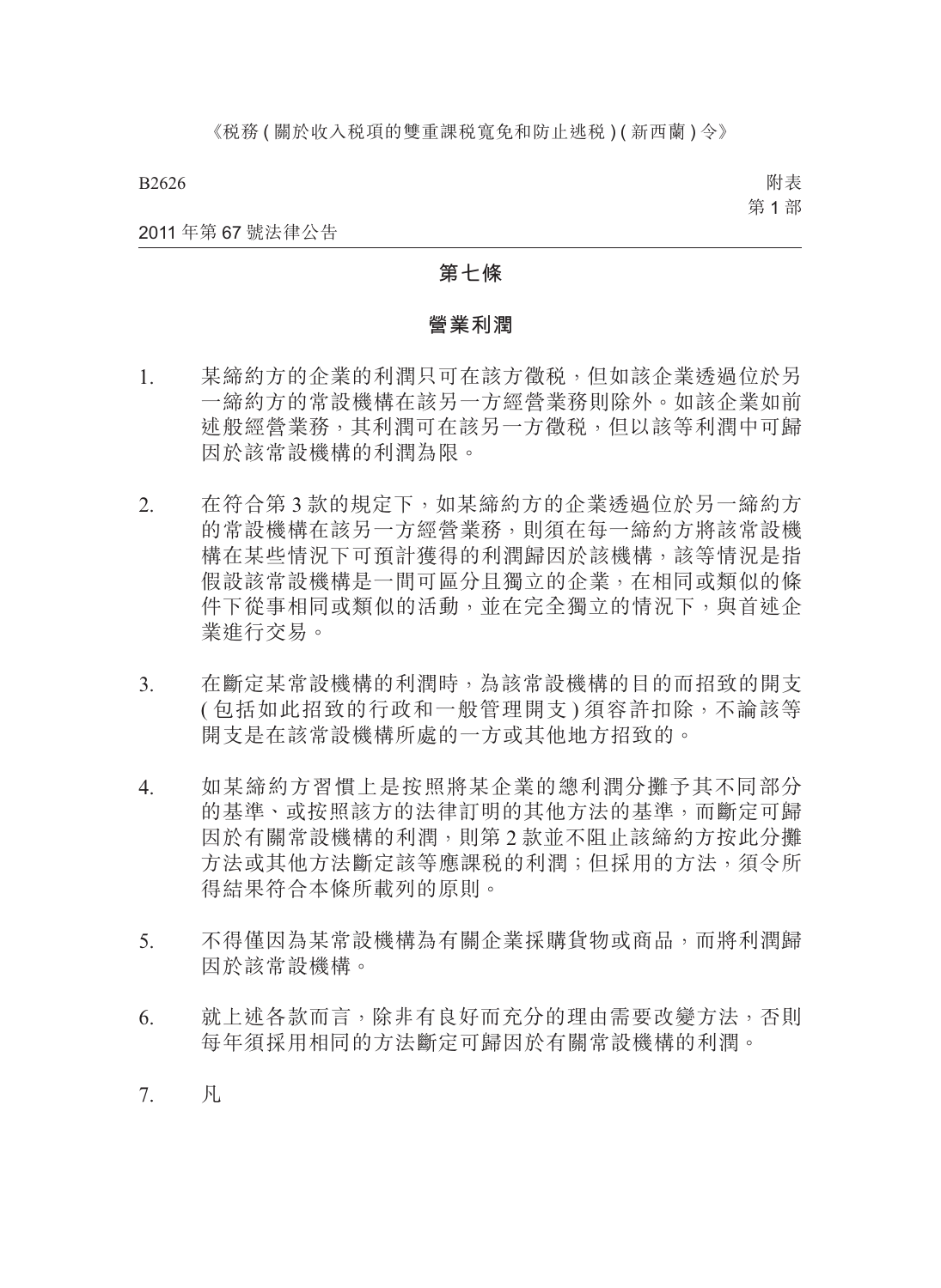## 第七條

## 營業利潤

1. 某締約方的企業的利潤只可在該方徵稅，但如該企業透過位於另一締約方的常設機構在該另一方經營業務則除外。如該企業如前述般經營業務，其利潤可在該另一方徵稅，但以該等利潤中可歸因於該常設機構的利潤為限。

2. 在符合第 3 款的規定下，如某締約方的企業透過位於另一締約方的常設機構在該另一方經營業務，則須在每一締約方將該常設機構在某些情況下可預計獲得的利潤歸因於該機構，該等情況是指假設該常設機構是一間可區分且獨立的企業，在相同或類似的條件下從事相同或類似的活動，並在完全獨立的情況下，與首述企業進行交易。

3. 在斷定某常設機構的利潤時，為該常設機構的目的而招致的開支 (包括如此招致的行政和一般管理開支) 須容許扣除，不論該等開支是在該常設機構所處的一方或其他地方招致的。

4. 如某締約方習慣上是按照將某企業的總利潤分攤予其不同部分的基準、或按照該方的法律訂明的其他方法的基準，而斷定可歸因於有關常設機構的利潤，則第 2 款並不阻止該締約方按此分攤方法或其他方法斷定該等應課稅的利潤；但採用的方法，須令所得結果符合本條所載列的原則。

5. 不得僅因為某常設機構為有關企業採購貨物或商品，而將利潤歸因於該常設機構。

6. 就上述各款而言，除非有良好而充分的理由需要改變方法，否則每年須採用相同的方法斷定可歸因於有關常設機構的利潤。

7. 凡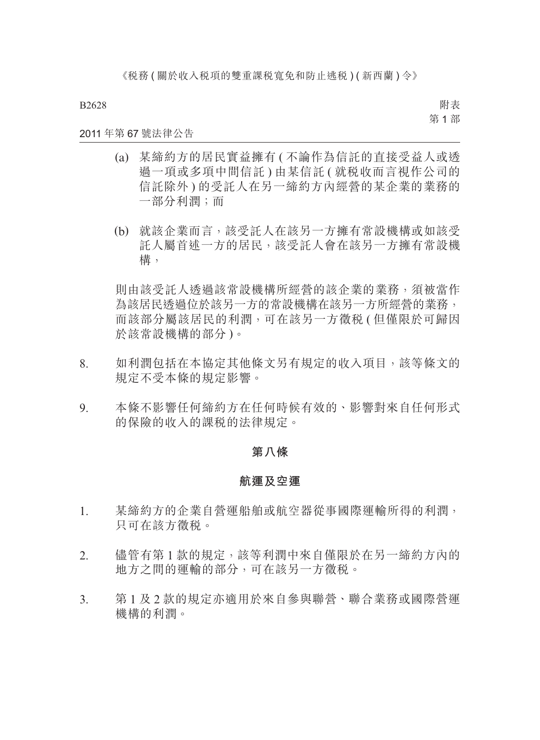(a) 某締約方的居民實益擁有 ( 不論作為信託的直接受益人或透過一項或多項中間信託 ) 由某信託 ( 就稅收而言視作公司的信託除外 ) 的受託人在另一締約方內經營的某企業的業務的一部分利潤；而

(b) 就該企業而言，該受託人在該另一方擁有常設機構或如該受託人屬首述一方的居民，該受託人會在該另一方擁有常設機構，

則由該受託人透過該常設機構所經營的該企業的業務，須被當作為該居民透過位於該另一方的常設機構在該另一方所經營的業務，而該部分屬該居民的利潤，可在該另一方徵稅 ( 但僅限於可歸因於該常設機構的部分 )。

8. 如利潤包括在本協定其他條文另有規定的收入項目，該等條文的規定不受本條的規定影響。

9. 本條不影響任何締約方在任何時候有效的、影響對來自任何形式的保險的收入的課稅的法律規定。

## 第八條

## 航運及空運

1. 某締約方的企業自營運船舶或航空器從事國際運輸所得的利潤，只可在該方徵稅。

2. 儘管有第 1 款的規定，該等利潤中來自僅限於在另一締約方內的地方之間的運輸的部分，可在該另一方徵稅。

3. 第 1 及 2 款的規定亦適用於來自參與聯營、聯合業務或國際營運機構的利潤。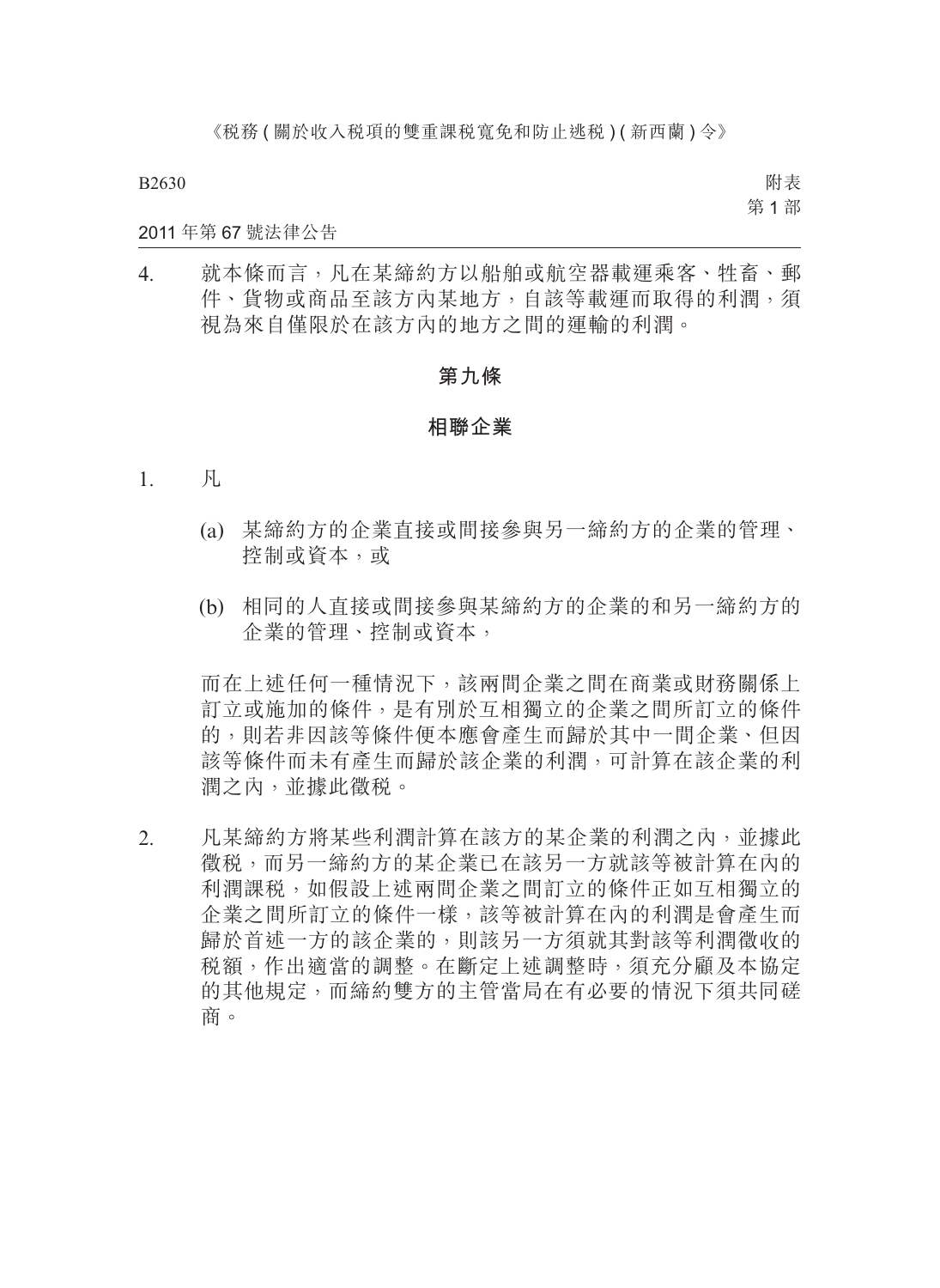4. 就本條而言，凡在某締約方以船舶或航空器載運乘客、牲畜、郵件、貨物或商品至該方內某地方，自該等載運而取得的利潤，須視為來自僅限於在該方內的地方之間的運輸的利潤。

## 第九條

## 相聯企業

1. 凡

   (a) 某締約方的企業直接或間接參與另一締約方的企業的管理、控制或資本，或

   (b) 相同的人直接或間接參與某締約方的企業的和另一締約方的企業的管理、控制或資本，

   而在上述任何一種情況下，該兩間企業之間在商業或財務關係上訂立或施加的條件，是有別於互相獨立的企業之間所訂立的條件的，則若非因該等條件便本應會產生而歸於其中一間企業、但因該等條件而未有產生而歸於該企業的利潤，可計算在該企業的利潤之內，並據此徵稅。

2. 凡某締約方將某些利潤計算在該方的某企業的利潤之內，並據此徵稅，而另一締約方的某企業已在該另一方就該等被計算在內的利潤課稅，如假設上述兩間企業之間訂立的條件正如互相獨立的企業之間所訂立的條件一樣，該等被計算在內的利潤是會產生而歸於首述一方的該企業的，則該另一方須就其對該等利潤徵收的稅額，作出適當的調整。在斷定上述調整時，須充分顧及本協定的其他規定，而締約雙方的主管當局在有必要的情況下須共同磋商。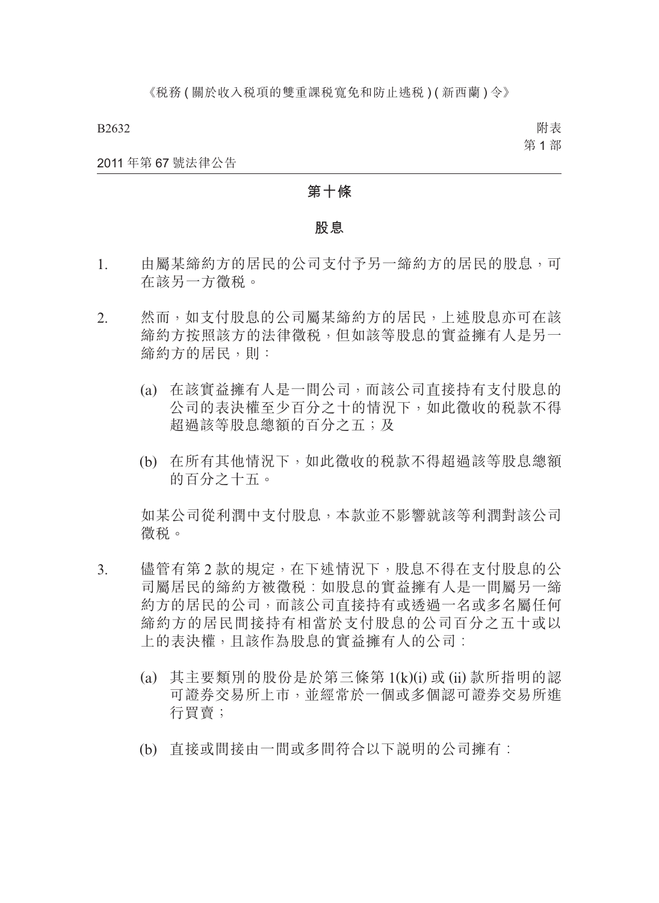## 第十條

## 股息

1. 由屬某締約方的居民的公司支付予另一締約方的居民的股息，可在該另一方徵稅。

2. 然而，如支付股息的公司屬某締約方的居民，上述股息亦可在該締約方按照該方的法律徵稅，但如該等股息的實益擁有人是另一締約方的居民，則：

   (a) 在該實益擁有人是一間公司，而該公司直接持有支付股息的公司的表決權至少百分之十的情況下，如此徵收的稅款不得超過該等股息總額的百分之五；及

   (b) 在所有其他情況下，如此徵收的稅款不得超過該等股息總額的百分之十五。

   如某公司從利潤中支付股息，本款並不影響就該等利潤對該公司徵稅。

3. 儘管有第 2 款的規定，在下述情況下，股息不得在支付股息的公司屬居民的締約方被徵稅：如股息的實益擁有人是一間屬另一締約方的居民的公司，而該公司直接持有或透過一名或多名屬任何締約方的居民間接持有相當於支付股息的公司百分之五十或以上的表決權，且該作為股息的實益擁有人的公司：

   (a) 其主要類別的股份是於第三條第 1(k)(i) 或 (ii) 款所指明的認可證券交易所上市，並經常於一個或多個認可證券交易所進行買賣；

   (b) 直接或間接由一間或多間符合以下說明的公司擁有：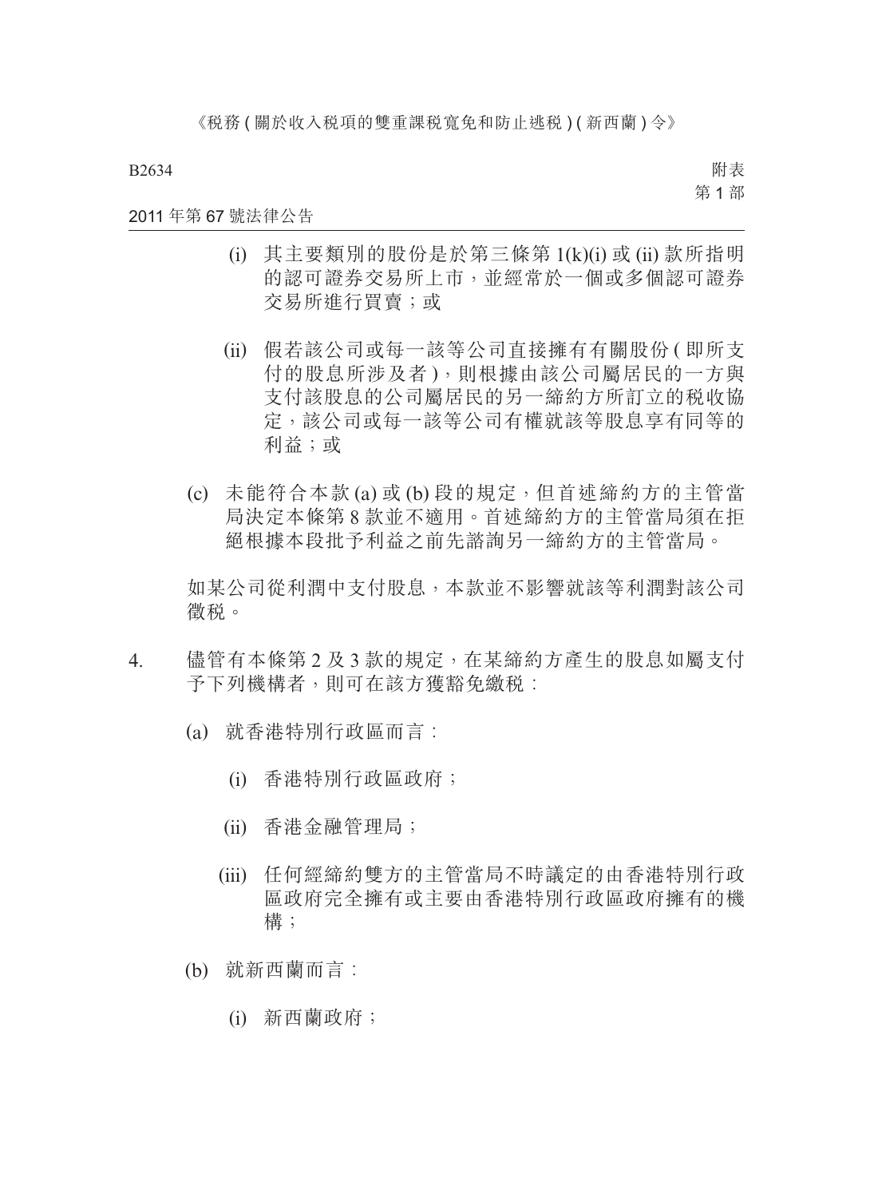(i) 其主要類別的股份是於第三條第 1(k)(i) 或 (ii) 款所指明的認可證券交易所上市，並經常於一個或多個認可證券交易所進行買賣；或

(ii) 假若該公司或每一該等公司直接擁有有關股份 ( 即所支付的股息所涉及者 )，則根據由該公司屬居民的一方與支付該股息的公司屬居民的另一締約方所訂立的稅收協定，該公司或每一該等公司有權就該等股息享有同等的利益；或

(c) 未能符合本款 (a) 或 (b) 段的規定，但首述締約方的主管當局決定本條第 8 款並不適用。首述締約方的主管當局須在拒絕根據本段批予利益之前先諮詢另一締約方的主管當局。

如某公司從利潤中支付股息，本款並不影響就該等利潤對該公司徵稅。

4. 儘管有本條第 2 及 3 款的規定，在某締約方產生的股息如屬支付予下列機構者，則可在該方獲豁免繳稅：

(a) 就香港特別行政區而言：

(i) 香港特別行政區政府；

(ii) 香港金融管理局；

(iii) 任何經締約雙方的主管當局不時議定的由香港特別行政區政府完全擁有或主要由香港特別行政區政府擁有的機構；

(b) 就新西蘭而言：

(i) 新西蘭政府；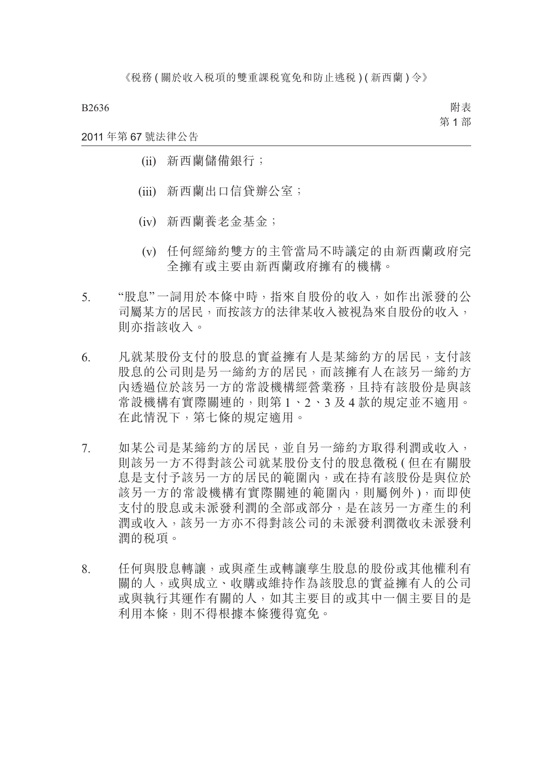(ii) 新西蘭儲備銀行；

(iii) 新西蘭出口信貸辦公室；

(iv) 新西蘭養老金基金；

(v) 任何經締約雙方的主管當局不時議定的由新西蘭政府完全擁有或主要由新西蘭政府擁有的機構。

5. "股息"一詞用於本條中時，指來自股份的收入，如作出派發的公司屬某方的居民，而按該方的法律某收入被視為來自股份的收入，則亦指該收入。

6. 凡就某股份支付的股息的實益擁有人是某締約方的居民，支付該股息的公司則是另一締約方的居民，而該擁有人在該另一締約方內透過位於該另一方的常設機構經營業務，且持有該股份是與該常設機構有實際關連的，則第 1、2、3 及 4 款的規定並不適用。在此情況下，第七條的規定適用。

7. 如某公司是某締約方的居民，並自另一締約方取得利潤或收入，則該另一方不得對該公司就某股份支付的股息徵稅 (但在有關股息是支付予該另一方的居民的範圍內，或在持有該股份是與位於該另一方的常設機構有實際關連的範圍內，則屬例外)，而即使支付的股息或未派發利潤的全部或部分，是在該另一方產生的利潤或收入，該另一方亦不得對該公司的未派發利潤徵收未派發利潤的稅項。

8. 任何與股息轉讓，或與產生或轉讓孳生股息的股份或其他權利有關的人，或與成立、收購或維持作為該股息的實益擁有人的公司或與執行其運作有關的人，如其主要目的或其中一個主要目的是利用本條，則不得根據本條獲得寬免。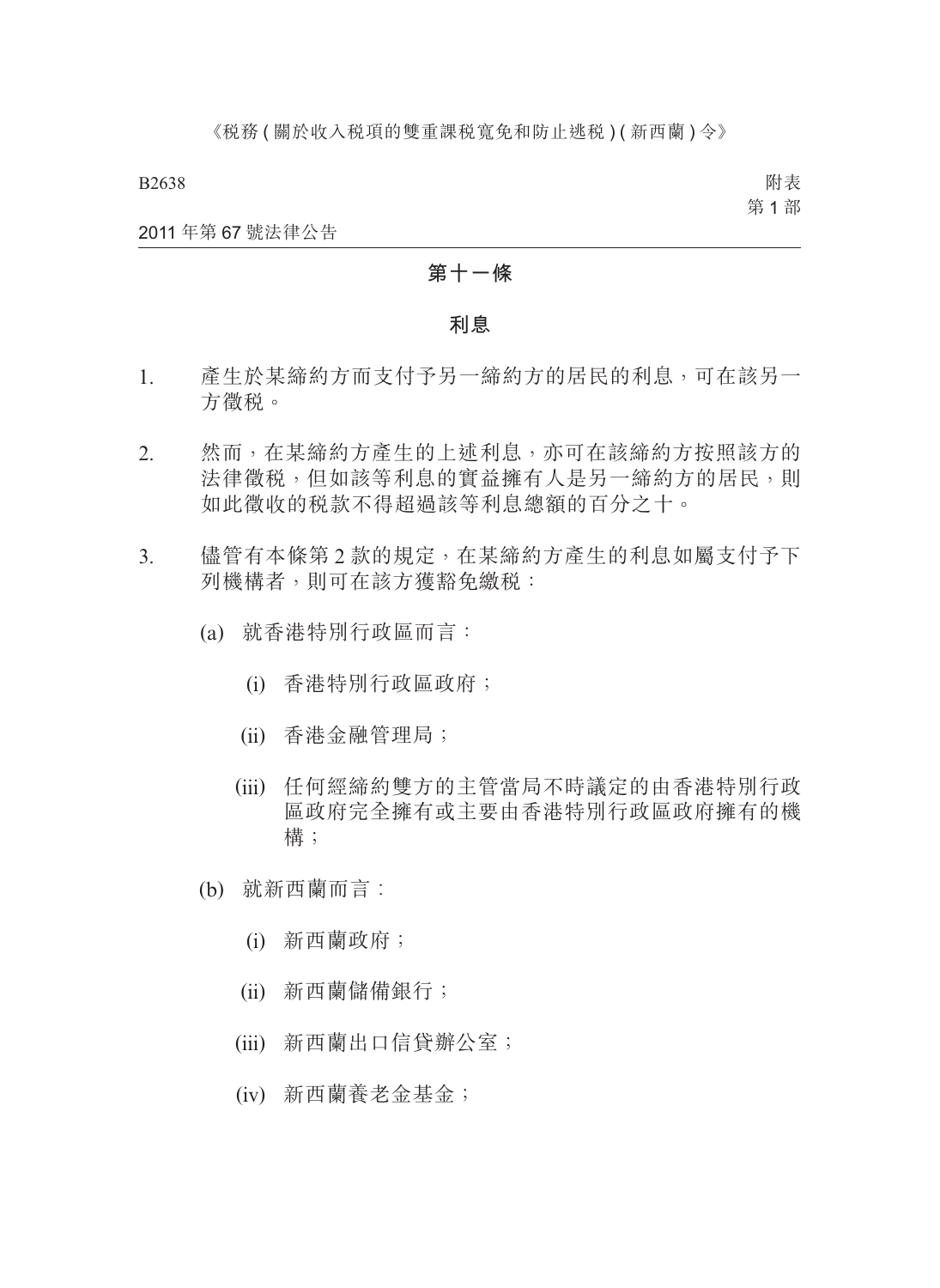## 第十一條

### 利息

1. 產生於某締約方而支付予另一締約方的居民的利息，可在該另一方徵稅。

2. 然而，在某締約方產生的上述利息，亦可在該締約方按照該方的法律徵稅，但如該等利息的實益擁有人是另一締約方的居民，則如此徵收的稅款不得超過該等利息總額的百分之十。

3. 儘管有本條第 2 款的規定，在某締約方產生的利息如屬支付予下列機構者，則可在該方獲豁免繳稅：

   (a) 就香港特別行政區而言：

      (i) 香港特別行政區政府；

      (ii) 香港金融管理局；

      (iii) 任何經締約雙方的主管當局不時議定的由香港特別行政區政府完全擁有或主要由香港特別行政區政府擁有的機構；

   (b) 就新西蘭而言：

      (i) 新西蘭政府；

      (ii) 新西蘭儲備銀行；

      (iii) 新西蘭出口信貸辦公室；

      (iv) 新西蘭養老金基金；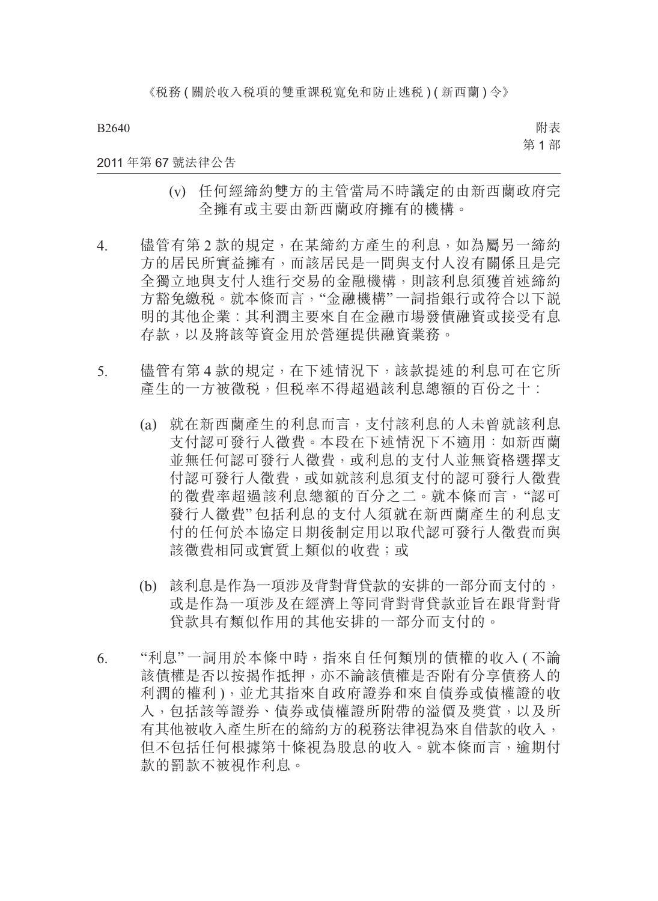(v) 任何經締約雙方的主管當局不時議定的由新西蘭政府完全擁有或主要由新西蘭政府擁有的機構。

4. 儘管有第 2 款的規定，在某締約方產生的利息，如為屬另一締約方的居民所實益擁有，而該居民是一間與支付人沒有關係且是完全獨立地與支付人進行交易的金融機構，則該利息須獲首述締約方豁免繳稅。就本條而言，"金融機構"一詞指銀行或符合以下說明的其他企業：其利潤主要來自在金融市場發債融資或接受有息存款，以及將該等資金用於營運提供融資業務。

5. 儘管有第 4 款的規定，在下述情況下，該款提述的利息可在它所產生的一方被徵稅，但稅率不得超過該利息總額的百份之十：

   (a) 就在新西蘭產生的利息而言，支付該利息的人未曾就該利息支付認可發行人徵費。本段在下述情況下不適用：如新西蘭並無任何認可發行人徵費，或利息的支付人並無資格選擇支付認可發行人徵費，或如就該利息須支付的認可發行人徵費的徵費率超過該利息總額的百分之二。就本條而言，"認可發行人徵費"包括利息的支付人須就在新西蘭產生的利息支付的任何於本協定日期後制定用以取代認可發行人徵費而與該徵費相同或實質上類似的收費；或

   (b) 該利息是作為一項涉及背對背貸款的安排的一部分而支付的，或是作為一項涉及在經濟上等同背對背貸款並旨在跟背對背貸款具有類似作用的其他安排的一部分而支付的。

6. "利息"一詞用於本條中時，指來自任何類別的債權的收入 (不論該債權是否以按揭作抵押，亦不論該債權是否附有分享債務人的利潤的權利)，並尤其指來自政府證券和來自債券或債權證的收入，包括該等證券、債券或債權證所附帶的溢價及獎賞，以及所有其他被收入產生所在的締約方的稅務法律視為來自借款的收入，但不包括任何根據第十條視為股息的收入。就本條而言，逾期付款的罰款不被視作利息。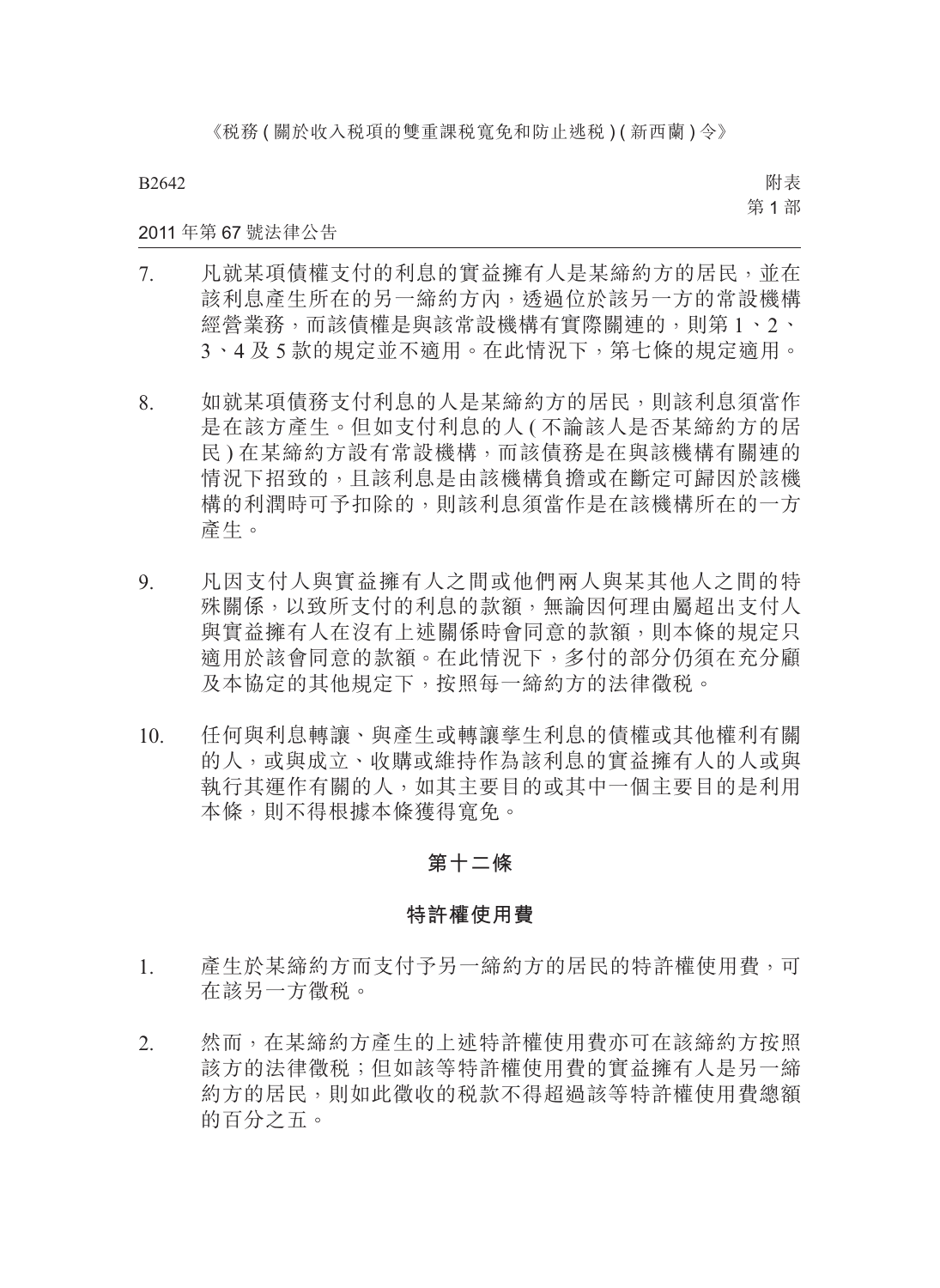7. 凡就某項債權支付的利息的實益擁有人是某締約方的居民，並在該利息產生所在的另一締約方內，透過位於該另一方的常設機構經營業務，而該債權是與該常設機構有實際關連的，則第 1、2、3、4 及 5 款的規定並不適用。在此情況下，第七條的規定適用。

8. 如就某項債務支付利息的人是某締約方的居民，則該利息須當作是在該方產生。但如支付利息的人 (不論該人是否某締約方的居民) 在某締約方設有常設機構，而該債務是在與該機構有關連的情況下招致的，且該利息是由該機構負擔或在斷定可歸因於該機構的利潤時可予扣除的，則該利息須當作是在該機構所在的一方產生。

9. 凡因支付人與實益擁有人之間或他們兩人與某其他人之間的特殊關係，以致所支付的利息的款額，無論因何理由屬超出支付人與實益擁有人在沒有上述關係時會同意的款額，則本條的規定只適用於該會同意的款額。在此情況下，多付的部分仍須在充分顧及本協定的其他規定下，按照每一締約方的法律徵稅。

10. 任何與利息轉讓、與產生或轉讓孳生利息的債權或其他權利有關的人，或與成立、收購或維持作為該利息的實益擁有人的人或與執行其運作有關的人，如其主要目的或其中一個主要目的是利用本條，則不得根據本條獲得寬免。

## 第十二條

## 特許權使用費

1. 產生於某締約方而支付予另一締約方的居民的特許權使用費，可在該另一方徵稅。

2. 然而，在某締約方產生的上述特許權使用費亦可在該締約方按照該方的法律徵稅；但如該等特許權使用費的實益擁有人是另一締約方的居民，則如此徵收的稅款不得超過該等特許權使用費總額的百分之五。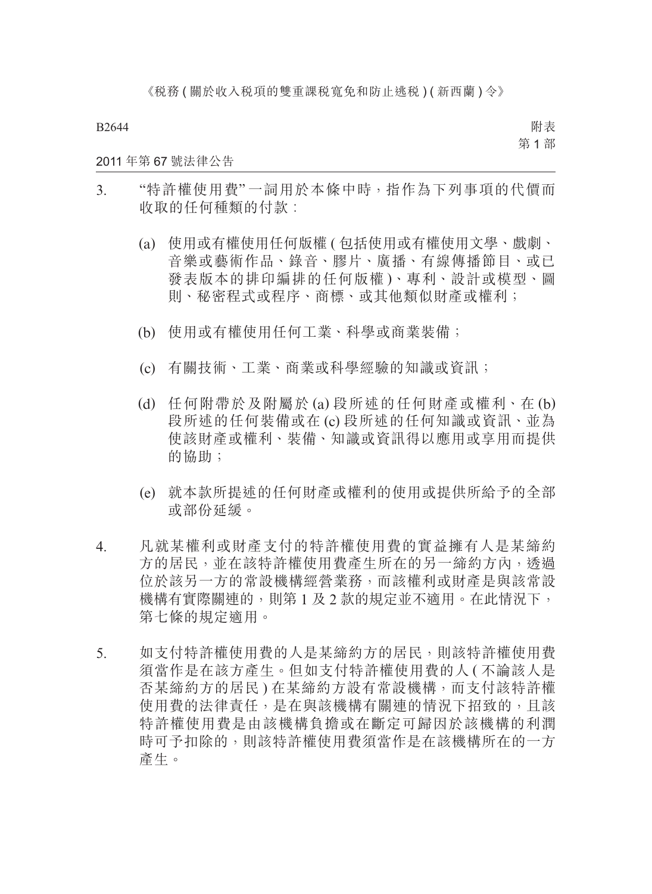3. “特許權使用費”一詞用於本條中時，指作為下列事項的代價而收取的任何種類的付款：

   (a) 使用或有權使用任何版權 ( 包括使用或有權使用文學、戲劇、音樂或藝術作品、錄音、膠片、廣播、有線傳播節目、或已發表版本的排印編排的任何版權 )、專利、設計或模型、圖則、秘密程式或程序、商標、或其他類似財產或權利；

   (b) 使用或有權使用任何工業、科學或商業裝備；

   (c) 有關技術、工業、商業或科學經驗的知識或資訊；

   (d) 任何附帶於及附屬於 (a) 段所述的任何財產或權利、在 (b) 段所述的任何裝備或在 (c) 段所述的任何知識或資訊、並為使該財產或權利、裝備、知識或資訊得以應用或享用而提供的協助；

   (e) 就本款所提述的任何財產或權利的使用或提供所給予的全部或部份延緩。

4. 凡就某權利或財產支付的特許權使用費的實益擁有人是某締約方的居民，並在該特許權使用費產生所在的另一締約方內，透過位於該另一方的常設機構經營業務，而該權利或財產是與該常設機構有實際關連的，則第 1 及 2 款的規定並不適用。在此情況下，第七條的規定適用。

5. 如支付特許權使用費的人是某締約方的居民，則該特許權使用費須當作是在該方產生。但如支付特許權使用費的人 ( 不論該人是否某締約方的居民 ) 在某締約方設有常設機構，而支付該特許權使用費的法律責任，是在與該機構有關連的情況下招致的，且該特許權使用費是由該機構負擔或在斷定可歸因於該機構的利潤時可予扣除的，則該特許權使用費須當作是在該機構所在的一方產生。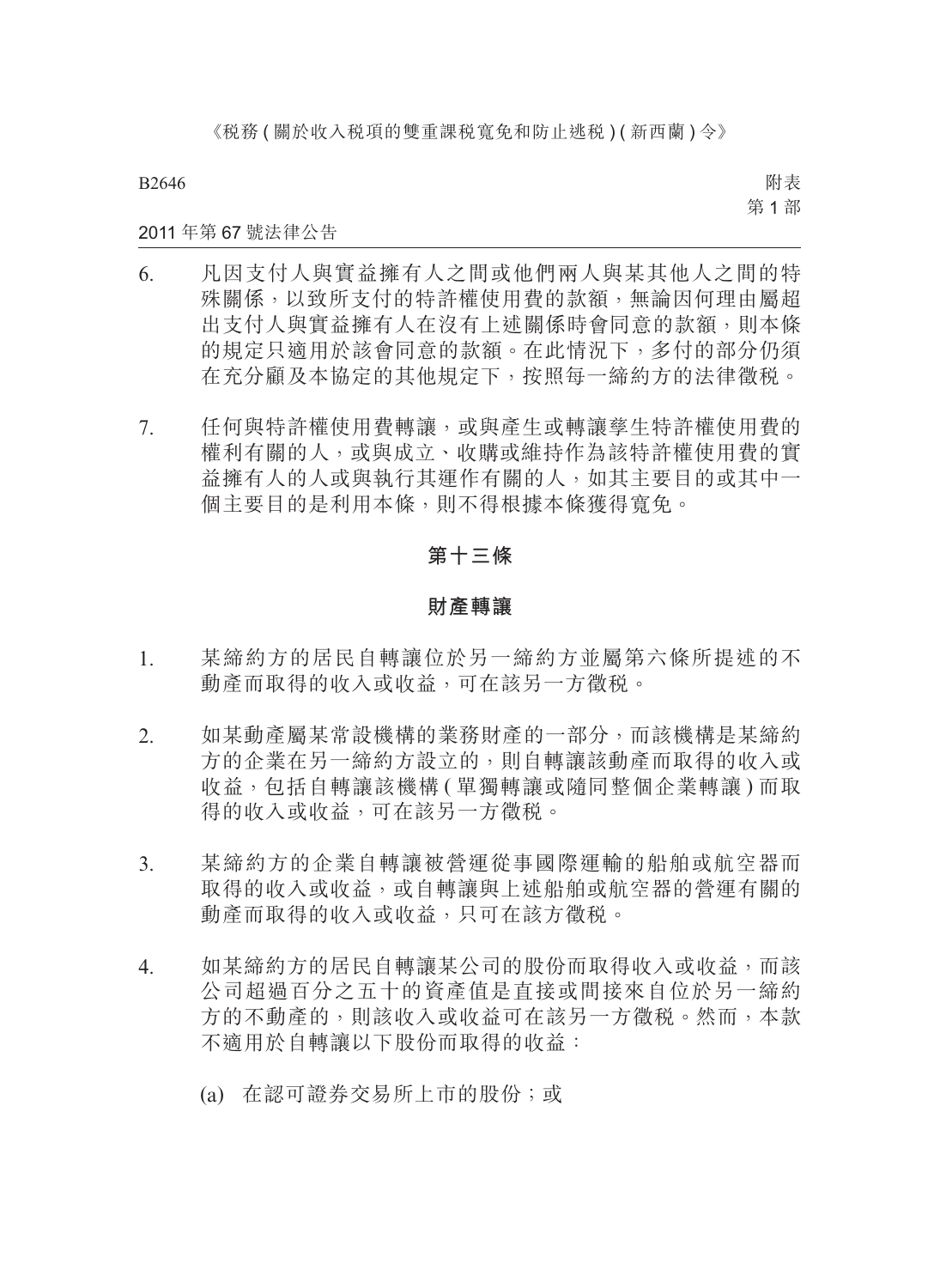6. 凡因支付人與實益擁有人之間或他們兩人與某其他人之間的特殊關係，以致所支付的特許權使用費的款額，無論因何理由屬超出支付人與實益擁有人在沒有上述關係時會同意的款額，則本條的規定只適用於該會同意的款額。在此情況下，多付的部分仍須在充分顧及本協定的其他規定下，按照每一締約方的法律徵稅。

7. 任何與特許權使用費轉讓，或與產生或轉讓孳生特許權使用費的權利有關的人，或與成立、收購或維持作為該特許權使用費的實益擁有人的人或與執行其運作有關的人，如其主要目的或其中一個主要目的是利用本條，則不得根據本條獲得寬免。

### 第十三條

### 財產轉讓

1. 某締約方的居民自轉讓位於另一締約方並屬第六條所提述的不動產而取得的收入或收益，可在該另一方徵稅。

2. 如某動產屬某常設機構的業務財產的一部分，而該機構是某締約方的企業在另一締約方設立的，則自轉讓該動產而取得的收入或收益，包括自轉讓該機構(單獨轉讓或隨同整個企業轉讓)而取得的收入或收益，可在該另一方徵稅。

3. 某締約方的企業自轉讓被營運從事國際運輸的船舶或航空器而取得的收入或收益，或自轉讓與上述船舶或航空器的營運有關的動產而取得的收入或收益，只可在該方徵稅。

4. 如某締約方的居民自轉讓某公司的股份而取得收入或收益，而該公司超過百分之五十的資產值是直接或間接來自位於另一締約方的不動產的，則該收入或收益可在該另一方徵稅。然而，本款不適用於自轉讓以下股份而取得的收益：

    (a) 在認可證券交易所上市的股份；或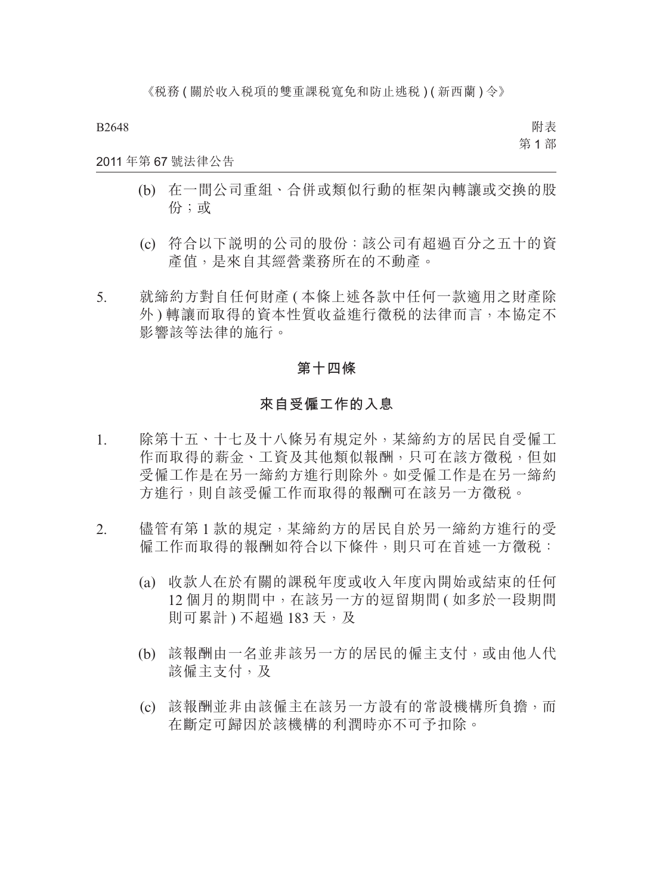(b) 在一間公司重組、合併或類似行動的框架內轉讓或交換的股份；或

(c) 符合以下說明的公司的股份：該公司有超過百分之五十的資產值，是來自其經營業務所在的不動產。

5. 就締約方對自任何財產 ( 本條上述各款中任何一款適用之財產除外 ) 轉讓而取得的資本性質收益進行徵稅的法律而言，本協定不影響該等法律的施行。

## 第十四條

## 來自受僱工作的入息

1. 除第十五、十七及十八條另有規定外，某締約方的居民自受僱工作而取得的薪金、工資及其他類似報酬，只可在該方徵稅，但如受僱工作是在另一締約方進行則除外。如受僱工作是在另一締約方進行，則自該受僱工作而取得的報酬可在該另一方徵稅。

2. 儘管有第 1 款的規定，某締約方的居民自於另一締約方進行的受僱工作而取得的報酬如符合以下條件，則只可在首述一方徵稅：

(a) 收款人在於有關的課稅年度或收入年度內開始或結束的任何 12 個月的期間中，在該另一方的逗留期間 ( 如多於一段期間則可累計 ) 不超過 183 天，及

(b) 該報酬由一名並非該另一方的居民的僱主支付，或由他人代該僱主支付，及

(c) 該報酬並非由該僱主在該另一方設有的常設機構所負擔，而在斷定可歸因於該機構的利潤時亦不可予扣除。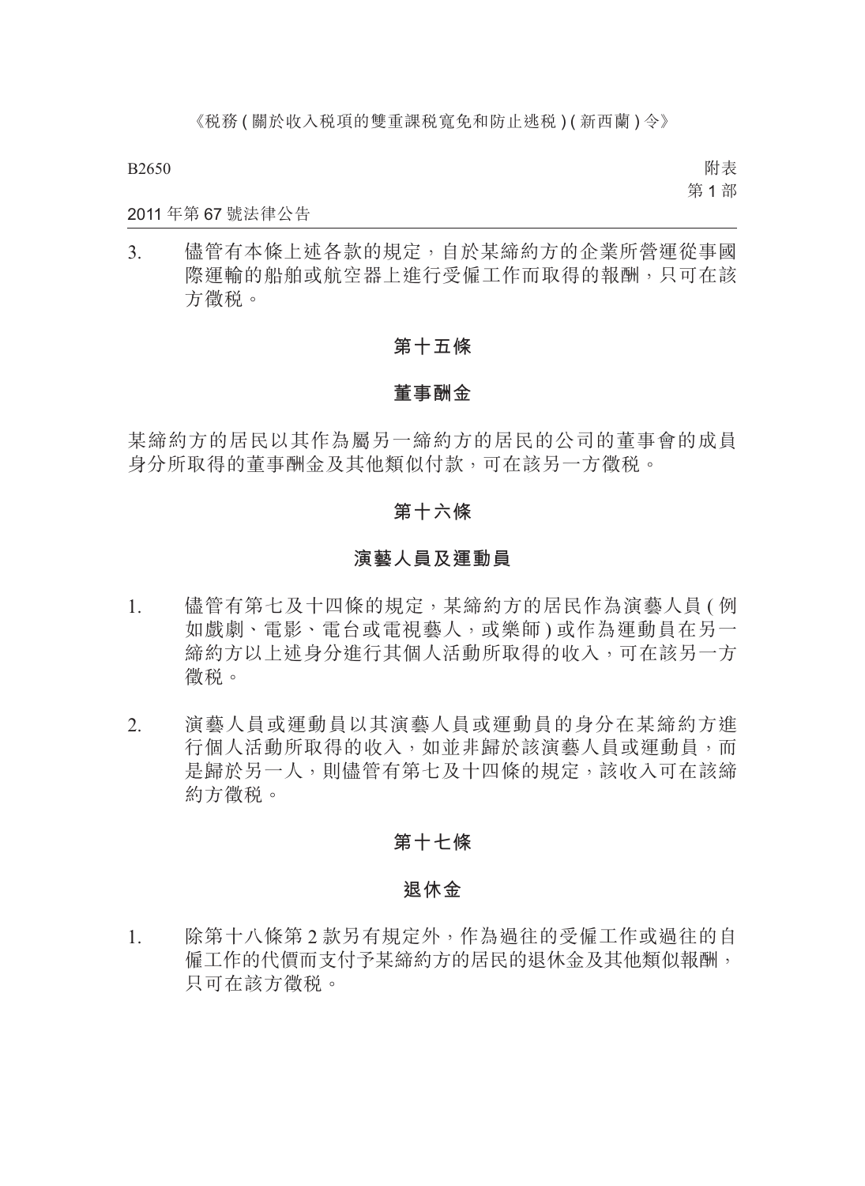3. 儘管有本條上述各款的規定，自於某締約方的企業所營運從事國際運輸的船舶或航空器上進行受僱工作而取得的報酬，只可在該方徵稅。

### 第十五條

### 董事酬金

某締約方的居民以其作為屬另一締約方的居民的公司的董事會的成員身分所取得的董事酬金及其他類似付款，可在該另一方徵稅。

### 第十六條

### 演藝人員及運動員

1. 儘管有第七及十四條的規定，某締約方的居民作為演藝人員 ( 例如戲劇、電影、電台或電視藝人，或樂師 ) 或作為運動員在另一締約方以上述身分進行其個人活動所取得的收入，可在該另一方徵稅。

2. 演藝人員或運動員以其演藝人員或運動員的身分在某締約方進行個人活動所取得的收入，如並非歸於該演藝人員或運動員，而是歸於另一人，則儘管有第七及十四條的規定，該收入可在該締約方徵稅。

### 第十七條

### 退休金

1. 除第十八條第 2 款另有規定外，作為過往的受僱工作或過往的自僱工作的代價而支付予某締約方的居民的退休金及其他類似報酬，只可在該方徵稅。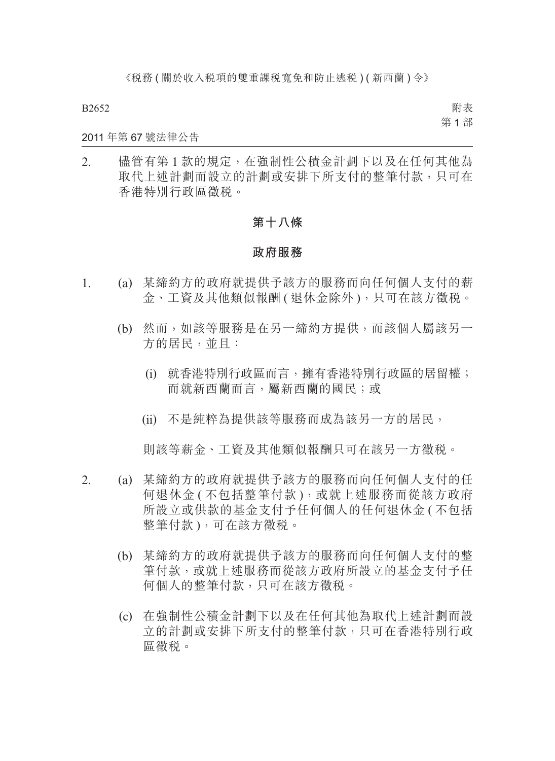2. 儘管有第 1 款的規定，在強制性公積金計劃下以及在任何其他為取代上述計劃而設立的計劃或安排下所支付的整筆付款，只可在香港特別行政區徵稅。

## 第十八條

## 政府服務

1. (a) 某締約方的政府就提供予該方的服務而向任何個人支付的薪金、工資及其他類似報酬 ( 退休金除外 )，只可在該方徵稅。

   (b) 然而，如該等服務是在另一締約方提供，而該個人屬該另一方的居民，並且：

      (i) 就香港特別行政區而言，擁有香港特別行政區的居留權；而就新西蘭而言，屬新西蘭的國民；或

      (ii) 不是純粹為提供該等服務而成為該另一方的居民，

   則該等薪金、工資及其他類似報酬只可在該另一方徵稅。

2. (a) 某締約方的政府就提供予該方的服務而向任何個人支付的任何退休金 ( 不包括整筆付款 )，或就上述服務而從該方政府所設立或供款的基金支付予任何個人的任何退休金 ( 不包括整筆付款 )，可在該方徵稅。

   (b) 某締約方的政府就提供予該方的服務而向任何個人支付的整筆付款，或就上述服務而從該方政府所設立的基金支付予任何個人的整筆付款，只可在該方徵稅。

   (c) 在強制性公積金計劃下以及在任何其他為取代上述計劃而設立的計劃或安排下所支付的整筆付款，只可在香港特別行政區徵稅。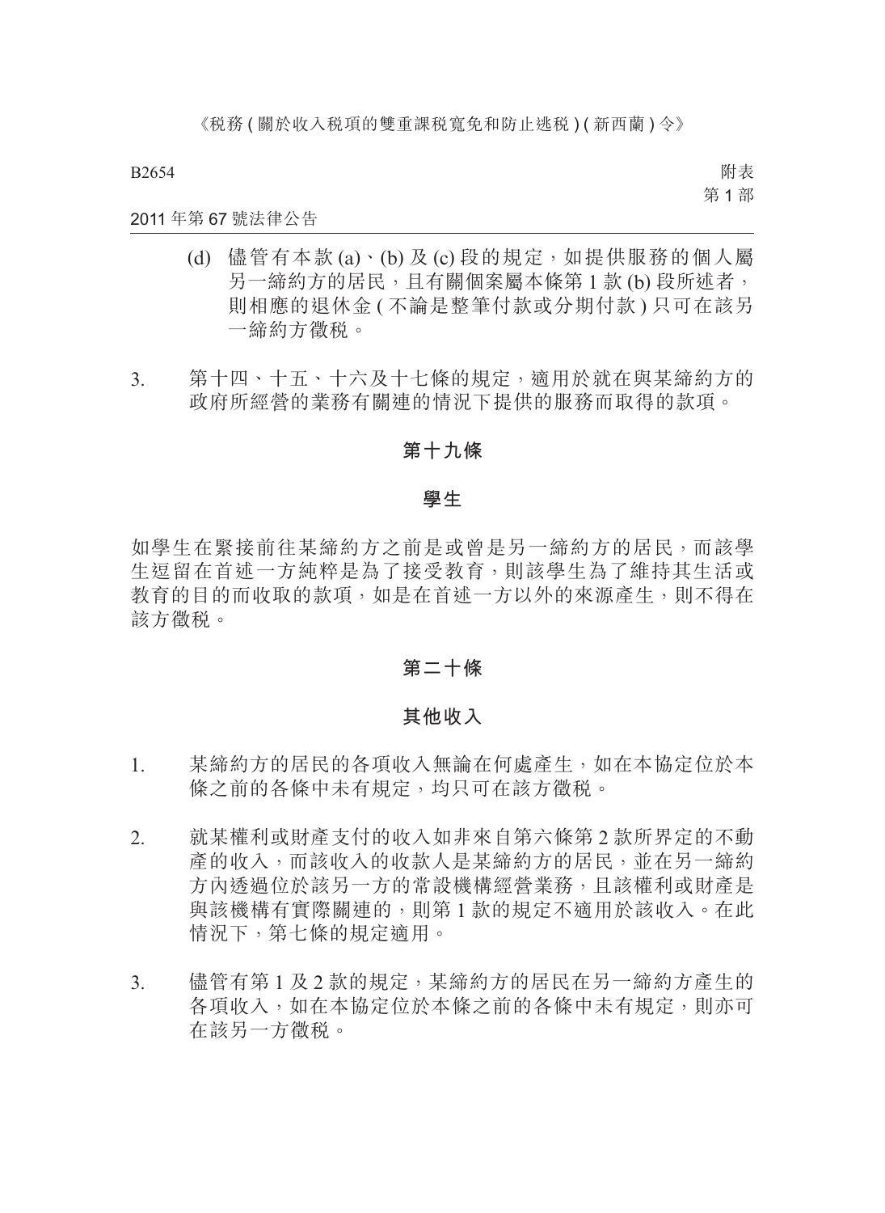(d) 儘管有本款 (a)、(b) 及 (c) 段的規定，如提供服務的個人屬另一締約方的居民，且有關個案屬本條第 1 款 (b) 段所述者，則相應的退休金 ( 不論是整筆付款或分期付款 ) 只可在該另一締約方徵稅。

3. 第十四、十五、十六及十七條的規定，適用於就在與某締約方的政府所經營的業務有關連的情況下提供的服務而取得的款項。

## 第十九條

## 學生

如學生在緊接前往某締約方之前是或曾是另一締約方的居民，而該學生逗留在首述一方純粹是為了接受教育，則該學生為了維持其生活或教育的目的而收取的款項，如是在首述一方以外的來源產生，則不得在該方徵稅。

## 第二十條

## 其他收入

1. 某締約方的居民的各項收入無論在何處產生，如在本協定位於本條之前的各條中未有規定，均只可在該方徵稅。

2. 就某權利或財產支付的收入如非來自第六條第 2 款所界定的不動產的收入，而該收入的收款人是某締約方的居民，並在另一締約方內透過位於該另一方的常設機構經營業務，且該權利或財產是與該機構有實際關連的，則第 1 款的規定不適用於該收入。在此情況下，第七條的規定適用。

3. 儘管有第 1 及 2 款的規定，某締約方的居民在另一締約方產生的各項收入，如在本協定位於本條之前的各條中未有規定，則亦可在該另一方徵稅。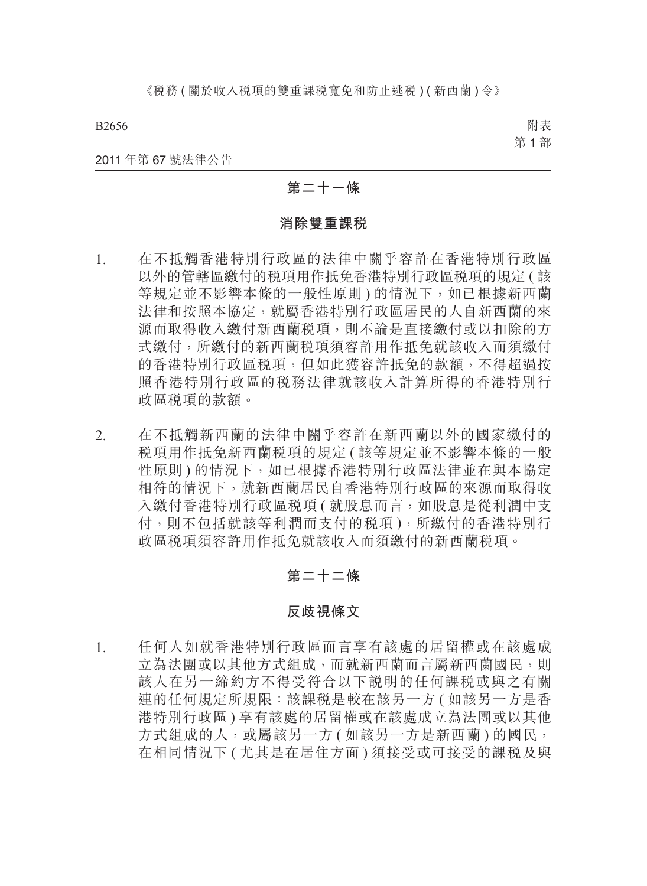## 第二十一條

### 消除雙重課稅

1. 在不抵觸香港特別行政區的法律中關乎容許在香港特別行政區以外的管轄區繳付的稅項用作抵免香港特別行政區稅項的規定 (該等規定並不影響本條的一般性原則) 的情況下，如已根據新西蘭法律和按照本協定，就屬香港特別行政區居民的人自新西蘭的來源而取得收入繳付新西蘭稅項，則不論是直接繳付或以扣除的方式繳付，所繳付的新西蘭稅項須容許用作抵免就該收入而須繳付的香港特別行政區稅項，但如此獲容許抵免的款額，不得超過按照香港特別行政區的稅務法律就該收入計算所得的香港特別行政區稅項的款額。

2. 在不抵觸新西蘭的法律中關乎容許在新西蘭以外的國家繳付的稅項用作抵免新西蘭稅項的規定 (該等規定並不影響本條的一般性原則) 的情況下，如已根據香港特別行政區法律並在與本協定相符的情況下，就新西蘭居民自香港特別行政區的來源而取得收入繳付香港特別行政區稅項 (就股息而言，如股息是從利潤中支付，則不包括就該等利潤而支付的稅項)，所繳付的香港特別行政區稅項須容許用作抵免就該收入而須繳付的新西蘭稅項。

## 第二十二條

### 反歧視條文

1. 任何人如就香港特別行政區而言享有該處的居留權或在該處成立為法團或以其他方式組成，而就新西蘭而言屬新西蘭國民，則該人在另一締約方不得受符合以下說明的任何課稅或與之有關連的任何規定所規限：該課稅是較在該另一方 (如該另一方是香港特別行政區) 享有該處的居留權或在該處成立為法團或以其他方式組成的人，或屬該另一方 (如該另一方是新西蘭) 的國民，在相同情況下 (尤其是在居住方面) 須接受或可接受的課稅及與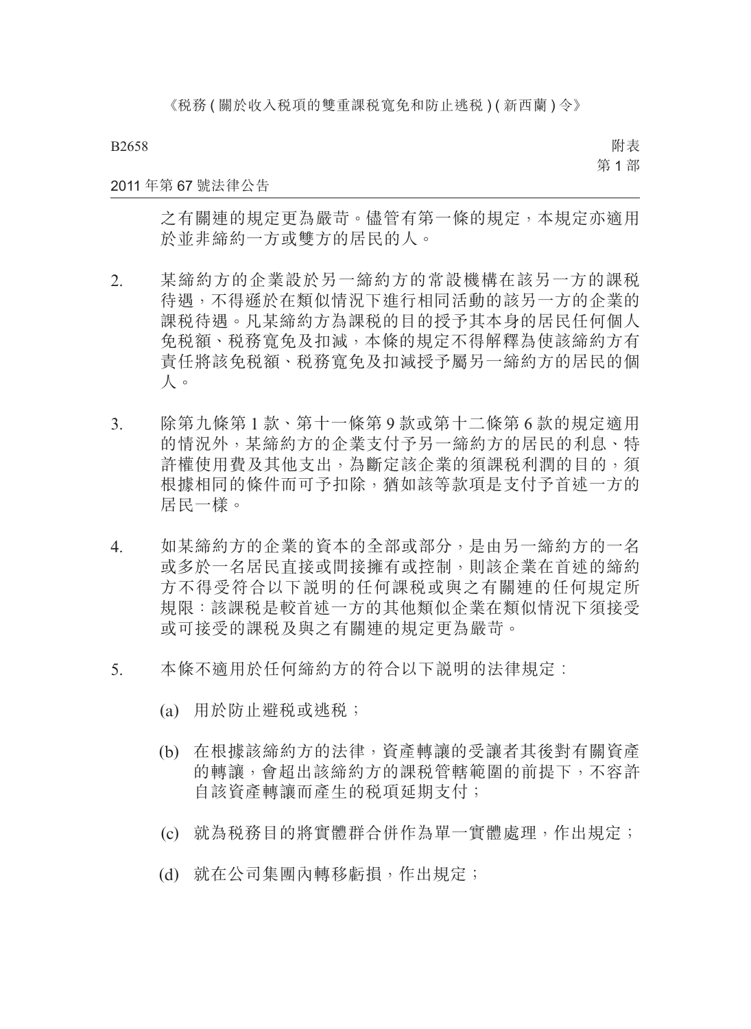之有關連的規定更為嚴苛。儘管有第一條的規定，本規定亦適用於並非締約一方或雙方的居民的人。

2. 某締約方的企業設於另一締約方的常設機構在該另一方的課稅待遇，不得遜於在類似情況下進行相同活動的該另一方的企業的課稅待遇。凡某締約方為課稅的目的授予其本身的居民任何個人免稅額、稅務寬免及扣減，本條的規定不得解釋為使該締約方有責任將該免稅額、稅務寬免及扣減授予屬另一締約方的居民的個人。

3. 除第九條第 1 款、第十一條第 9 款或第十二條第 6 款的規定適用的情況外，某締約方的企業支付予另一締約方的居民的利息、特許權使用費及其他支出，為斷定該企業的須課稅利潤的目的，須根據相同的條件而可予扣除，猶如該等款項是支付予首述一方的居民一樣。

4. 如某締約方的企業的資本的全部或部分，是由另一締約方的一名或多於一名居民直接或間接擁有或控制，則該企業在首述的締約方不得受符合以下說明的任何課稅或與之有關連的任何規定所規限：該課稅是較首述一方的其他類似企業在類似情況下須接受或可接受的課稅及與之有關連的規定更為嚴苛。

5. 本條不適用於任何締約方的符合以下說明的法律規定：

   (a) 用於防止避稅或逃稅；

   (b) 在根據該締約方的法律，資產轉讓的受讓者其後對有關資產的轉讓，會超出該締約方的課稅管轄範圍的前提下，不容許自該資產轉讓而產生的稅項延期支付；

   (c) 就為稅務目的將實體群合併作為單一實體處理，作出規定；

   (d) 就在公司集團內轉移虧損，作出規定；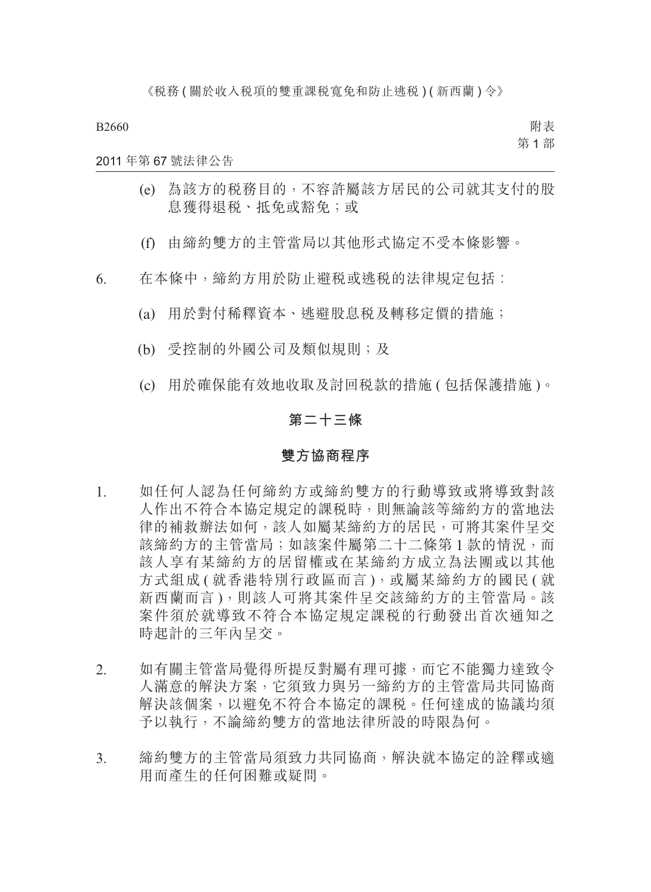(e) 為該方的税務目的，不容許屬該方居民的公司就其支付的股息獲得退税、抵免或豁免；或

(f) 由締約雙方的主管當局以其他形式協定不受本條影響。

6. 在本條中，締約方用於防止避税或逃税的法律規定包括：

(a) 用於對付稀釋資本、逃避股息税及轉移定價的措施；

(b) 受控制的外國公司及類似規則；及

(c) 用於確保能有效地收取及討回税款的措施 ( 包括保護措施 )。

## 第二十三條

## 雙方協商程序

1. 如任何人認為任何締約方或締約雙方的行動導致或將導致對該人作出不符合本協定規定的課税時，則無論該等締約方的當地法律的補救辦法如何，該人如屬某締約方的居民，可將其案件呈交該締約方的主管當局；如該案件屬第二十二條第 1 款的情況，而該人享有某締約方的居留權或在某締約方成立為法團或以其他方式組成 ( 就香港特別行政區而言 )，或屬某締約方的國民 ( 就新西蘭而言 )，則該人可將其案件呈交該締約方的主管當局。該案件須於就導致不符合本協定規定課税的行動發出首次通知之時起計的三年內呈交。

2. 如有關主管當局覺得所提反對屬有理可據，而它不能獨力達致令人滿意的解決方案，它須致力與另一締約方的主管當局共同協商解決該個案，以避免不符合本協定的課税。任何達成的協議均須予以執行，不論締約雙方的當地法律所設的時限為何。

3. 締約雙方的主管當局須致力共同協商，解決就本協定的詮釋或適用而產生的任何困難或疑問。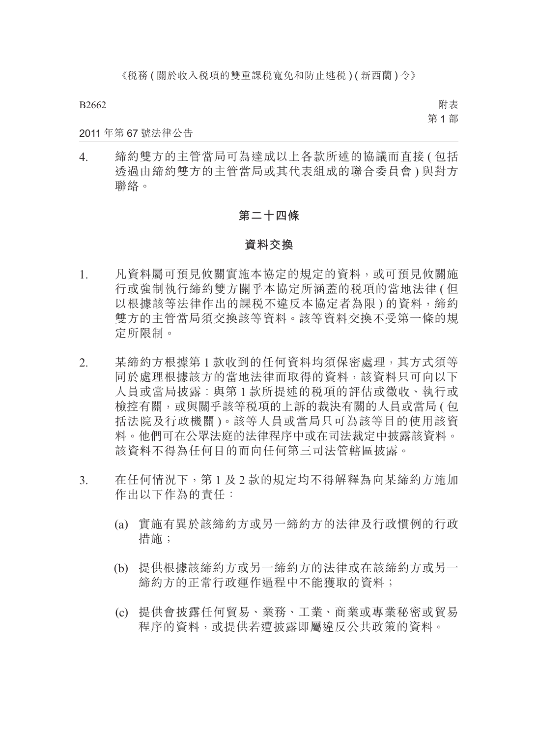4. 締約雙方的主管當局可為達成以上各款所述的協議而直接 ( 包括透過由締約雙方的主管當局或其代表組成的聯合委員會 ) 與對方聯絡。

## 第二十四條

## 資料交換

1. 凡資料屬可預見攸關實施本協定的規定的資料，或可預見攸關施行或強制執行締約雙方關乎本協定所涵蓋的稅項的當地法律 ( 但以根據該等法律作出的課稅不違反本協定者為限 ) 的資料，締約雙方的主管當局須交換該等資料。該等資料交換不受第一條的規定所限制。

2. 某締約方根據第 1 款收到的任何資料均須保密處理，其方式須等同於處理根據該方的當地法律而取得的資料，該資料只可向以下人員或當局披露：與第 1 款所提述的稅項的評估或徵收、執行或檢控有關，或與關乎該等稅項的上訴的裁決有關的人員或當局 ( 包括法院及行政機關 )。該等人員或當局只可為該等目的使用該資料。他們可在公眾法庭的法律程序中或在司法裁定中披露該資料。該資料不得為任何目的而向任何第三司法管轄區披露。

3. 在任何情況下，第 1 及 2 款的規定均不得解釋為向某締約方施加作出以下作為的責任：

   (a) 實施有異於該締約方或另一締約方的法律及行政慣例的行政措施；

   (b) 提供根據該締約方或另一締約方的法律或在該締約方或另一締約方的正常行政運作過程中不能獲取的資料；

   (c) 提供會披露任何貿易、業務、工業、商業或專業秘密或貿易程序的資料，或提供若遭披露即屬違反公共政策的資料。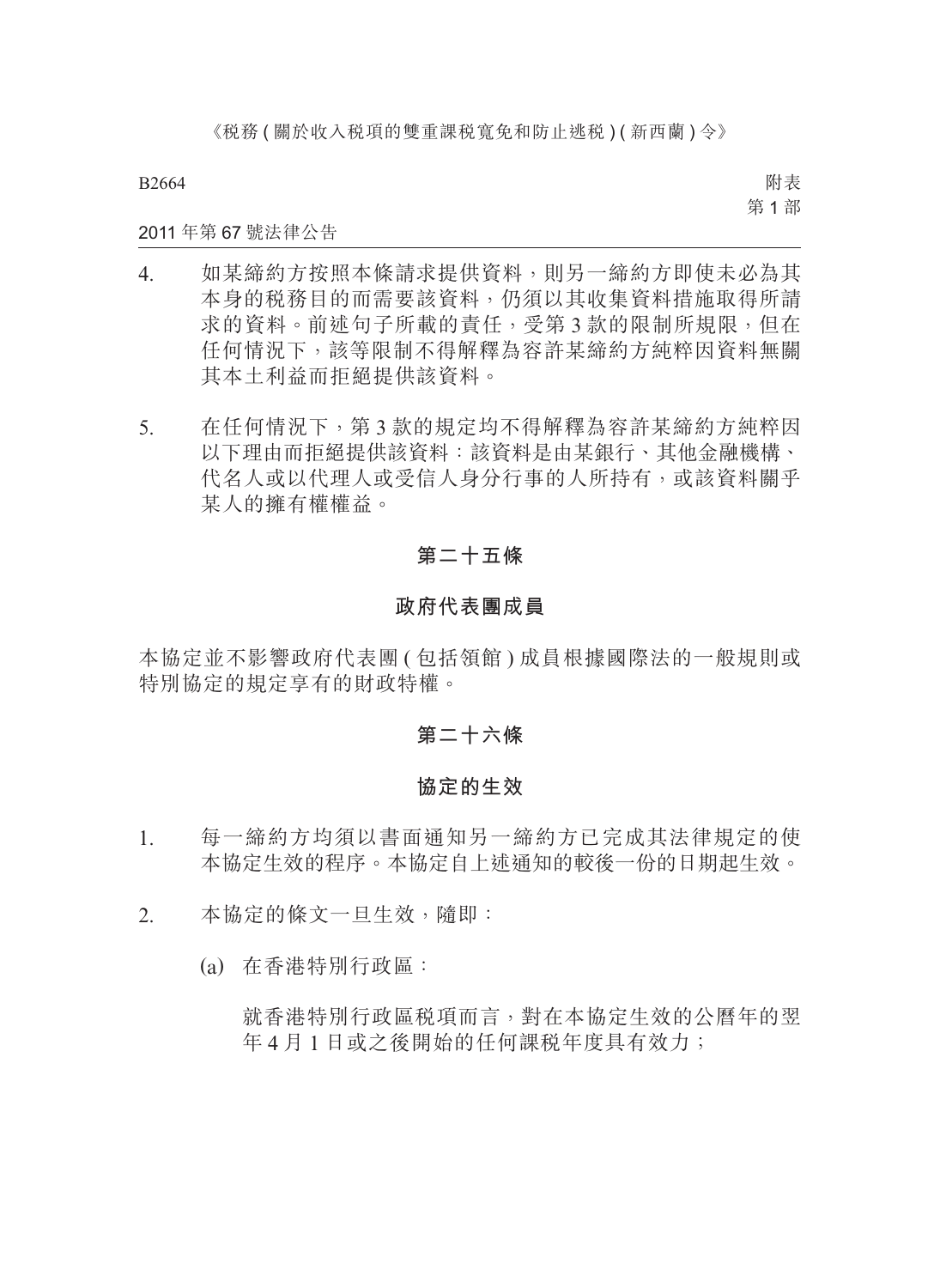4. 如某締約方按照本條請求提供資料，則另一締約方即使未必為其本身的税務目的而需要該資料，仍須以其收集資料措施取得所請求的資料。前述句子所載的責任，受第 3 款的限制所規限，但在任何情況下，該等限制不得解釋為容許某締約方純粹因資料無關其本土利益而拒絕提供該資料。

5. 在任何情況下，第 3 款的規定均不得解釋為容許某締約方純粹因以下理由而拒絕提供該資料：該資料是由某銀行、其他金融機構、代名人或以代理人或受信人身分行事的人所持有，或該資料關乎某人的擁有權權益。

**第二十五條**

**政府代表團成員**

本協定並不影響政府代表團 ( 包括領館 ) 成員根據國際法的一般規則或特別協定的規定享有的財政特權。

**第二十六條**

**協定的生效**

1. 每一締約方均須以書面通知另一締約方已完成其法律規定的使本協定生效的程序。本協定自上述通知的較後一份的日期起生效。

2. 本協定的條文一旦生效，隨即：

   (a) 在香港特別行政區：

   就香港特別行政區税項而言，對在本協定生效的公曆年的翌年 4 月 1 日或之後開始的任何課税年度具有效力；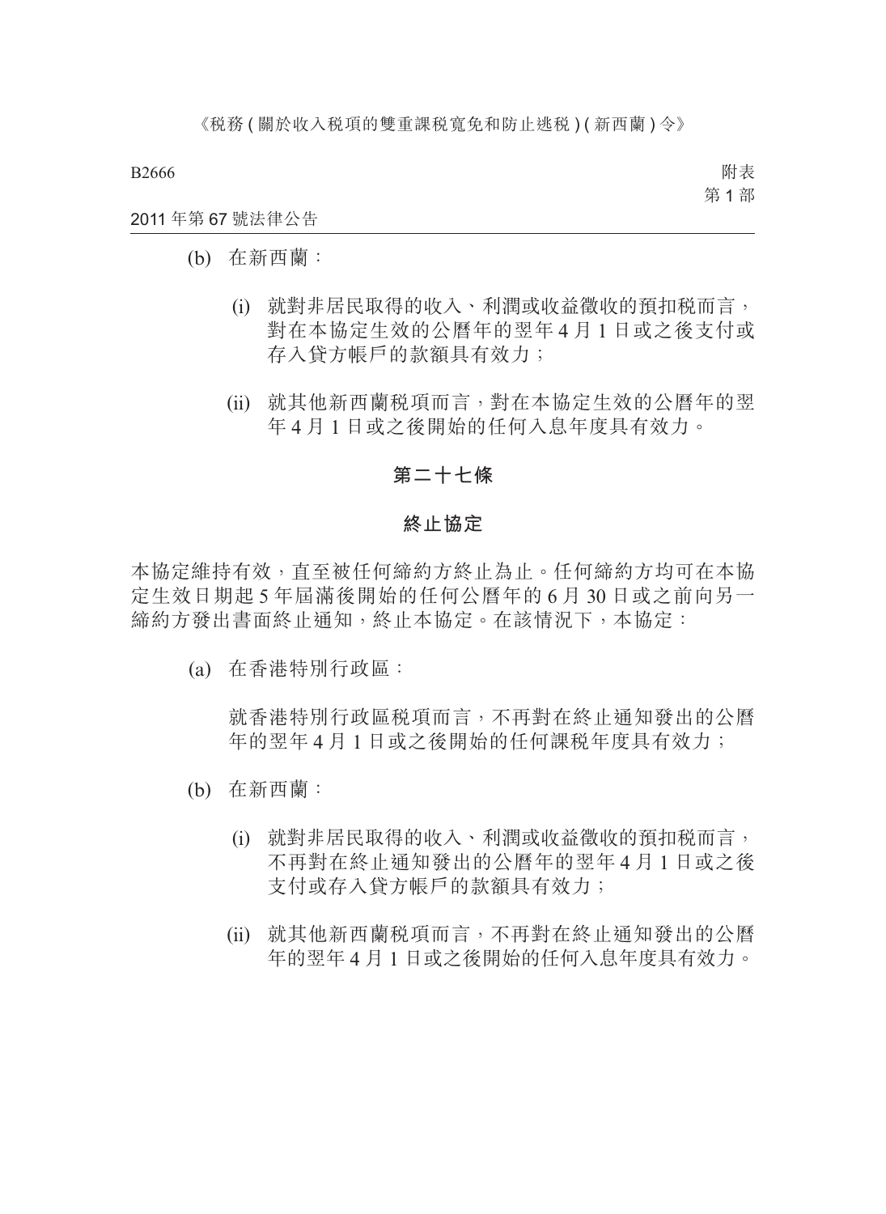(b) 在新西蘭：

(i) 就對非居民取得的收入、利潤或收益徵收的預扣稅而言，對在本協定生效的公曆年的翌年 4 月 1 日或之後支付或存入貸方帳戶的款額具有效力；

(ii) 就其他新西蘭稅項而言，對在本協定生效的公曆年的翌年 4 月 1 日或之後開始的任何入息年度具有效力。

## 第二十七條

## 終止協定

本協定維持有效，直至被任何締約方終止為止。任何締約方均可在本協定生效日期起 5 年屆滿後開始的任何公曆年的 6 月 30 日或之前向另一締約方發出書面終止通知，終止本協定。在該情況下，本協定：

(a) 在香港特別行政區：

就香港特別行政區稅項而言，不再對在終止通知發出的公曆年的翌年 4 月 1 日或之後開始的任何課稅年度具有效力；

(b) 在新西蘭：

(i) 就對非居民取得的收入、利潤或收益徵收的預扣稅而言，不再對在終止通知發出的公曆年的翌年 4 月 1 日或之後支付或存入貸方帳戶的款額具有效力；

(ii) 就其他新西蘭稅項而言，不再對在終止通知發出的公曆年的翌年 4 月 1 日或之後開始的任何入息年度具有效力。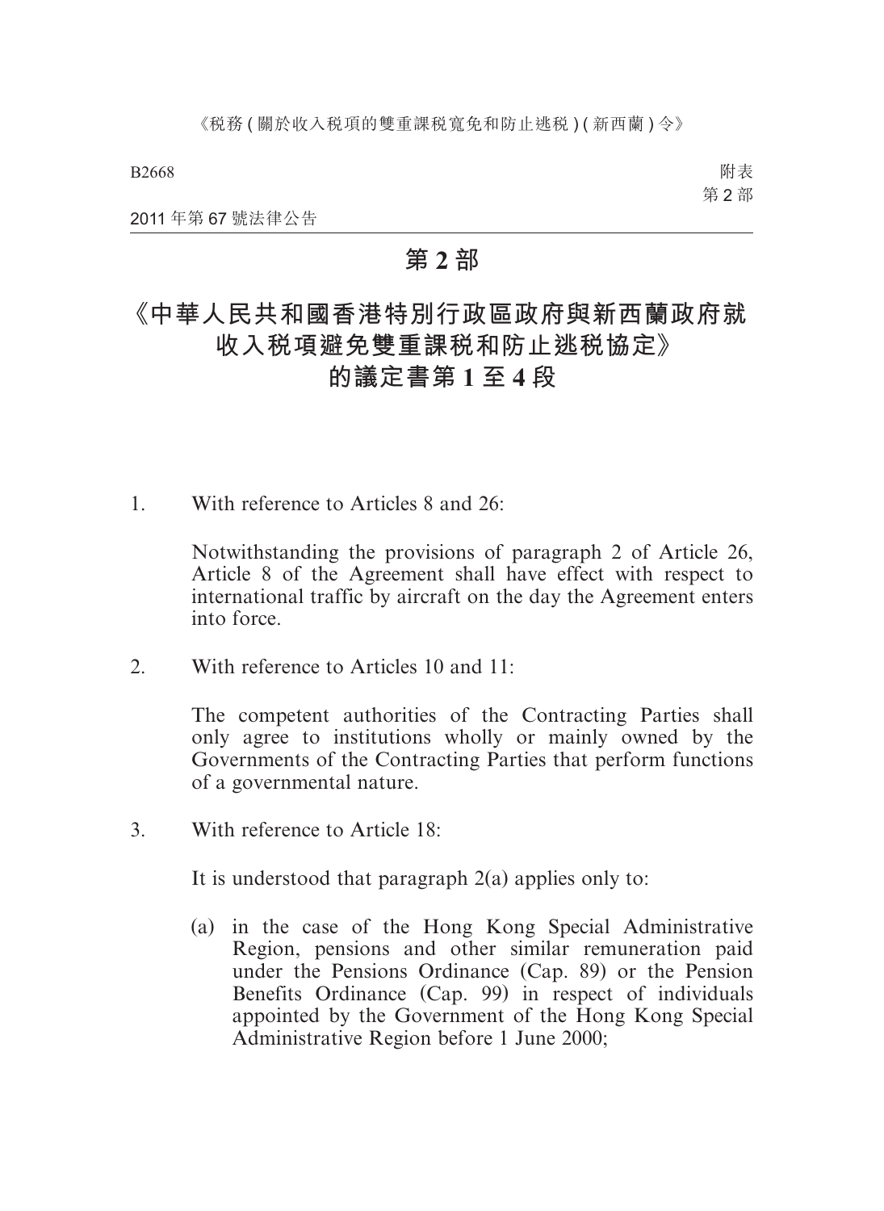# 第 2 部

## 《中華人民共和國香港特別行政區政府與新西蘭政府就收入稅項避免雙重課稅和防止逃稅協定》的議定書第 1 至 4 段

1. With reference to Articles 8 and 26:

   Notwithstanding the provisions of paragraph 2 of Article 26, Article 8 of the Agreement shall have effect with respect to international traffic by aircraft on the day the Agreement enters into force.

2. With reference to Articles 10 and 11:

   The competent authorities of the Contracting Parties shall only agree to institutions wholly or mainly owned by the Governments of the Contracting Parties that perform functions of a governmental nature.

3. With reference to Article 18:

   It is understood that paragraph 2(a) applies only to:

   (a) in the case of the Hong Kong Special Administrative Region, pensions and other similar remuneration paid under the Pensions Ordinance (Cap. 89) or the Pension Benefits Ordinance (Cap. 99) in respect of individuals appointed by the Government of the Hong Kong Special Administrative Region before 1 June 2000;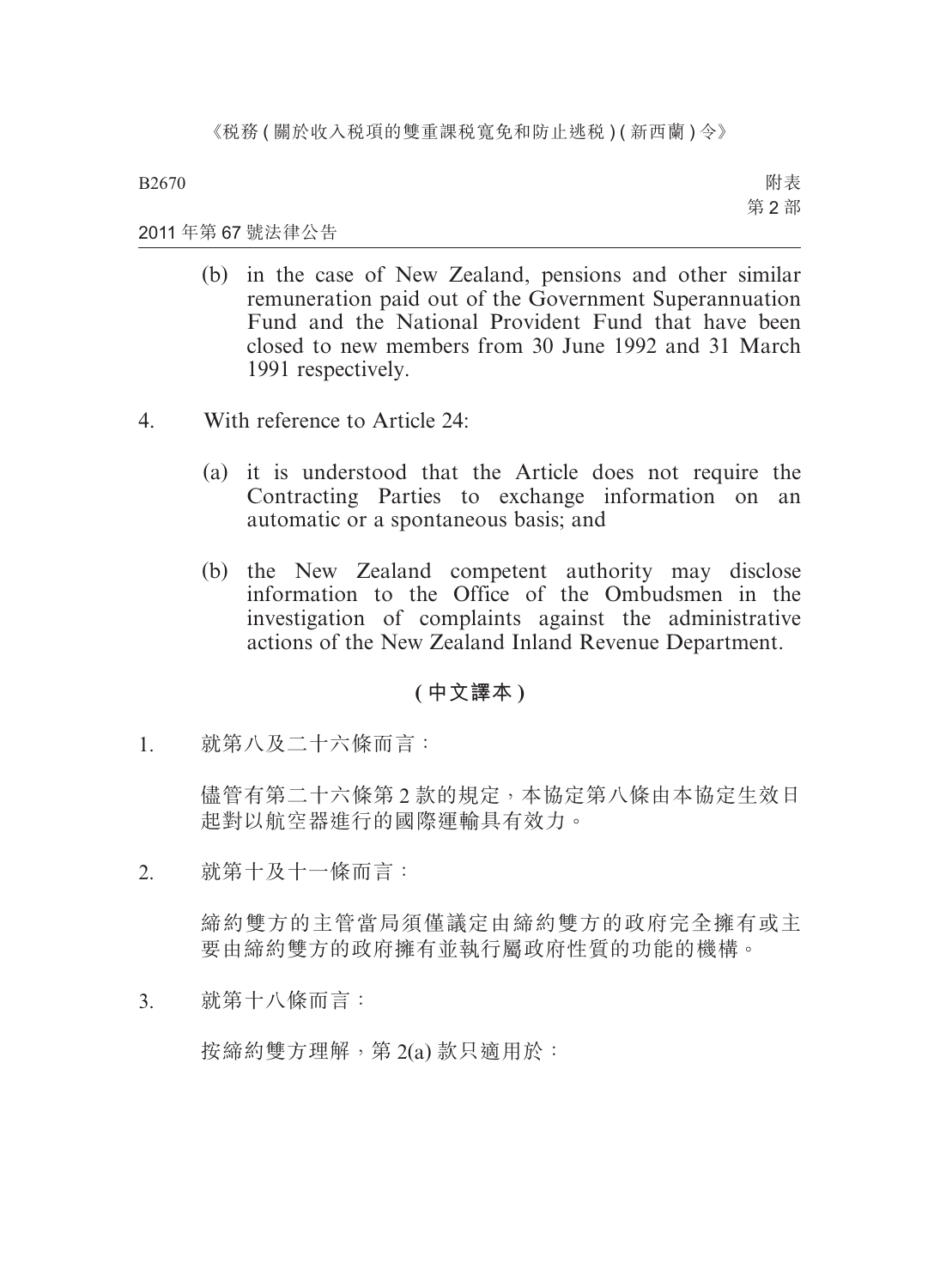(b) in the case of New Zealand, pensions and other similar remuneration paid out of the Government Superannuation Fund and the National Provident Fund that have been closed to new members from 30 June 1992 and 31 March 1991 respectively.

4. With reference to Article 24:

   (a) it is understood that the Article does not require the Contracting Parties to exchange information on an automatic or a spontaneous basis; and

   (b) the New Zealand competent authority may disclose information to the Office of the Ombudsmen in the investigation of complaints against the administrative actions of the New Zealand Inland Revenue Department.

**( 中文譯本 )**

1. 就第八及二十六條而言：

   儘管有第二十六條第 2 款的規定，本協定第八條由本協定生效日起對以航空器進行的國際運輸具有效力。

2. 就第十及十一條而言：

   締約雙方的主管當局須僅議定由締約雙方的政府完全擁有或主要由締約雙方的政府擁有並執行屬政府性質的功能的機構。

3. 就第十八條而言：

   按締約雙方理解，第 2(a) 款只適用於：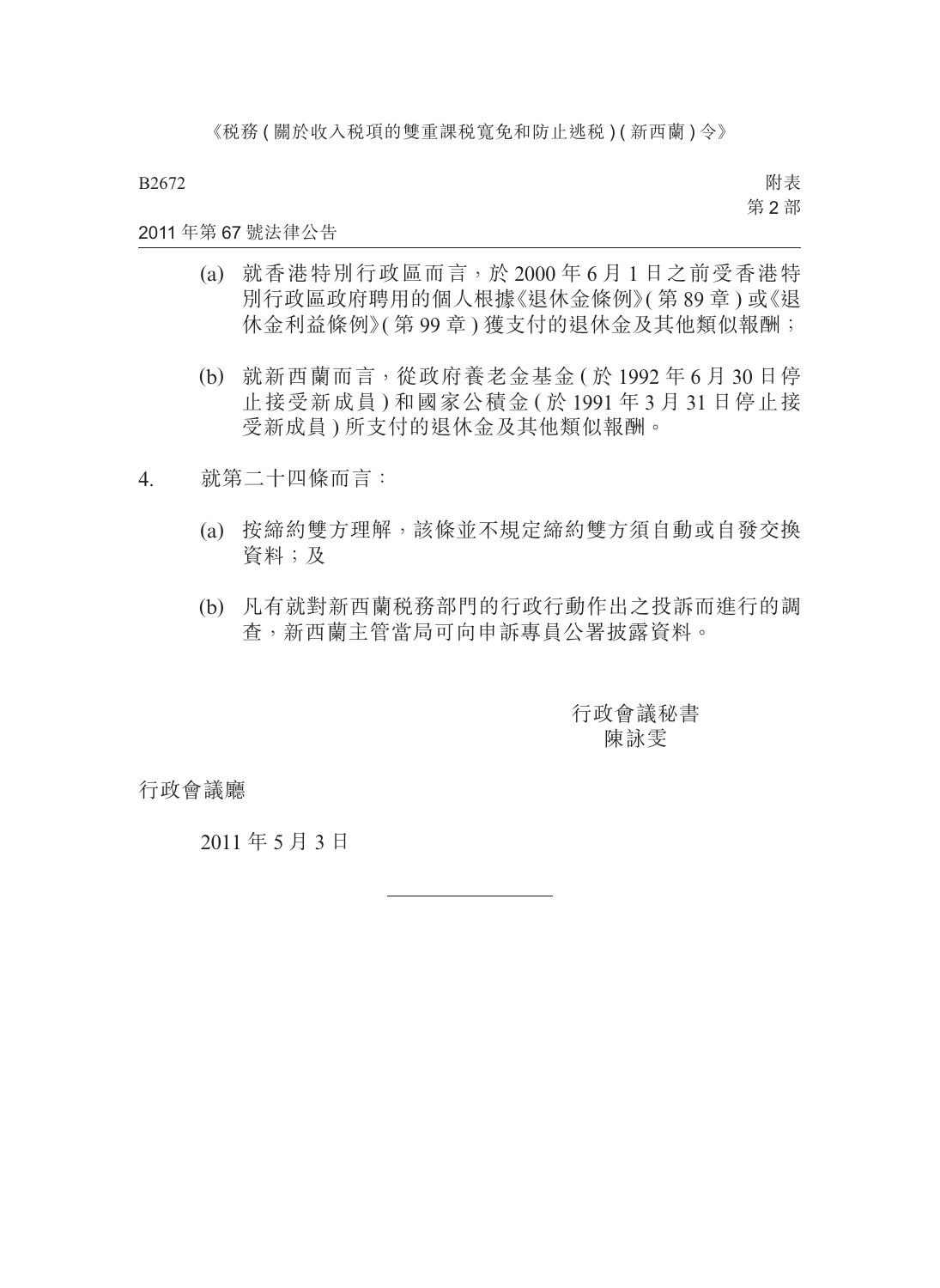(a) 就香港特別行政區而言，於 2000 年 6 月 1 日之前受香港特別行政區政府聘用的個人根據《退休金條例》( 第 89 章 ) 或《退休金利益條例》( 第 99 章 ) 獲支付的退休金及其他類似報酬；

(b) 就新西蘭而言，從政府養老金基金 ( 於 1992 年 6 月 30 日停止接受新成員 ) 和國家公積金 ( 於 1991 年 3 月 31 日停止接受新成員 ) 所支付的退休金及其他類似報酬。

4. 就第二十四條而言：

(a) 按締約雙方理解，該條並不規定締約雙方須自動或自發交換資料；及

(b) 凡有就對新西蘭稅務部門的行政行動作出之投訴而進行的調查，新西蘭主管當局可向申訴專員公署披露資料。

行政會議秘書
陳詠雯

行政會議廳

2011 年 5 月 3 日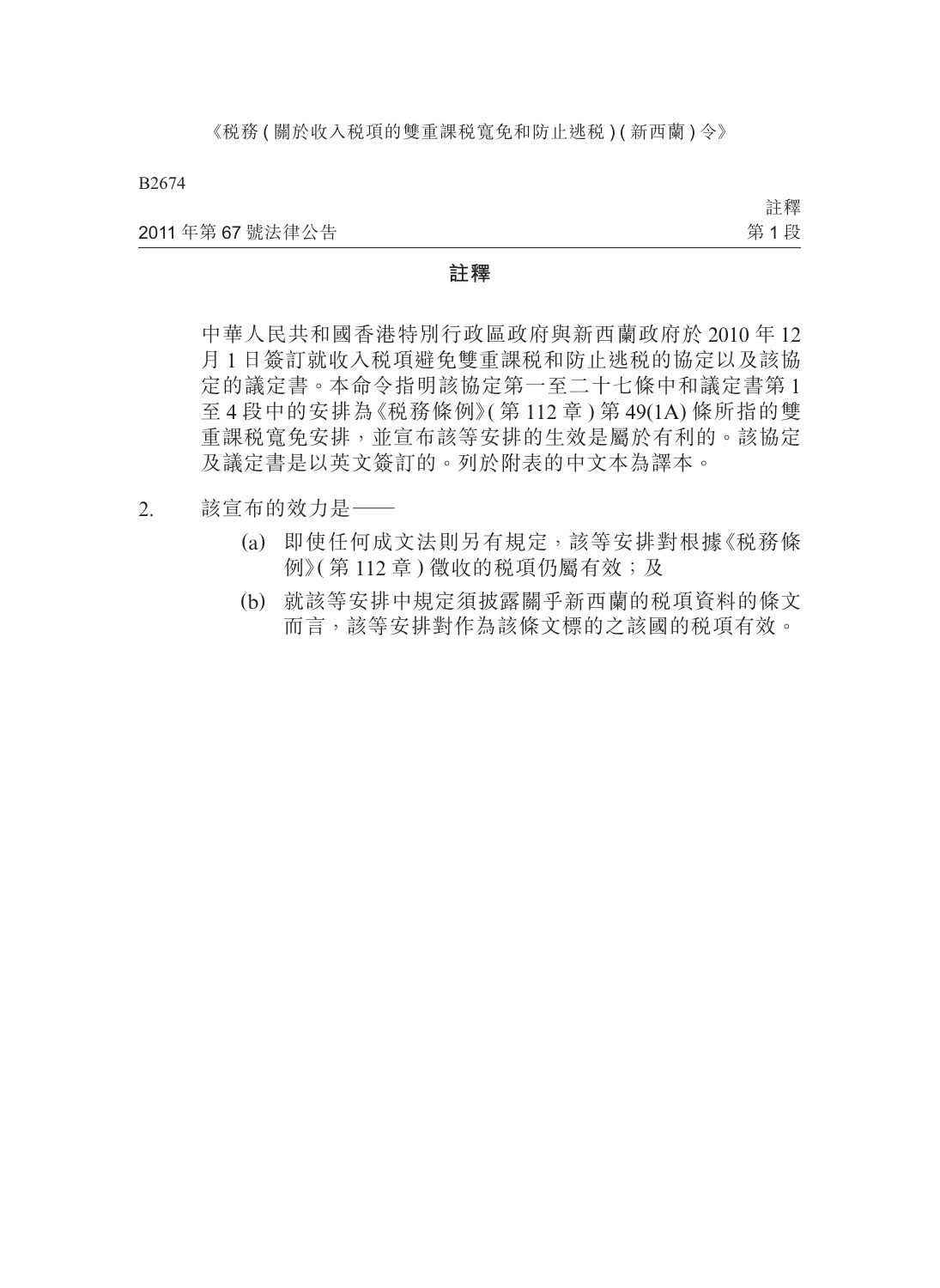## 註釋

中華人民共和國香港特別行政區政府與新西蘭政府於 2010 年 12 月 1 日簽訂就收入稅項避免雙重課稅和防止逃稅的協定以及該協定的議定書。本命令指明該協定第一至二十七條中和議定書第 1 至 4 段中的安排為《稅務條例》(第 112 章) 第 49(1A) 條所指的雙重課稅寬免安排，並宣布該等安排的生效是屬於有利的。該協定及議定書是以英文簽訂的。列於附表的中文本為譯本。

2. 該宣布的效力是——

   (a) 即使任何成文法則另有規定，該等安排對根據《稅務條例》(第 112 章) 徵收的稅項仍屬有效；及

   (b) 就該等安排中規定須披露關乎新西蘭的稅項資料的條文而言，該等安排對作為該條文標的之該國的稅項有效。